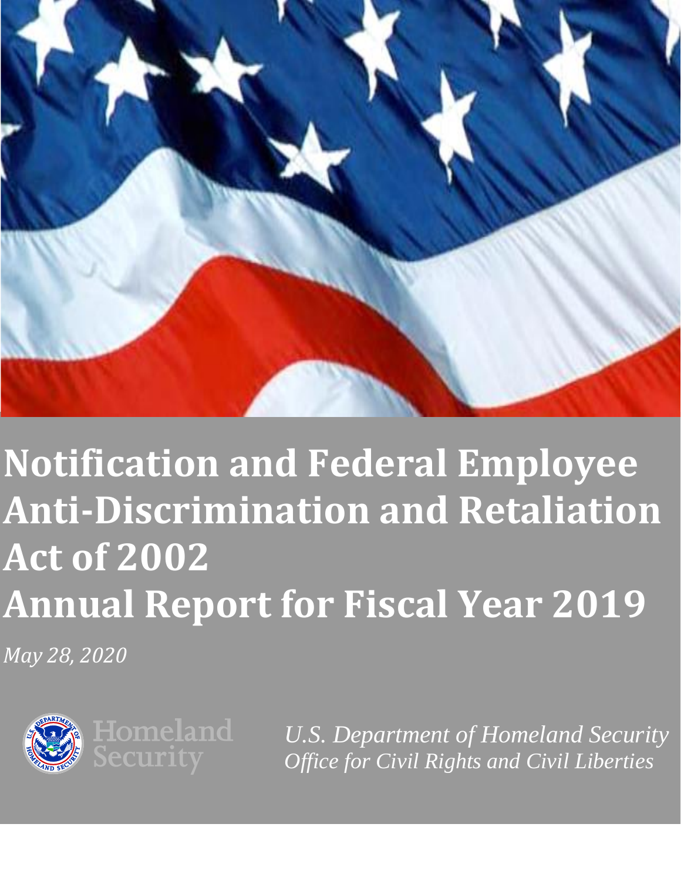# Notification and Federal Employee Anti-Discrimination and Retaliation Act of 2002 Annual Report for Fiscal Year 2019

*May 28, 2020*

Homeland Security

*U.S. Department of Homeland Security*
*Office for Civil Rights and Civil Liberties*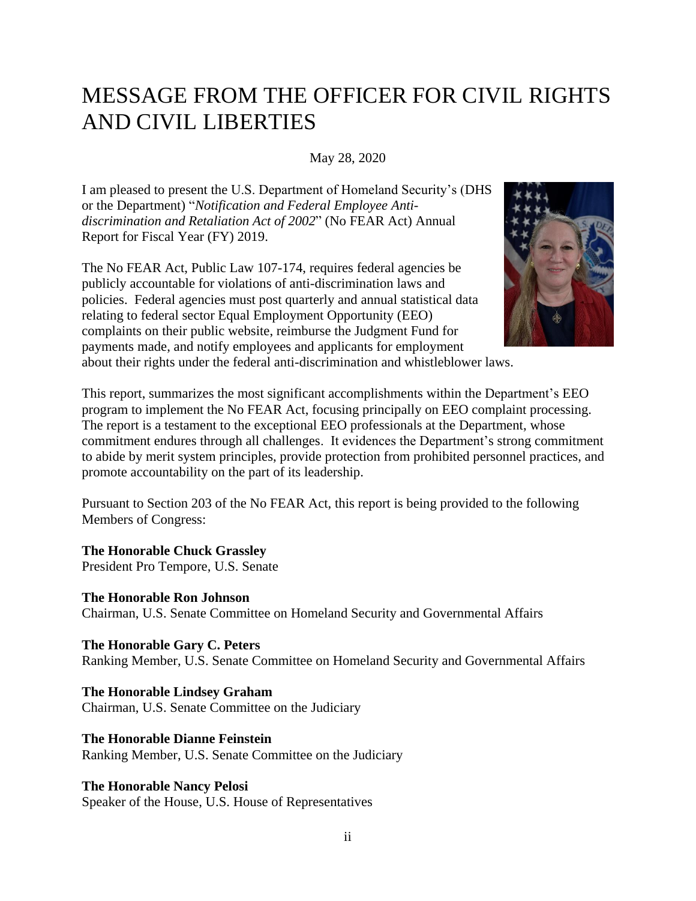# MESSAGE FROM THE OFFICER FOR CIVIL RIGHTS AND CIVIL LIBERTIES

May 28, 2020

I am pleased to present the U.S. Department of Homeland Security's (DHS or the Department) "*Notification and Federal Employee Anti-discrimination and Retaliation Act of 2002*" (No FEAR Act) Annual Report for Fiscal Year (FY) 2019.

The No FEAR Act, Public Law 107-174, requires federal agencies be publicly accountable for violations of anti-discrimination laws and policies. Federal agencies must post quarterly and annual statistical data relating to federal sector Equal Employment Opportunity (EEO) complaints on their public website, reimburse the Judgment Fund for payments made, and notify employees and applicants for employment about their rights under the federal anti-discrimination and whistleblower laws.

This report, summarizes the most significant accomplishments within the Department's EEO program to implement the No FEAR Act, focusing principally on EEO complaint processing. The report is a testament to the exceptional EEO professionals at the Department, whose commitment endures through all challenges. It evidences the Department's strong commitment to abide by merit system principles, provide protection from prohibited personnel practices, and promote accountability on the part of its leadership.

Pursuant to Section 203 of the No FEAR Act, this report is being provided to the following Members of Congress:

**The Honorable Chuck Grassley**
President Pro Tempore, U.S. Senate

**The Honorable Ron Johnson**
Chairman, U.S. Senate Committee on Homeland Security and Governmental Affairs

**The Honorable Gary C. Peters**
Ranking Member, U.S. Senate Committee on Homeland Security and Governmental Affairs

**The Honorable Lindsey Graham**
Chairman, U.S. Senate Committee on the Judiciary

**The Honorable Dianne Feinstein**
Ranking Member, U.S. Senate Committee on the Judiciary

**The Honorable Nancy Pelosi**
Speaker of the House, U.S. House of Representatives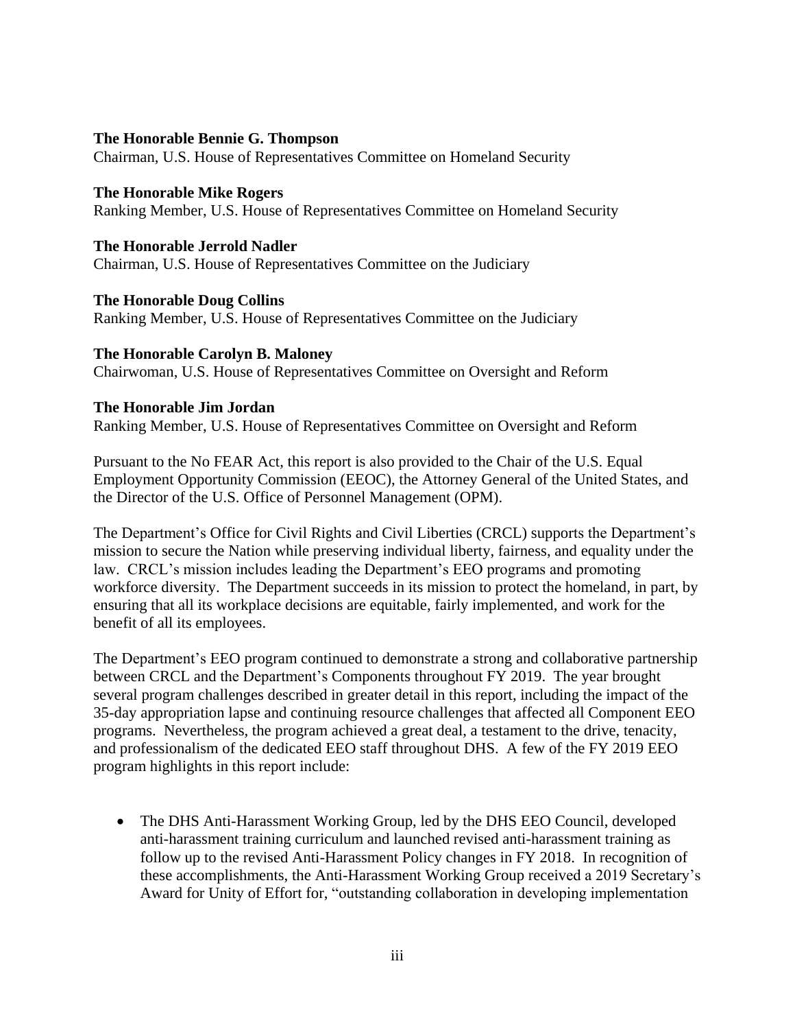**The Honorable Bennie G. Thompson**
Chairman, U.S. House of Representatives Committee on Homeland Security

**The Honorable Mike Rogers**
Ranking Member, U.S. House of Representatives Committee on Homeland Security

**The Honorable Jerrold Nadler**
Chairman, U.S. House of Representatives Committee on the Judiciary

**The Honorable Doug Collins**
Ranking Member, U.S. House of Representatives Committee on the Judiciary

**The Honorable Carolyn B. Maloney**
Chairwoman, U.S. House of Representatives Committee on Oversight and Reform

**The Honorable Jim Jordan**
Ranking Member, U.S. House of Representatives Committee on Oversight and Reform

Pursuant to the No FEAR Act, this report is also provided to the Chair of the U.S. Equal Employment Opportunity Commission (EEOC), the Attorney General of the United States, and the Director of the U.S. Office of Personnel Management (OPM).

The Department's Office for Civil Rights and Civil Liberties (CRCL) supports the Department's mission to secure the Nation while preserving individual liberty, fairness, and equality under the law. CRCL's mission includes leading the Department's EEO programs and promoting workforce diversity. The Department succeeds in its mission to protect the homeland, in part, by ensuring that all its workplace decisions are equitable, fairly implemented, and work for the benefit of all its employees.

The Department's EEO program continued to demonstrate a strong and collaborative partnership between CRCL and the Department's Components throughout FY 2019. The year brought several program challenges described in greater detail in this report, including the impact of the 35-day appropriation lapse and continuing resource challenges that affected all Component EEO programs. Nevertheless, the program achieved a great deal, a testament to the drive, tenacity, and professionalism of the dedicated EEO staff throughout DHS. A few of the FY 2019 EEO program highlights in this report include:

- The DHS Anti-Harassment Working Group, led by the DHS EEO Council, developed anti-harassment training curriculum and launched revised anti-harassment training as follow up to the revised Anti-Harassment Policy changes in FY 2018. In recognition of these accomplishments, the Anti-Harassment Working Group received a 2019 Secretary's Award for Unity of Effort for, "outstanding collaboration in developing implementation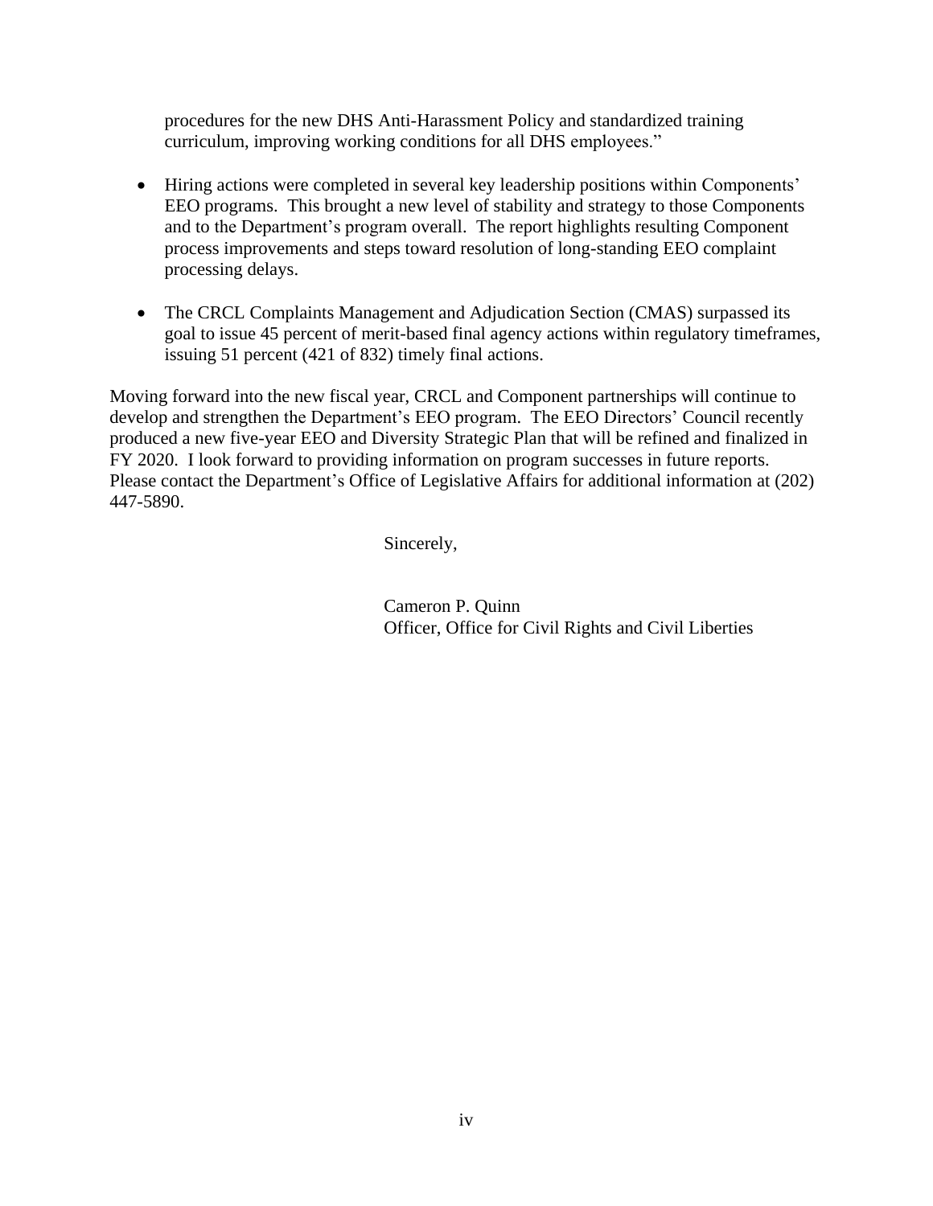procedures for the new DHS Anti-Harassment Policy and standardized training curriculum, improving working conditions for all DHS employees."

- Hiring actions were completed in several key leadership positions within Components' EEO programs. This brought a new level of stability and strategy to those Components and to the Department's program overall. The report highlights resulting Component process improvements and steps toward resolution of long-standing EEO complaint processing delays.

- The CRCL Complaints Management and Adjudication Section (CMAS) surpassed its goal to issue 45 percent of merit-based final agency actions within regulatory timeframes, issuing 51 percent (421 of 832) timely final actions.

Moving forward into the new fiscal year, CRCL and Component partnerships will continue to develop and strengthen the Department's EEO program. The EEO Directors' Council recently produced a new five-year EEO and Diversity Strategic Plan that will be refined and finalized in FY 2020. I look forward to providing information on program successes in future reports. Please contact the Department's Office of Legislative Affairs for additional information at (202) 447-5890.

Sincerely,

Cameron P. Quinn
Officer, Office for Civil Rights and Civil Liberties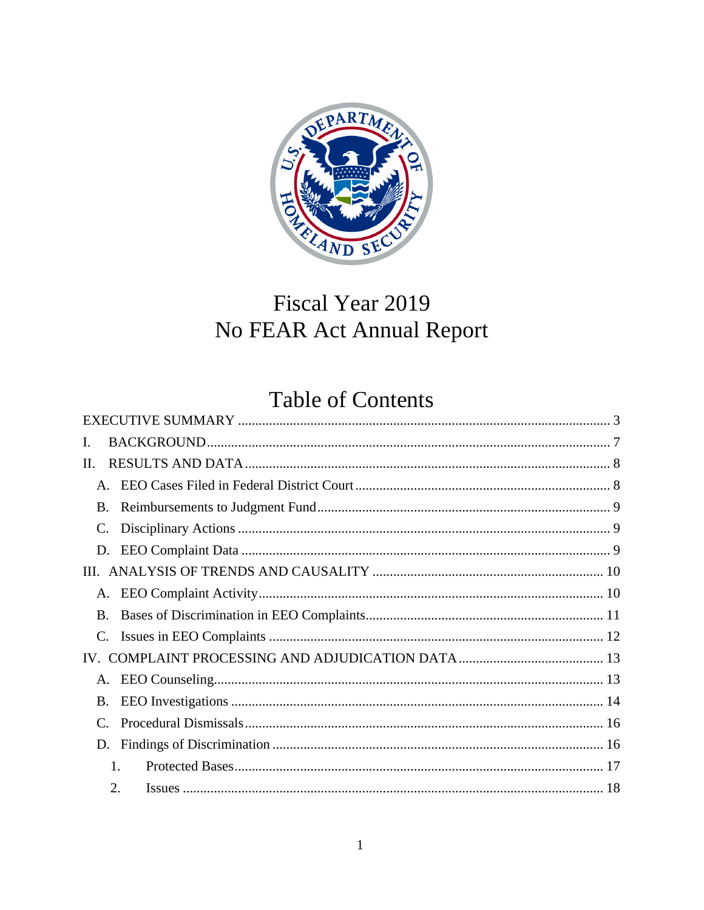# Fiscal Year 2019
# No FEAR Act Annual Report

## Table of Contents

EXECUTIVE SUMMARY ..... 3

I. BACKGROUND ..... 7

II. RESULTS AND DATA ..... 8

- A. EEO Cases Filed in Federal District Court ..... 8
- B. Reimbursements to Judgment Fund ..... 9
- C. Disciplinary Actions ..... 9
- D. EEO Complaint Data ..... 9

III. ANALYSIS OF TRENDS AND CAUSALITY ..... 10

- A. EEO Complaint Activity ..... 10
- B. Bases of Discrimination in EEO Complaints ..... 11
- C. Issues in EEO Complaints ..... 12

IV. COMPLAINT PROCESSING AND ADJUDICATION DATA ..... 13

- A. EEO Counseling ..... 13
- B. EEO Investigations ..... 14
- C. Procedural Dismissals ..... 16
- D. Findings of Discrimination ..... 16
  1. Protected Bases ..... 17
  2. Issues ..... 18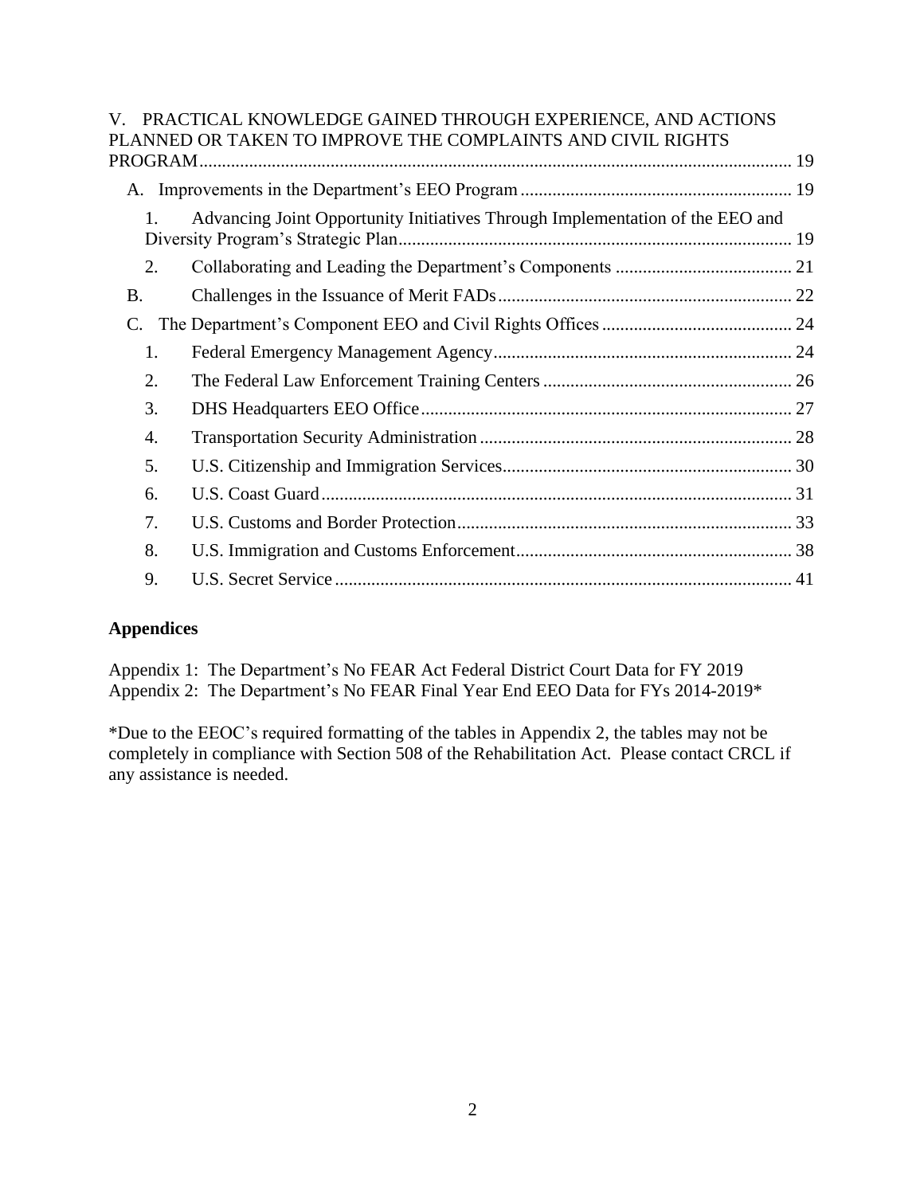V. PRACTICAL KNOWLEDGE GAINED THROUGH EXPERIENCE, AND ACTIONS PLANNED OR TAKEN TO IMPROVE THE COMPLAINTS AND CIVIL RIGHTS PROGRAM .......... 19

- A. Improvements in the Department's EEO Program .......... 19
  - 1. Advancing Joint Opportunity Initiatives Through Implementation of the EEO and Diversity Program's Strategic Plan .......... 19
  - 2. Collaborating and Leading the Department's Components .......... 21
- B. Challenges in the Issuance of Merit FADs .......... 22
- C. The Department's Component EEO and Civil Rights Offices .......... 24
  - 1. Federal Emergency Management Agency .......... 24
  - 2. The Federal Law Enforcement Training Centers .......... 26
  - 3. DHS Headquarters EEO Office .......... 27
  - 4. Transportation Security Administration .......... 28
  - 5. U.S. Citizenship and Immigration Services .......... 30
  - 6. U.S. Coast Guard .......... 31
  - 7. U.S. Customs and Border Protection .......... 33
  - 8. U.S. Immigration and Customs Enforcement .......... 38
  - 9. U.S. Secret Service .......... 41

**Appendices**

Appendix 1: The Department's No FEAR Act Federal District Court Data for FY 2019
Appendix 2: The Department's No FEAR Final Year End EEO Data for FYs 2014-2019*

*Due to the EEOC's required formatting of the tables in Appendix 2, the tables may not be completely in compliance with Section 508 of the Rehabilitation Act. Please contact CRCL if any assistance is needed.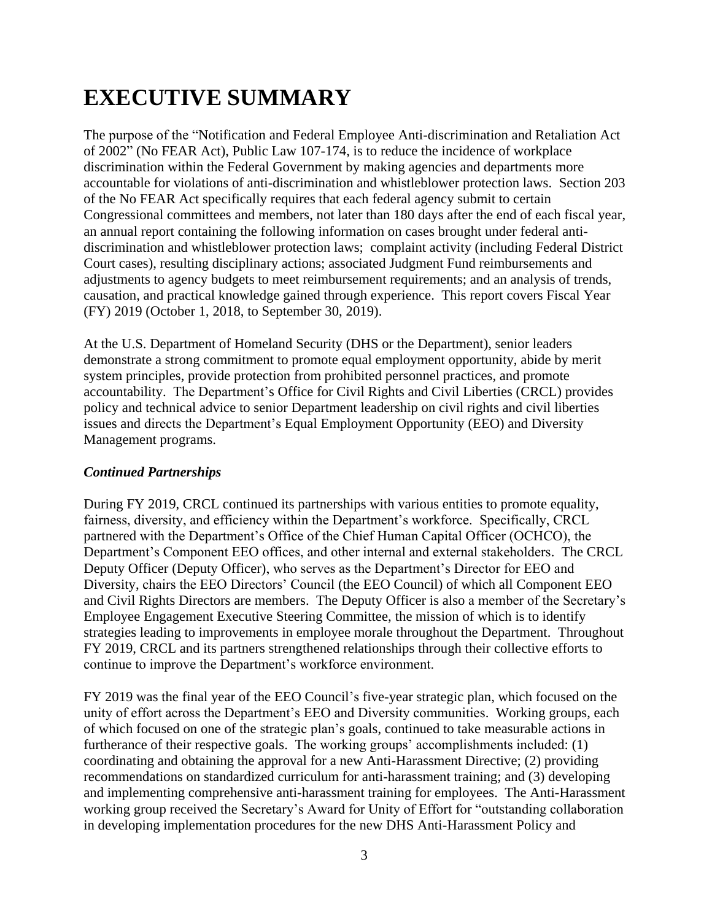# EXECUTIVE SUMMARY

The purpose of the "Notification and Federal Employee Anti-discrimination and Retaliation Act of 2002" (No FEAR Act), Public Law 107-174, is to reduce the incidence of workplace discrimination within the Federal Government by making agencies and departments more accountable for violations of anti-discrimination and whistleblower protection laws. Section 203 of the No FEAR Act specifically requires that each federal agency submit to certain Congressional committees and members, not later than 180 days after the end of each fiscal year, an annual report containing the following information on cases brought under federal anti-discrimination and whistleblower protection laws; complaint activity (including Federal District Court cases), resulting disciplinary actions; associated Judgment Fund reimbursements and adjustments to agency budgets to meet reimbursement requirements; and an analysis of trends, causation, and practical knowledge gained through experience. This report covers Fiscal Year (FY) 2019 (October 1, 2018, to September 30, 2019).

At the U.S. Department of Homeland Security (DHS or the Department), senior leaders demonstrate a strong commitment to promote equal employment opportunity, abide by merit system principles, provide protection from prohibited personnel practices, and promote accountability. The Department's Office for Civil Rights and Civil Liberties (CRCL) provides policy and technical advice to senior Department leadership on civil rights and civil liberties issues and directs the Department's Equal Employment Opportunity (EEO) and Diversity Management programs.

***Continued Partnerships***

During FY 2019, CRCL continued its partnerships with various entities to promote equality, fairness, diversity, and efficiency within the Department's workforce. Specifically, CRCL partnered with the Department's Office of the Chief Human Capital Officer (OCHCO), the Department's Component EEO offices, and other internal and external stakeholders. The CRCL Deputy Officer (Deputy Officer), who serves as the Department's Director for EEO and Diversity, chairs the EEO Directors' Council (the EEO Council) of which all Component EEO and Civil Rights Directors are members. The Deputy Officer is also a member of the Secretary's Employee Engagement Executive Steering Committee, the mission of which is to identify strategies leading to improvements in employee morale throughout the Department. Throughout FY 2019, CRCL and its partners strengthened relationships through their collective efforts to continue to improve the Department's workforce environment.

FY 2019 was the final year of the EEO Council's five-year strategic plan, which focused on the unity of effort across the Department's EEO and Diversity communities. Working groups, each of which focused on one of the strategic plan's goals, continued to take measurable actions in furtherance of their respective goals. The working groups' accomplishments included: (1) coordinating and obtaining the approval for a new Anti-Harassment Directive; (2) providing recommendations on standardized curriculum for anti-harassment training; and (3) developing and implementing comprehensive anti-harassment training for employees. The Anti-Harassment working group received the Secretary's Award for Unity of Effort for "outstanding collaboration in developing implementation procedures for the new DHS Anti-Harassment Policy and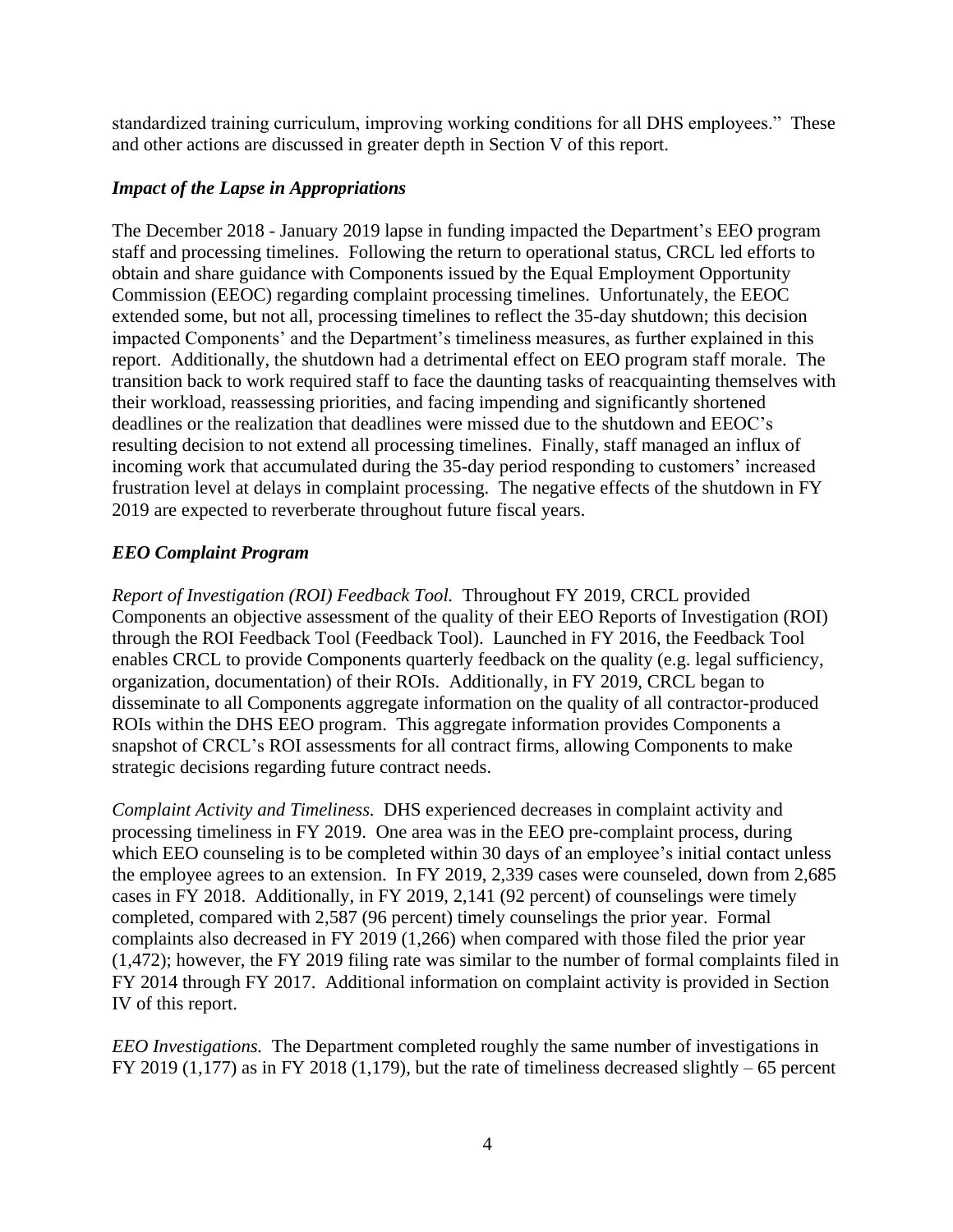standardized training curriculum, improving working conditions for all DHS employees." These and other actions are discussed in greater depth in Section V of this report.

### *Impact of the Lapse in Appropriations*

The December 2018 - January 2019 lapse in funding impacted the Department's EEO program staff and processing timelines. Following the return to operational status, CRCL led efforts to obtain and share guidance with Components issued by the Equal Employment Opportunity Commission (EEOC) regarding complaint processing timelines. Unfortunately, the EEOC extended some, but not all, processing timelines to reflect the 35-day shutdown; this decision impacted Components' and the Department's timeliness measures, as further explained in this report. Additionally, the shutdown had a detrimental effect on EEO program staff morale. The transition back to work required staff to face the daunting tasks of reacquainting themselves with their workload, reassessing priorities, and facing impending and significantly shortened deadlines or the realization that deadlines were missed due to the shutdown and EEOC's resulting decision to not extend all processing timelines. Finally, staff managed an influx of incoming work that accumulated during the 35-day period responding to customers' increased frustration level at delays in complaint processing. The negative effects of the shutdown in FY 2019 are expected to reverberate throughout future fiscal years.

### *EEO Complaint Program*

*Report of Investigation (ROI) Feedback Tool.* Throughout FY 2019, CRCL provided Components an objective assessment of the quality of their EEO Reports of Investigation (ROI) through the ROI Feedback Tool (Feedback Tool). Launched in FY 2016, the Feedback Tool enables CRCL to provide Components quarterly feedback on the quality (e.g. legal sufficiency, organization, documentation) of their ROIs. Additionally, in FY 2019, CRCL began to disseminate to all Components aggregate information on the quality of all contractor-produced ROIs within the DHS EEO program. This aggregate information provides Components a snapshot of CRCL's ROI assessments for all contract firms, allowing Components to make strategic decisions regarding future contract needs.

*Complaint Activity and Timeliness.* DHS experienced decreases in complaint activity and processing timeliness in FY 2019. One area was in the EEO pre-complaint process, during which EEO counseling is to be completed within 30 days of an employee's initial contact unless the employee agrees to an extension. In FY 2019, 2,339 cases were counseled, down from 2,685 cases in FY 2018. Additionally, in FY 2019, 2,141 (92 percent) of counselings were timely completed, compared with 2,587 (96 percent) timely counselings the prior year. Formal complaints also decreased in FY 2019 (1,266) when compared with those filed the prior year (1,472); however, the FY 2019 filing rate was similar to the number of formal complaints filed in FY 2014 through FY 2017. Additional information on complaint activity is provided in Section IV of this report.

*EEO Investigations.* The Department completed roughly the same number of investigations in FY 2019 (1,177) as in FY 2018 (1,179), but the rate of timeliness decreased slightly – 65 percent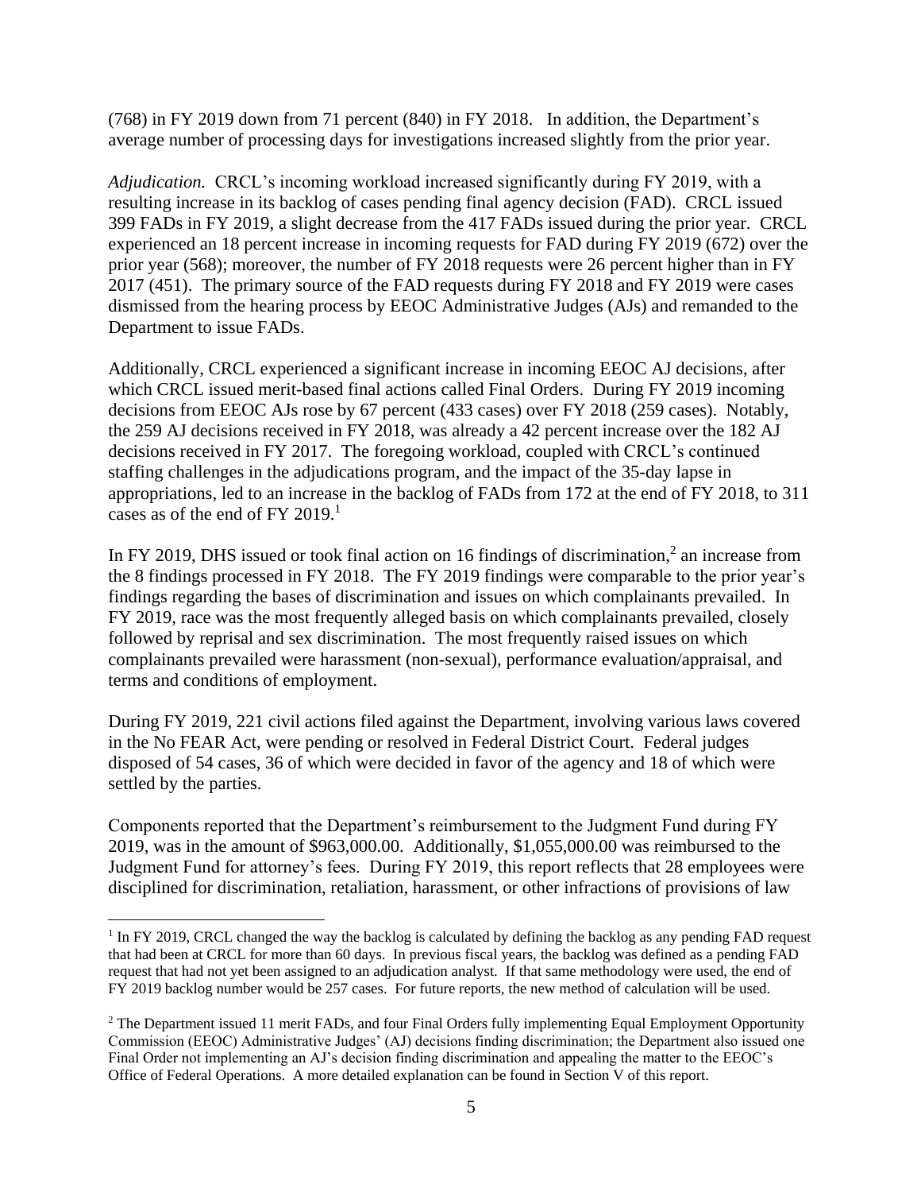(768) in FY 2019 down from 71 percent (840) in FY 2018. In addition, the Department's average number of processing days for investigations increased slightly from the prior year.

*Adjudication.* CRCL's incoming workload increased significantly during FY 2019, with a resulting increase in its backlog of cases pending final agency decision (FAD). CRCL issued 399 FADs in FY 2019, a slight decrease from the 417 FADs issued during the prior year. CRCL experienced an 18 percent increase in incoming requests for FAD during FY 2019 (672) over the prior year (568); moreover, the number of FY 2018 requests were 26 percent higher than in FY 2017 (451). The primary source of the FAD requests during FY 2018 and FY 2019 were cases dismissed from the hearing process by EEOC Administrative Judges (AJs) and remanded to the Department to issue FADs.

Additionally, CRCL experienced a significant increase in incoming EEOC AJ decisions, after which CRCL issued merit-based final actions called Final Orders. During FY 2019 incoming decisions from EEOC AJs rose by 67 percent (433 cases) over FY 2018 (259 cases). Notably, the 259 AJ decisions received in FY 2018, was already a 42 percent increase over the 182 AJ decisions received in FY 2017. The foregoing workload, coupled with CRCL's continued staffing challenges in the adjudications program, and the impact of the 35-day lapse in appropriations, led to an increase in the backlog of FADs from 172 at the end of FY 2018, to 311 cases as of the end of FY 2019.[1]

In FY 2019, DHS issued or took final action on 16 findings of discrimination,[2] an increase from the 8 findings processed in FY 2018. The FY 2019 findings were comparable to the prior year's findings regarding the bases of discrimination and issues on which complainants prevailed. In FY 2019, race was the most frequently alleged basis on which complainants prevailed, closely followed by reprisal and sex discrimination. The most frequently raised issues on which complainants prevailed were harassment (non-sexual), performance evaluation/appraisal, and terms and conditions of employment.

During FY 2019, 221 civil actions filed against the Department, involving various laws covered in the No FEAR Act, were pending or resolved in Federal District Court. Federal judges disposed of 54 cases, 36 of which were decided in favor of the agency and 18 of which were settled by the parties.

Components reported that the Department's reimbursement to the Judgment Fund during FY 2019, was in the amount of $963,000.00. Additionally, $1,055,000.00 was reimbursed to the Judgment Fund for attorney's fees. During FY 2019, this report reflects that 28 employees were disciplined for discrimination, retaliation, harassment, or other infractions of provisions of law

---

[1] In FY 2019, CRCL changed the way the backlog is calculated by defining the backlog as any pending FAD request that had been at CRCL for more than 60 days. In previous fiscal years, the backlog was defined as a pending FAD request that had not yet been assigned to an adjudication analyst. If that same methodology were used, the end of FY 2019 backlog number would be 257 cases. For future reports, the new method of calculation will be used.

[2] The Department issued 11 merit FADs, and four Final Orders fully implementing Equal Employment Opportunity Commission (EEOC) Administrative Judges' (AJ) decisions finding discrimination; the Department also issued one Final Order not implementing an AJ's decision finding discrimination and appealing the matter to the EEOC's Office of Federal Operations. A more detailed explanation can be found in Section V of this report.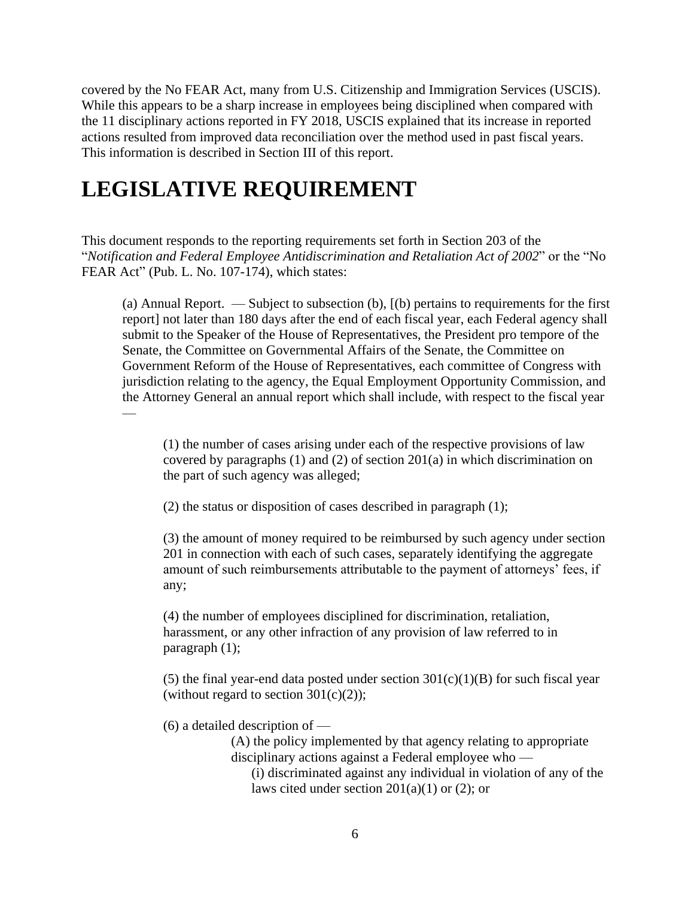covered by the No FEAR Act, many from U.S. Citizenship and Immigration Services (USCIS). While this appears to be a sharp increase in employees being disciplined when compared with the 11 disciplinary actions reported in FY 2018, USCIS explained that its increase in reported actions resulted from improved data reconciliation over the method used in past fiscal years. This information is described in Section III of this report.

# LEGISLATIVE REQUIREMENT

This document responds to the reporting requirements set forth in Section 203 of the "*Notification and Federal Employee Antidiscrimination and Retaliation Act of 2002*" or the "No FEAR Act" (Pub. L. No. 107-174), which states:

> (a) Annual Report. — Subject to subsection (b), [(b) pertains to requirements for the first report] not later than 180 days after the end of each fiscal year, each Federal agency shall submit to the Speaker of the House of Representatives, the President pro tempore of the Senate, the Committee on Governmental Affairs of the Senate, the Committee on Government Reform of the House of Representatives, each committee of Congress with jurisdiction relating to the agency, the Equal Employment Opportunity Commission, and the Attorney General an annual report which shall include, with respect to the fiscal year —
>
> > (1) the number of cases arising under each of the respective provisions of law covered by paragraphs (1) and (2) of section 201(a) in which discrimination on the part of such agency was alleged;
> >
> > (2) the status or disposition of cases described in paragraph (1);
> >
> > (3) the amount of money required to be reimbursed by such agency under section 201 in connection with each of such cases, separately identifying the aggregate amount of such reimbursements attributable to the payment of attorneys' fees, if any;
> >
> > (4) the number of employees disciplined for discrimination, retaliation, harassment, or any other infraction of any provision of law referred to in paragraph (1);
> >
> > (5) the final year-end data posted under section 301(c)(1)(B) for such fiscal year (without regard to section 301(c)(2));
> >
> > (6) a detailed description of —
> >
> > > (A) the policy implemented by that agency relating to appropriate disciplinary actions against a Federal employee who —
> > >
> > > > (i) discriminated against any individual in violation of any of the laws cited under section 201(a)(1) or (2); or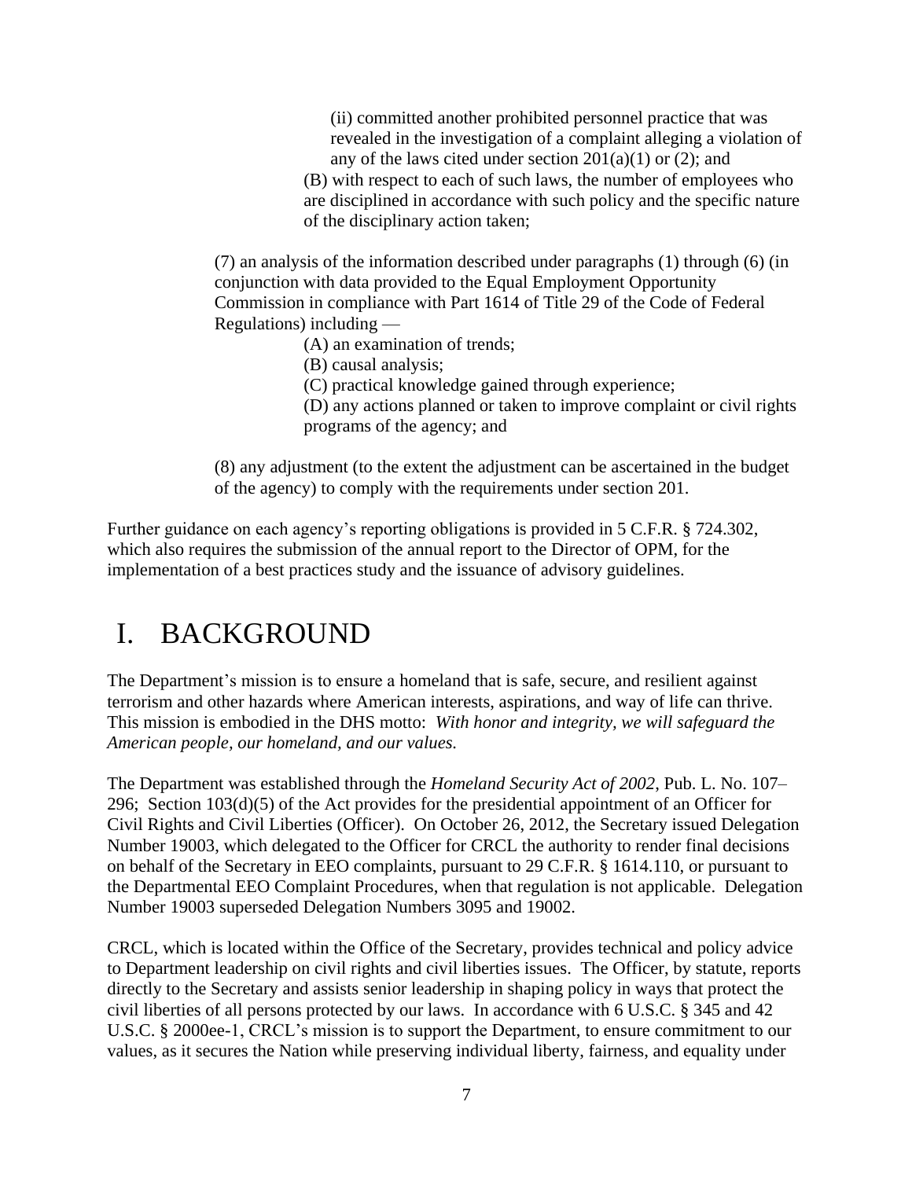(ii) committed another prohibited personnel practice that was revealed in the investigation of a complaint alleging a violation of any of the laws cited under section 201(a)(1) or (2); and

(B) with respect to each of such laws, the number of employees who are disciplined in accordance with such policy and the specific nature of the disciplinary action taken;

(7) an analysis of the information described under paragraphs (1) through (6) (in conjunction with data provided to the Equal Employment Opportunity Commission in compliance with Part 1614 of Title 29 of the Code of Federal Regulations) including —

(A) an examination of trends;

(B) causal analysis;

(C) practical knowledge gained through experience;

(D) any actions planned or taken to improve complaint or civil rights programs of the agency; and

(8) any adjustment (to the extent the adjustment can be ascertained in the budget of the agency) to comply with the requirements under section 201.

Further guidance on each agency's reporting obligations is provided in 5 C.F.R. § 724.302, which also requires the submission of the annual report to the Director of OPM, for the implementation of a best practices study and the issuance of advisory guidelines.

# I. BACKGROUND

The Department's mission is to ensure a homeland that is safe, secure, and resilient against terrorism and other hazards where American interests, aspirations, and way of life can thrive. This mission is embodied in the DHS motto: *With honor and integrity, we will safeguard the American people, our homeland, and our values.*

The Department was established through the *Homeland Security Act of 2002*, Pub. L. No. 107–296; Section 103(d)(5) of the Act provides for the presidential appointment of an Officer for Civil Rights and Civil Liberties (Officer). On October 26, 2012, the Secretary issued Delegation Number 19003, which delegated to the Officer for CRCL the authority to render final decisions on behalf of the Secretary in EEO complaints, pursuant to 29 C.F.R. § 1614.110, or pursuant to the Departmental EEO Complaint Procedures, when that regulation is not applicable. Delegation Number 19003 superseded Delegation Numbers 3095 and 19002.

CRCL, which is located within the Office of the Secretary, provides technical and policy advice to Department leadership on civil rights and civil liberties issues. The Officer, by statute, reports directly to the Secretary and assists senior leadership in shaping policy in ways that protect the civil liberties of all persons protected by our laws. In accordance with 6 U.S.C. § 345 and 42 U.S.C. § 2000ee-1, CRCL's mission is to support the Department, to ensure commitment to our values, as it secures the Nation while preserving individual liberty, fairness, and equality under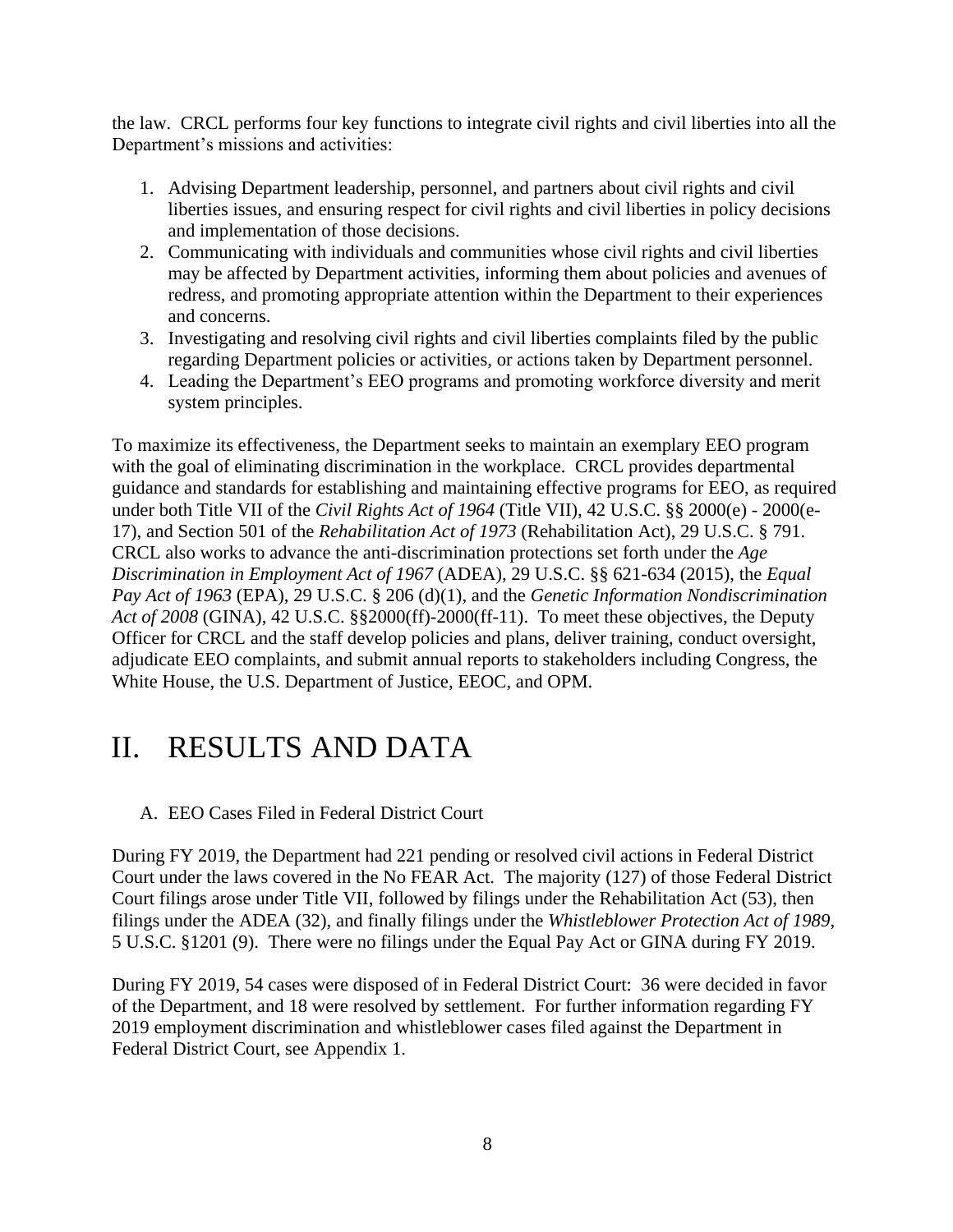the law. CRCL performs four key functions to integrate civil rights and civil liberties into all the Department's missions and activities:

1. Advising Department leadership, personnel, and partners about civil rights and civil liberties issues, and ensuring respect for civil rights and civil liberties in policy decisions and implementation of those decisions.
2. Communicating with individuals and communities whose civil rights and civil liberties may be affected by Department activities, informing them about policies and avenues of redress, and promoting appropriate attention within the Department to their experiences and concerns.
3. Investigating and resolving civil rights and civil liberties complaints filed by the public regarding Department policies or activities, or actions taken by Department personnel.
4. Leading the Department's EEO programs and promoting workforce diversity and merit system principles.

To maximize its effectiveness, the Department seeks to maintain an exemplary EEO program with the goal of eliminating discrimination in the workplace. CRCL provides departmental guidance and standards for establishing and maintaining effective programs for EEO, as required under both Title VII of the *Civil Rights Act of 1964* (Title VII), 42 U.S.C. §§ 2000(e) - 2000(e-17), and Section 501 of the *Rehabilitation Act of 1973* (Rehabilitation Act), 29 U.S.C. § 791. CRCL also works to advance the anti-discrimination protections set forth under the *Age Discrimination in Employment Act of 1967* (ADEA), 29 U.S.C. §§ 621-634 (2015), the *Equal Pay Act of 1963* (EPA), 29 U.S.C. § 206 (d)(1), and the *Genetic Information Nondiscrimination Act of 2008* (GINA), 42 U.S.C. §§2000(ff)-2000(ff-11). To meet these objectives, the Deputy Officer for CRCL and the staff develop policies and plans, deliver training, conduct oversight, adjudicate EEO complaints, and submit annual reports to stakeholders including Congress, the White House, the U.S. Department of Justice, EEOC, and OPM.

# II. RESULTS AND DATA

## A. EEO Cases Filed in Federal District Court

During FY 2019, the Department had 221 pending or resolved civil actions in Federal District Court under the laws covered in the No FEAR Act. The majority (127) of those Federal District Court filings arose under Title VII, followed by filings under the Rehabilitation Act (53), then filings under the ADEA (32), and finally filings under the *Whistleblower Protection Act of 1989*, 5 U.S.C. §1201 (9). There were no filings under the Equal Pay Act or GINA during FY 2019.

During FY 2019, 54 cases were disposed of in Federal District Court: 36 were decided in favor of the Department, and 18 were resolved by settlement. For further information regarding FY 2019 employment discrimination and whistleblower cases filed against the Department in Federal District Court, see Appendix 1.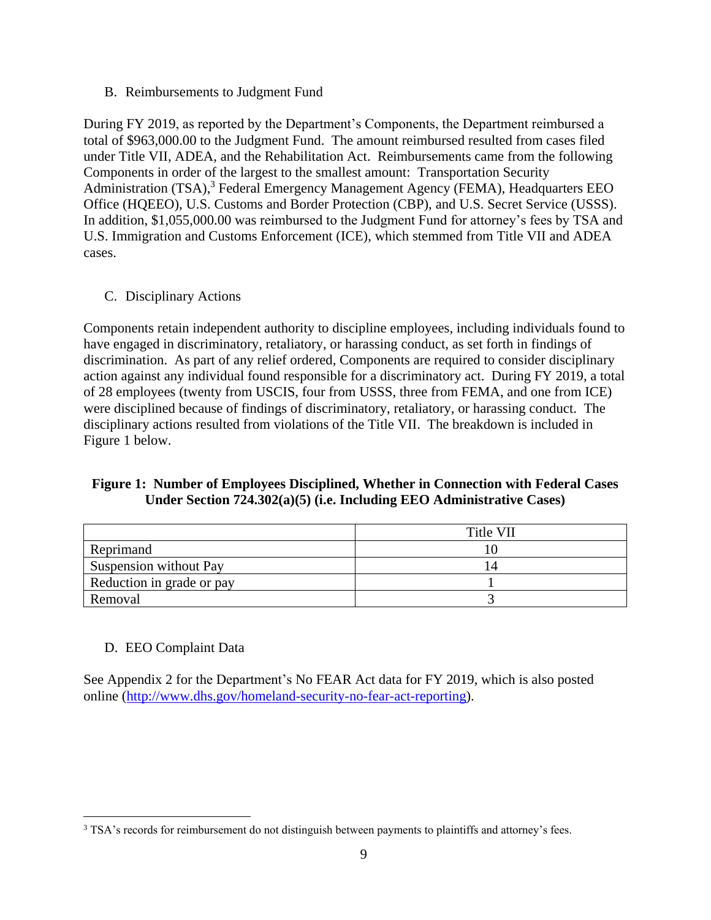## B. Reimbursements to Judgment Fund

During FY 2019, as reported by the Department's Components, the Department reimbursed a total of $963,000.00 to the Judgment Fund. The amount reimbursed resulted from cases filed under Title VII, ADEA, and the Rehabilitation Act. Reimbursements came from the following Components in order of the largest to the smallest amount: Transportation Security Administration (TSA),[3] Federal Emergency Management Agency (FEMA), Headquarters EEO Office (HQEEO), U.S. Customs and Border Protection (CBP), and U.S. Secret Service (USSS). In addition, $1,055,000.00 was reimbursed to the Judgment Fund for attorney's fees by TSA and U.S. Immigration and Customs Enforcement (ICE), which stemmed from Title VII and ADEA cases.

## C. Disciplinary Actions

Components retain independent authority to discipline employees, including individuals found to have engaged in discriminatory, retaliatory, or harassing conduct, as set forth in findings of discrimination. As part of any relief ordered, Components are required to consider disciplinary action against any individual found responsible for a discriminatory act. During FY 2019, a total of 28 employees (twenty from USCIS, four from USSS, three from FEMA, and one from ICE) were disciplined because of findings of discriminatory, retaliatory, or harassing conduct. The disciplinary actions resulted from violations of the Title VII. The breakdown is included in Figure 1 below.

**Figure 1: Number of Employees Disciplined, Whether in Connection with Federal Cases Under Section 724.302(a)(5) (i.e. Including EEO Administrative Cases)**

| | Title VII |
|---|---|
| Reprimand | 10 |
| Suspension without Pay | 14 |
| Reduction in grade or pay | 1 |
| Removal | 3 |

## D. EEO Complaint Data

See Appendix 2 for the Department's No FEAR Act data for FY 2019, which is also posted online (http://www.dhs.gov/homeland-security-no-fear-act-reporting).

---

[3] TSA's records for reimbursement do not distinguish between payments to plaintiffs and attorney's fees.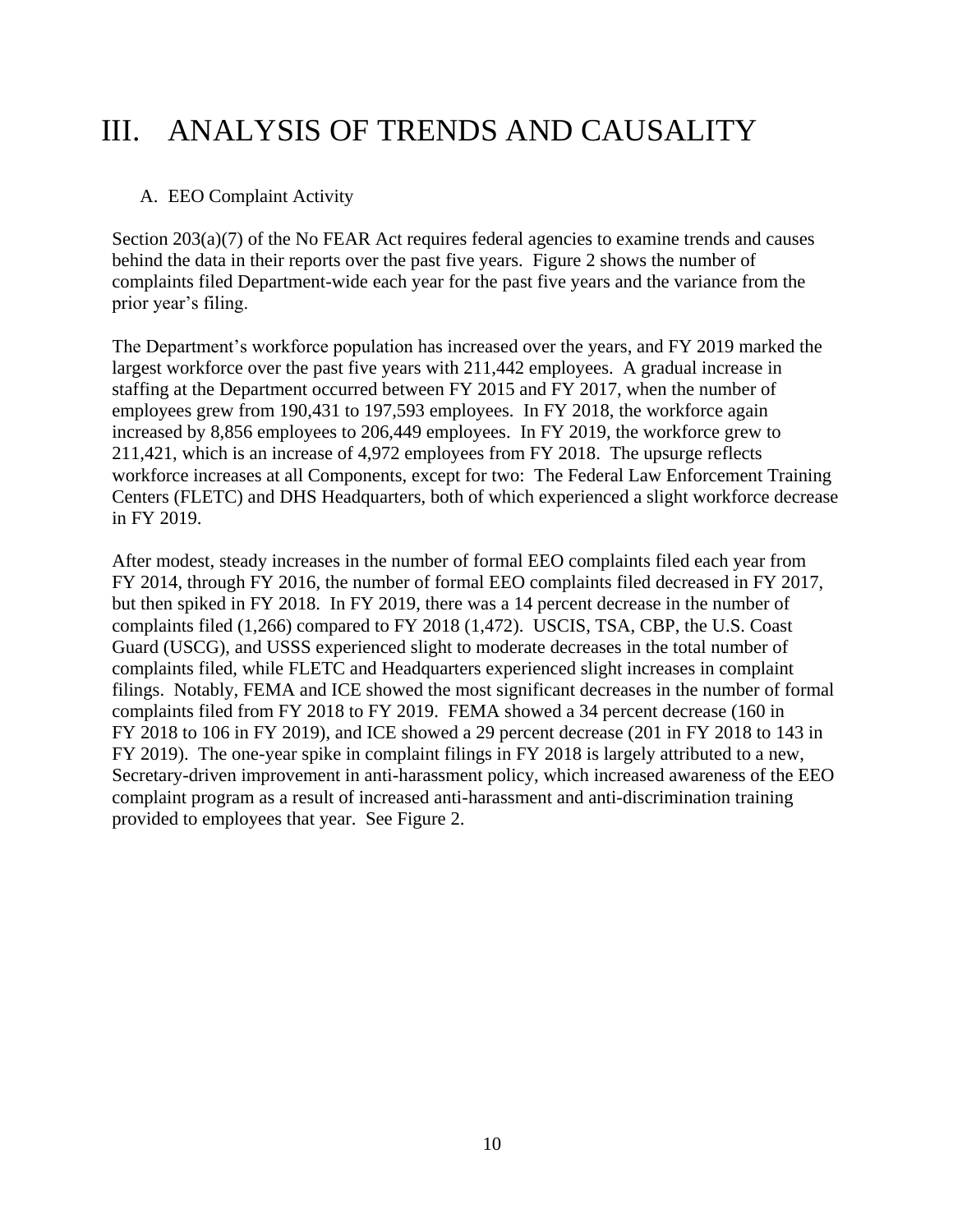# III. ANALYSIS OF TRENDS AND CAUSALITY

## A. EEO Complaint Activity

Section 203(a)(7) of the No FEAR Act requires federal agencies to examine trends and causes behind the data in their reports over the past five years. Figure 2 shows the number of complaints filed Department-wide each year for the past five years and the variance from the prior year's filing.

The Department's workforce population has increased over the years, and FY 2019 marked the largest workforce over the past five years with 211,442 employees. A gradual increase in staffing at the Department occurred between FY 2015 and FY 2017, when the number of employees grew from 190,431 to 197,593 employees. In FY 2018, the workforce again increased by 8,856 employees to 206,449 employees. In FY 2019, the workforce grew to 211,421, which is an increase of 4,972 employees from FY 2018. The upsurge reflects workforce increases at all Components, except for two: The Federal Law Enforcement Training Centers (FLETC) and DHS Headquarters, both of which experienced a slight workforce decrease in FY 2019.

After modest, steady increases in the number of formal EEO complaints filed each year from FY 2014, through FY 2016, the number of formal EEO complaints filed decreased in FY 2017, but then spiked in FY 2018. In FY 2019, there was a 14 percent decrease in the number of complaints filed (1,266) compared to FY 2018 (1,472). USCIS, TSA, CBP, the U.S. Coast Guard (USCG), and USSS experienced slight to moderate decreases in the total number of complaints filed, while FLETC and Headquarters experienced slight increases in complaint filings. Notably, FEMA and ICE showed the most significant decreases in the number of formal complaints filed from FY 2018 to FY 2019. FEMA showed a 34 percent decrease (160 in FY 2018 to 106 in FY 2019), and ICE showed a 29 percent decrease (201 in FY 2018 to 143 in FY 2019). The one-year spike in complaint filings in FY 2018 is largely attributed to a new, Secretary-driven improvement in anti-harassment policy, which increased awareness of the EEO complaint program as a result of increased anti-harassment and anti-discrimination training provided to employees that year. See Figure 2.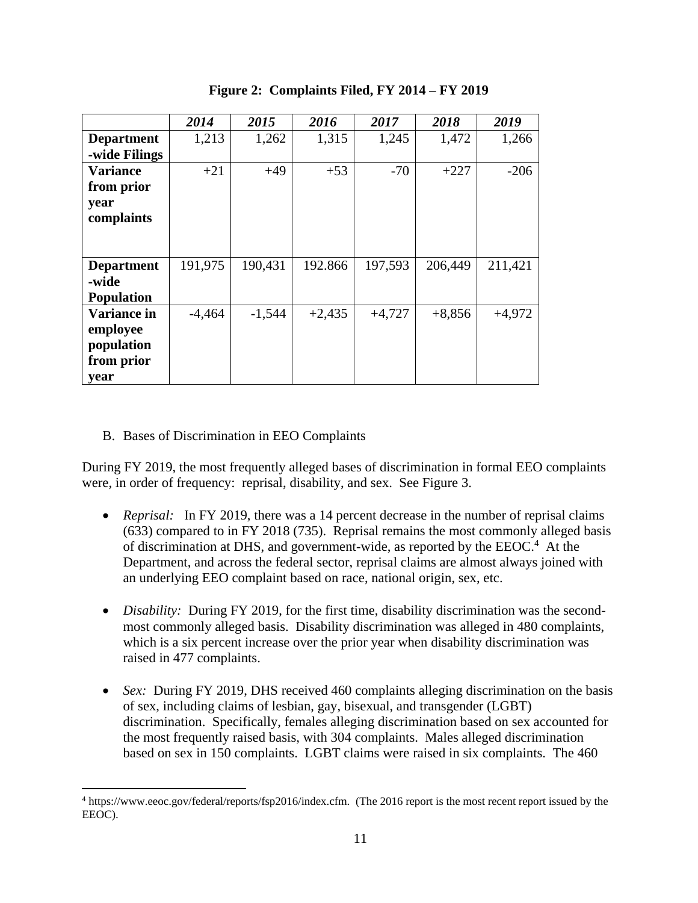**Figure 2: Complaints Filed, FY 2014 – FY 2019**

| | *2014* | *2015* | *2016* | *2017* | *2018* | *2019* |
|---|---|---|---|---|---|---|
| **Department -wide Filings** | 1,213 | 1,262 | 1,315 | 1,245 | 1,472 | 1,266 |
| **Variance from prior year complaints** | +21 | +49 | +53 | -70 | +227 | -206 |
| **Department -wide Population** | 191,975 | 190,431 | 192.866 | 197,593 | 206,449 | 211,421 |
| **Variance in employee population from prior year** | -4,464 | -1,544 | +2,435 | +4,727 | +8,856 | +4,972 |

B. Bases of Discrimination in EEO Complaints

During FY 2019, the most frequently alleged bases of discrimination in formal EEO complaints were, in order of frequency: reprisal, disability, and sex. See Figure 3.

- *Reprisal:* In FY 2019, there was a 14 percent decrease in the number of reprisal claims (633) compared to in FY 2018 (735). Reprisal remains the most commonly alleged basis of discrimination at DHS, and government-wide, as reported by the EEOC.[4] At the Department, and across the federal sector, reprisal claims are almost always joined with an underlying EEO complaint based on race, national origin, sex, etc.

- *Disability:* During FY 2019, for the first time, disability discrimination was the second-most commonly alleged basis. Disability discrimination was alleged in 480 complaints, which is a six percent increase over the prior year when disability discrimination was raised in 477 complaints.

- *Sex:* During FY 2019, DHS received 460 complaints alleging discrimination on the basis of sex, including claims of lesbian, gay, bisexual, and transgender (LGBT) discrimination. Specifically, females alleging discrimination based on sex accounted for the most frequently raised basis, with 304 complaints. Males alleged discrimination based on sex in 150 complaints. LGBT claims were raised in six complaints. The 460

[4] https://www.eeoc.gov/federal/reports/fsp2016/index.cfm. (The 2016 report is the most recent report issued by the EEOC).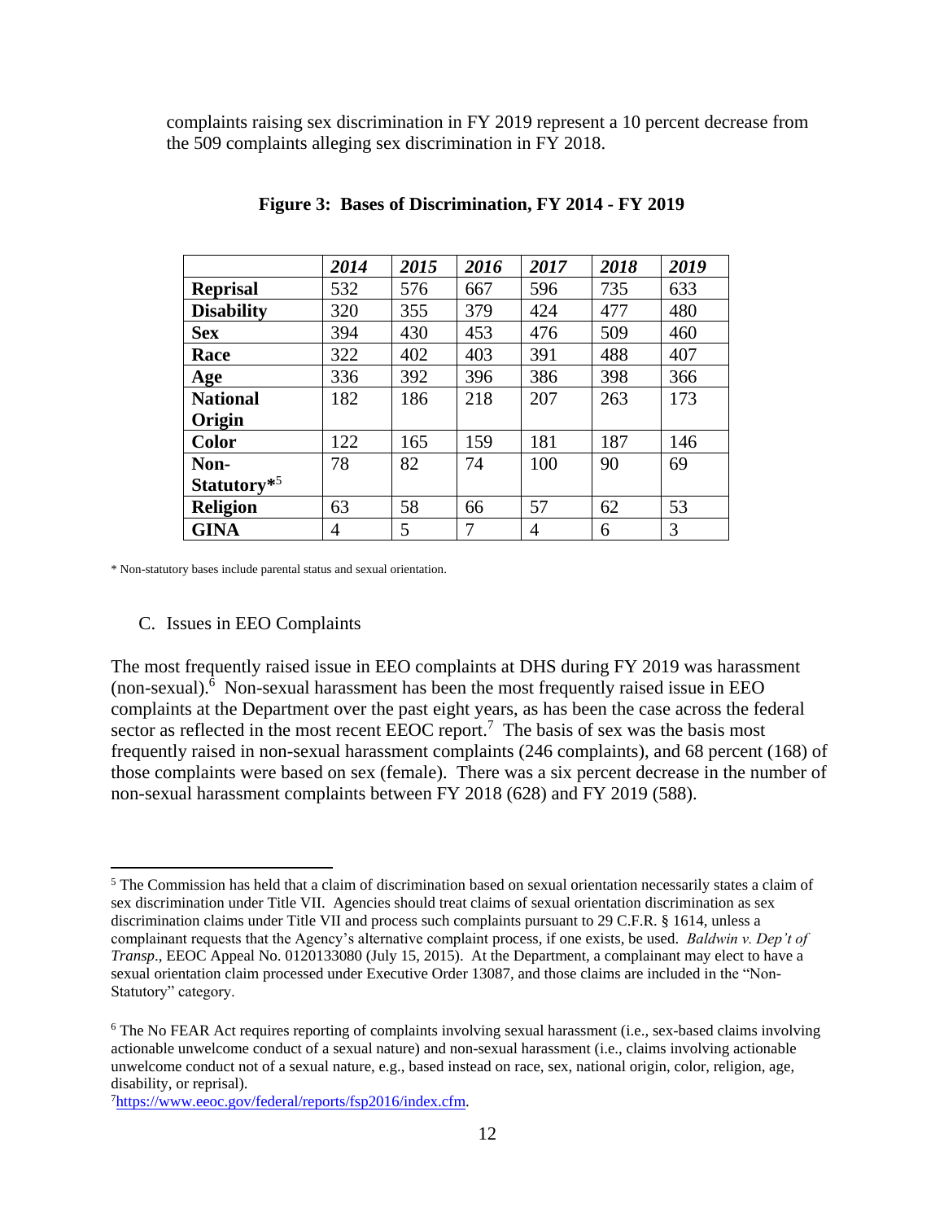complaints raising sex discrimination in FY 2019 represent a 10 percent decrease from the 509 complaints alleging sex discrimination in FY 2018.

**Figure 3: Bases of Discrimination, FY 2014 - FY 2019**

| | *2014* | *2015* | *2016* | *2017* | *2018* | *2019* |
|---|---|---|---|---|---|---|
| **Reprisal** | 532 | 576 | 667 | 596 | 735 | 633 |
| **Disability** | 320 | 355 | 379 | 424 | 477 | 480 |
| **Sex** | 394 | 430 | 453 | 476 | 509 | 460 |
| **Race** | 322 | 402 | 403 | 391 | 488 | 407 |
| **Age** | 336 | 392 | 396 | 386 | 398 | 366 |
| **National Origin** | 182 | 186 | 218 | 207 | 263 | 173 |
| **Color** | 122 | 165 | 159 | 181 | 187 | 146 |
| **Non-Statutory***[5] | 78 | 82 | 74 | 100 | 90 | 69 |
| **Religion** | 63 | 58 | 66 | 57 | 62 | 53 |
| **GINA** | 4 | 5 | 7 | 4 | 6 | 3 |

* Non-statutory bases include parental status and sexual orientation.

## C. Issues in EEO Complaints

The most frequently raised issue in EEO complaints at DHS during FY 2019 was harassment (non-sexual).[6] Non-sexual harassment has been the most frequently raised issue in EEO complaints at the Department over the past eight years, as has been the case across the federal sector as reflected in the most recent EEOC report.[7] The basis of sex was the basis most frequently raised in non-sexual harassment complaints (246 complaints), and 68 percent (168) of those complaints were based on sex (female). There was a six percent decrease in the number of non-sexual harassment complaints between FY 2018 (628) and FY 2019 (588).

---

[5] The Commission has held that a claim of discrimination based on sexual orientation necessarily states a claim of sex discrimination under Title VII. Agencies should treat claims of sexual orientation discrimination as sex discrimination claims under Title VII and process such complaints pursuant to 29 C.F.R. § 1614, unless a complainant requests that the Agency's alternative complaint process, if one exists, be used. *Baldwin v. Dep't of Transp*., EEOC Appeal No. 0120133080 (July 15, 2015). At the Department, a complainant may elect to have a sexual orientation claim processed under Executive Order 13087, and those claims are included in the "Non-Statutory" category.

[6] The No FEAR Act requires reporting of complaints involving sexual harassment (i.e., sex-based claims involving actionable unwelcome conduct of a sexual nature) and non-sexual harassment (i.e., claims involving actionable unwelcome conduct not of a sexual nature, e.g., based instead on race, sex, national origin, color, religion, age, disability, or reprisal).

[7] https://www.eeoc.gov/federal/reports/fsp2016/index.cfm.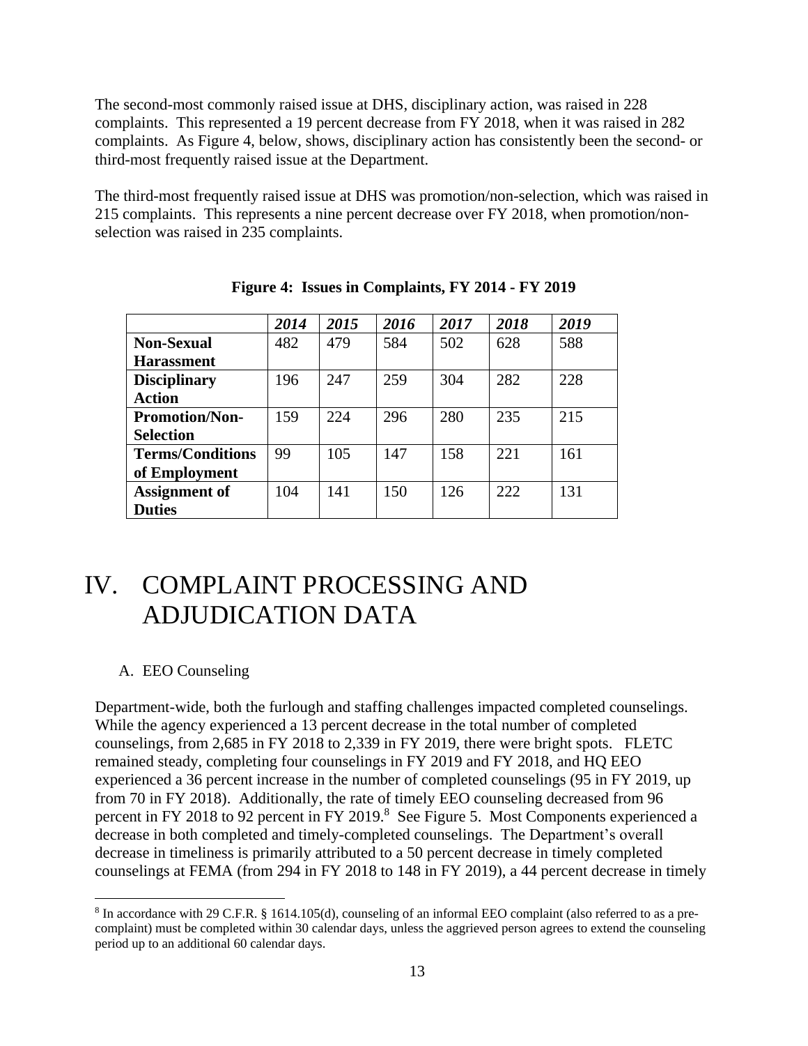The second-most commonly raised issue at DHS, disciplinary action, was raised in 228 complaints. This represented a 19 percent decrease from FY 2018, when it was raised in 282 complaints. As Figure 4, below, shows, disciplinary action has consistently been the second- or third-most frequently raised issue at the Department.

The third-most frequently raised issue at DHS was promotion/non-selection, which was raised in 215 complaints. This represents a nine percent decrease over FY 2018, when promotion/non-selection was raised in 235 complaints.

**Figure 4: Issues in Complaints, FY 2014 - FY 2019**

| | *2014* | *2015* | *2016* | *2017* | *2018* | *2019* |
|---|---|---|---|---|---|---|
| **Non-Sexual Harassment** | 482 | 479 | 584 | 502 | 628 | 588 |
| **Disciplinary Action** | 196 | 247 | 259 | 304 | 282 | 228 |
| **Promotion/Non-Selection** | 159 | 224 | 296 | 280 | 235 | 215 |
| **Terms/Conditions of Employment** | 99 | 105 | 147 | 158 | 221 | 161 |
| **Assignment of Duties** | 104 | 141 | 150 | 126 | 222 | 131 |

# IV. COMPLAINT PROCESSING AND ADJUDICATION DATA

## A. EEO Counseling

Department-wide, both the furlough and staffing challenges impacted completed counselings. While the agency experienced a 13 percent decrease in the total number of completed counselings, from 2,685 in FY 2018 to 2,339 in FY 2019, there were bright spots. FLETC remained steady, completing four counselings in FY 2019 and FY 2018, and HQ EEO experienced a 36 percent increase in the number of completed counselings (95 in FY 2019, up from 70 in FY 2018). Additionally, the rate of timely EEO counseling decreased from 96 percent in FY 2018 to 92 percent in FY 2019.[8] See Figure 5. Most Components experienced a decrease in both completed and timely-completed counselings. The Department's overall decrease in timeliness is primarily attributed to a 50 percent decrease in timely completed counselings at FEMA (from 294 in FY 2018 to 148 in FY 2019), a 44 percent decrease in timely

[8] In accordance with 29 C.F.R. § 1614.105(d), counseling of an informal EEO complaint (also referred to as a pre-complaint) must be completed within 30 calendar days, unless the aggrieved person agrees to extend the counseling period up to an additional 60 calendar days.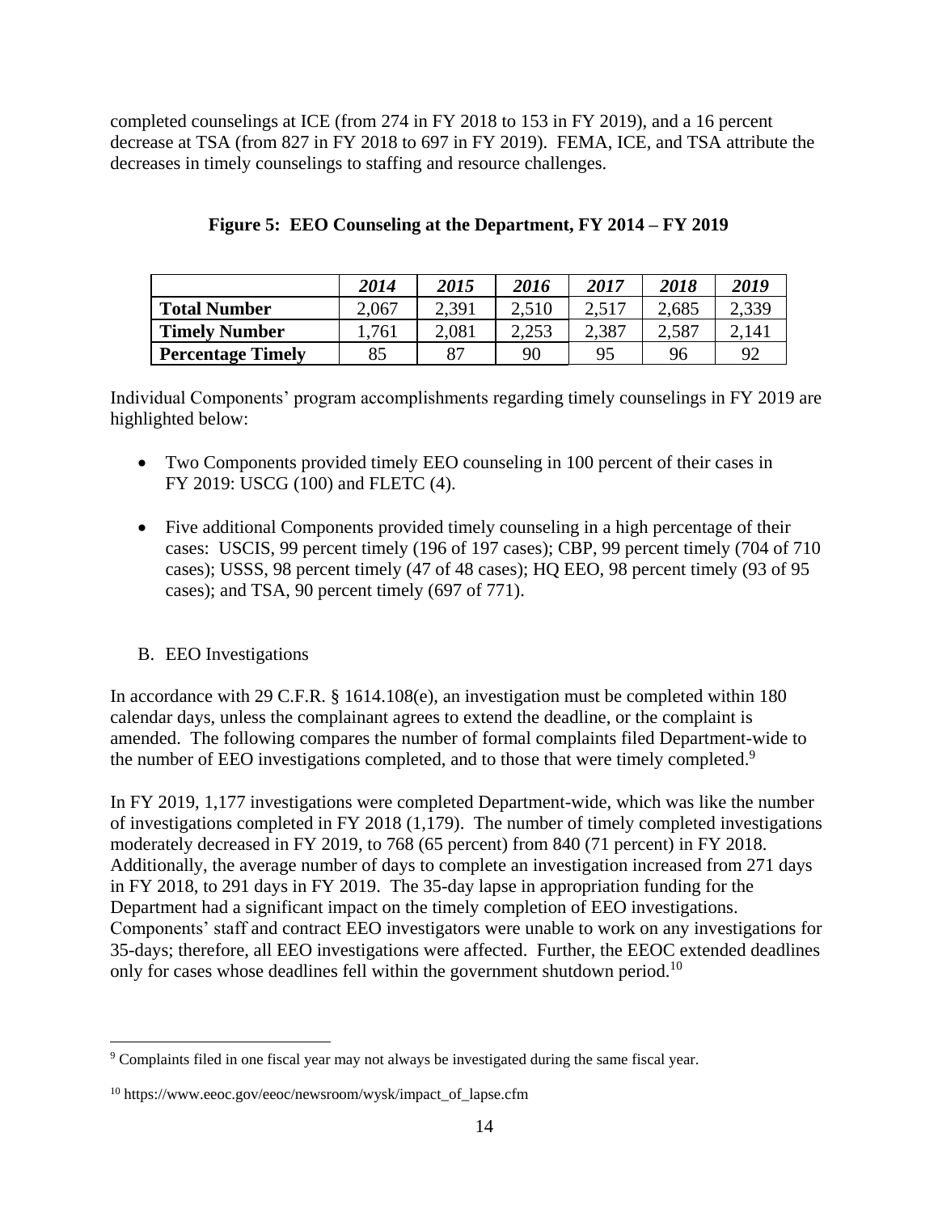completed counselings at ICE (from 274 in FY 2018 to 153 in FY 2019), and a 16 percent decrease at TSA (from 827 in FY 2018 to 697 in FY 2019). FEMA, ICE, and TSA attribute the decreases in timely counselings to staffing and resource challenges.

**Figure 5: EEO Counseling at the Department, FY 2014 – FY 2019**

| | *2014* | *2015* | *2016* | *2017* | *2018* | *2019* |
|---|---|---|---|---|---|---|
| **Total Number** | 2,067 | 2,391 | 2,510 | 2,517 | 2,685 | 2,339 |
| **Timely Number** | 1,761 | 2,081 | 2,253 | 2,387 | 2,587 | 2,141 |
| **Percentage Timely** | 85 | 87 | 90 | 95 | 96 | 92 |

Individual Components' program accomplishments regarding timely counselings in FY 2019 are highlighted below:

- Two Components provided timely EEO counseling in 100 percent of their cases in FY 2019: USCG (100) and FLETC (4).
- Five additional Components provided timely counseling in a high percentage of their cases: USCIS, 99 percent timely (196 of 197 cases); CBP, 99 percent timely (704 of 710 cases); USSS, 98 percent timely (47 of 48 cases); HQ EEO, 98 percent timely (93 of 95 cases); and TSA, 90 percent timely (697 of 771).

B. EEO Investigations

In accordance with 29 C.F.R. § 1614.108(e), an investigation must be completed within 180 calendar days, unless the complainant agrees to extend the deadline, or the complaint is amended. The following compares the number of formal complaints filed Department-wide to the number of EEO investigations completed, and to those that were timely completed.[9]

In FY 2019, 1,177 investigations were completed Department-wide, which was like the number of investigations completed in FY 2018 (1,179). The number of timely completed investigations moderately decreased in FY 2019, to 768 (65 percent) from 840 (71 percent) in FY 2018. Additionally, the average number of days to complete an investigation increased from 271 days in FY 2018, to 291 days in FY 2019. The 35-day lapse in appropriation funding for the Department had a significant impact on the timely completion of EEO investigations. Components' staff and contract EEO investigators were unable to work on any investigations for 35-days; therefore, all EEO investigations were affected. Further, the EEOC extended deadlines only for cases whose deadlines fell within the government shutdown period.[10]

[9] Complaints filed in one fiscal year may not always be investigated during the same fiscal year.

[10] https://www.eeoc.gov/eeoc/newsroom/wysk/impact_of_lapse.cfm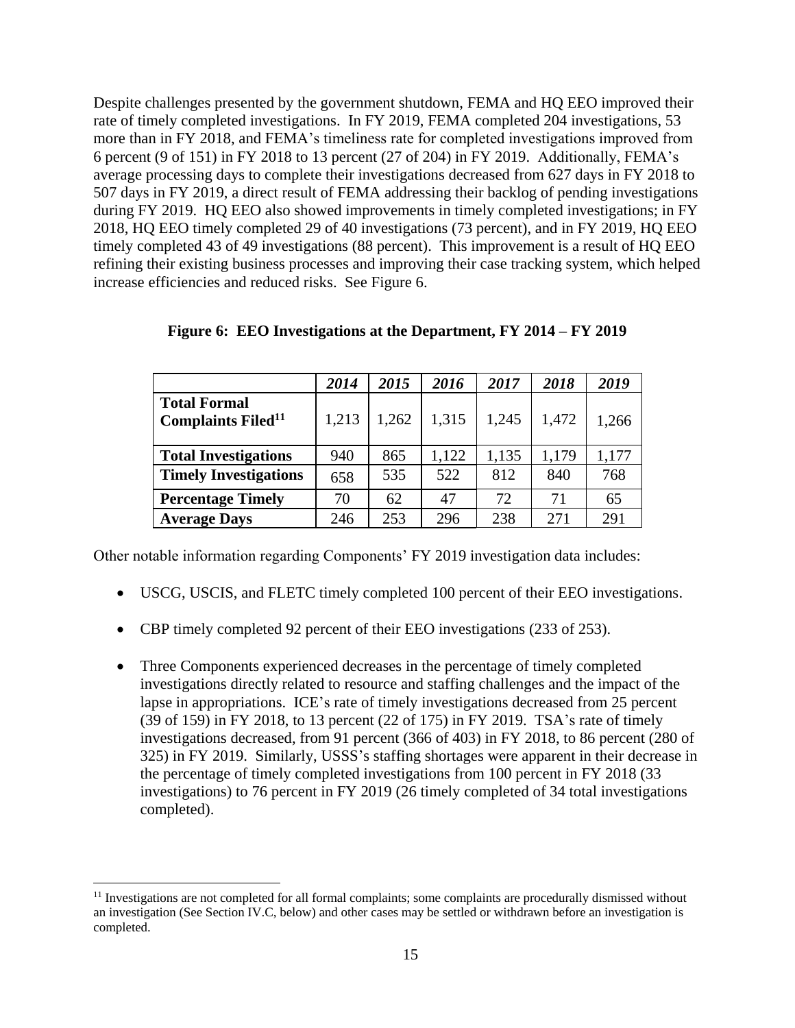Despite challenges presented by the government shutdown, FEMA and HQ EEO improved their rate of timely completed investigations. In FY 2019, FEMA completed 204 investigations, 53 more than in FY 2018, and FEMA's timeliness rate for completed investigations improved from 6 percent (9 of 151) in FY 2018 to 13 percent (27 of 204) in FY 2019. Additionally, FEMA's average processing days to complete their investigations decreased from 627 days in FY 2018 to 507 days in FY 2019, a direct result of FEMA addressing their backlog of pending investigations during FY 2019. HQ EEO also showed improvements in timely completed investigations; in FY 2018, HQ EEO timely completed 29 of 40 investigations (73 percent), and in FY 2019, HQ EEO timely completed 43 of 49 investigations (88 percent). This improvement is a result of HQ EEO refining their existing business processes and improving their case tracking system, which helped increase efficiencies and reduced risks. See Figure 6.

**Figure 6: EEO Investigations at the Department, FY 2014 – FY 2019**

| | *2014* | *2015* | *2016* | *2017* | *2018* | *2019* |
|---|---|---|---|---|---|---|
| **Total Formal Complaints Filed[11]** | 1,213 | 1,262 | 1,315 | 1,245 | 1,472 | 1,266 |
| **Total Investigations** | 940 | 865 | 1,122 | 1,135 | 1,179 | 1,177 |
| **Timely Investigations** | 658 | 535 | 522 | 812 | 840 | 768 |
| **Percentage Timely** | 70 | 62 | 47 | 72 | 71 | 65 |
| **Average Days** | 246 | 253 | 296 | 238 | 271 | 291 |

Other notable information regarding Components' FY 2019 investigation data includes:

- USCG, USCIS, and FLETC timely completed 100 percent of their EEO investigations.
- CBP timely completed 92 percent of their EEO investigations (233 of 253).
- Three Components experienced decreases in the percentage of timely completed investigations directly related to resource and staffing challenges and the impact of the lapse in appropriations. ICE's rate of timely investigations decreased from 25 percent (39 of 159) in FY 2018, to 13 percent (22 of 175) in FY 2019. TSA's rate of timely investigations decreased, from 91 percent (366 of 403) in FY 2018, to 86 percent (280 of 325) in FY 2019. Similarly, USSS's staffing shortages were apparent in their decrease in the percentage of timely completed investigations from 100 percent in FY 2018 (33 investigations) to 76 percent in FY 2019 (26 timely completed of 34 total investigations completed).

[11] Investigations are not completed for all formal complaints; some complaints are procedurally dismissed without an investigation (See Section IV.C, below) and other cases may be settled or withdrawn before an investigation is completed.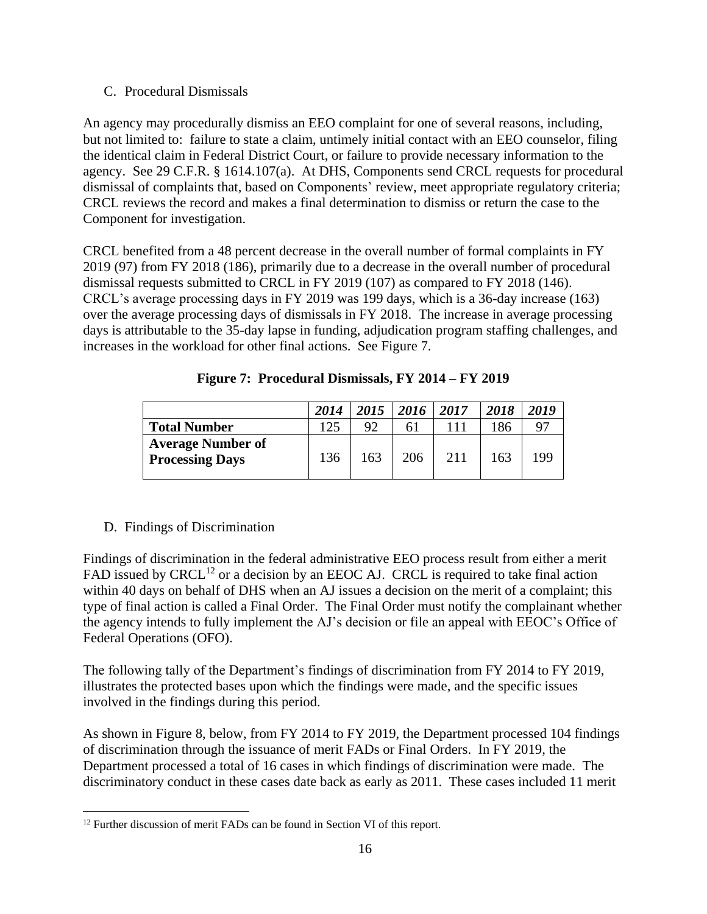C. Procedural Dismissals

An agency may procedurally dismiss an EEO complaint for one of several reasons, including, but not limited to: failure to state a claim, untimely initial contact with an EEO counselor, filing the identical claim in Federal District Court, or failure to provide necessary information to the agency. See 29 C.F.R. § 1614.107(a). At DHS, Components send CRCL requests for procedural dismissal of complaints that, based on Components' review, meet appropriate regulatory criteria; CRCL reviews the record and makes a final determination to dismiss or return the case to the Component for investigation.

CRCL benefited from a 48 percent decrease in the overall number of formal complaints in FY 2019 (97) from FY 2018 (186), primarily due to a decrease in the overall number of procedural dismissal requests submitted to CRCL in FY 2019 (107) as compared to FY 2018 (146). CRCL's average processing days in FY 2019 was 199 days, which is a 36-day increase (163) over the average processing days of dismissals in FY 2018. The increase in average processing days is attributable to the 35-day lapse in funding, adjudication program staffing challenges, and increases in the workload for other final actions. See Figure 7.

**Figure 7: Procedural Dismissals, FY 2014 – FY 2019**

| | *2014* | *2015* | *2016* | *2017* | *2018* | *2019* |
|---|---|---|---|---|---|---|
| **Total Number** | 125 | 92 | 61 | 111 | 186 | 97 |
| **Average Number of Processing Days** | 136 | 163 | 206 | 211 | 163 | 199 |

D. Findings of Discrimination

Findings of discrimination in the federal administrative EEO process result from either a merit FAD issued by CRCL[12] or a decision by an EEOC AJ. CRCL is required to take final action within 40 days on behalf of DHS when an AJ issues a decision on the merit of a complaint; this type of final action is called a Final Order. The Final Order must notify the complainant whether the agency intends to fully implement the AJ's decision or file an appeal with EEOC's Office of Federal Operations (OFO).

The following tally of the Department's findings of discrimination from FY 2014 to FY 2019, illustrates the protected bases upon which the findings were made, and the specific issues involved in the findings during this period.

As shown in Figure 8, below, from FY 2014 to FY 2019, the Department processed 104 findings of discrimination through the issuance of merit FADs or Final Orders. In FY 2019, the Department processed a total of 16 cases in which findings of discrimination were made. The discriminatory conduct in these cases date back as early as 2011. These cases included 11 merit

[12] Further discussion of merit FADs can be found in Section VI of this report.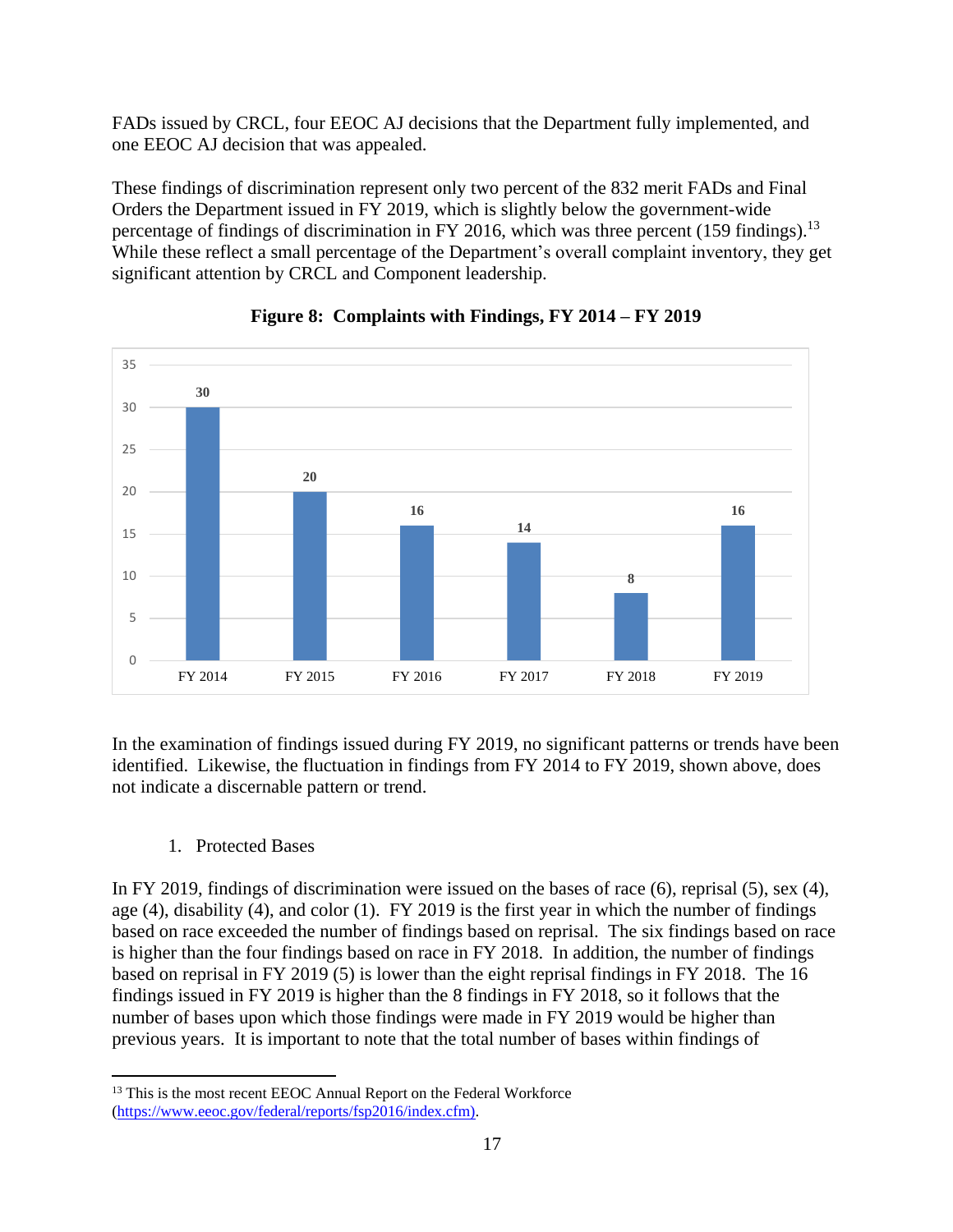FADs issued by CRCL, four EEOC AJ decisions that the Department fully implemented, and one EEOC AJ decision that was appealed.

These findings of discrimination represent only two percent of the 832 merit FADs and Final Orders the Department issued in FY 2019, which is slightly below the government-wide percentage of findings of discrimination in FY 2016, which was three percent (159 findings).[13] While these reflect a small percentage of the Department's overall complaint inventory, they get significant attention by CRCL and Component leadership.

**Figure 8: Complaints with Findings, FY 2014 – FY 2019**

| FY 2014 | FY 2015 | FY 2016 | FY 2017 | FY 2018 | FY 2019 |
|---|---|---|---|---|---|
| 30 | 20 | 16 | 14 | 8 | 16 |

In the examination of findings issued during FY 2019, no significant patterns or trends have been identified. Likewise, the fluctuation in findings from FY 2014 to FY 2019, shown above, does not indicate a discernable pattern or trend.

1. Protected Bases

In FY 2019, findings of discrimination were issued on the bases of race (6), reprisal (5), sex (4), age (4), disability (4), and color (1). FY 2019 is the first year in which the number of findings based on race exceeded the number of findings based on reprisal. The six findings based on race is higher than the four findings based on race in FY 2018. In addition, the number of findings based on reprisal in FY 2019 (5) is lower than the eight reprisal findings in FY 2018. The 16 findings issued in FY 2019 is higher than the 8 findings in FY 2018, so it follows that the number of bases upon which those findings were made in FY 2019 would be higher than previous years. It is important to note that the total number of bases within findings of

---

[13] This is the most recent EEOC Annual Report on the Federal Workforce (https://www.eeoc.gov/federal/reports/fsp2016/index.cfm).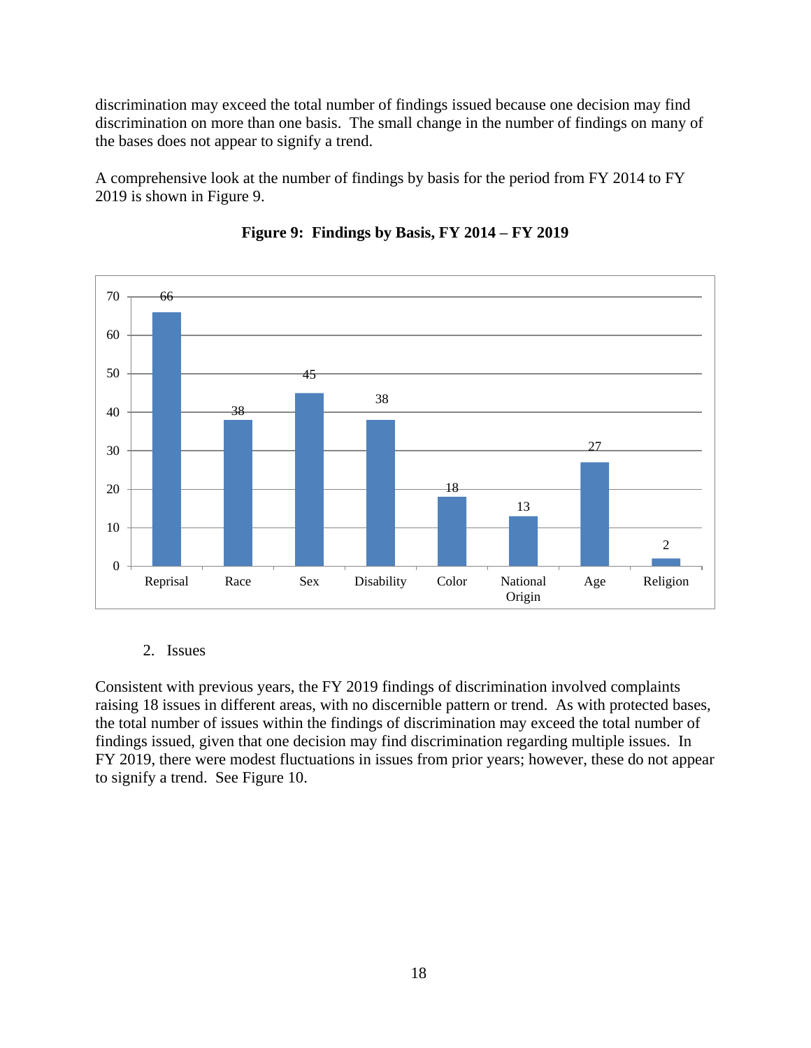discrimination may exceed the total number of findings issued because one decision may find discrimination on more than one basis. The small change in the number of findings on many of the bases does not appear to signify a trend.

A comprehensive look at the number of findings by basis for the period from FY 2014 to FY 2019 is shown in Figure 9.

**Figure 9: Findings by Basis, FY 2014 – FY 2019**

| Basis | Findings |
| --- | --- |
| Reprisal | 66 |
| Race | 38 |
| Sex | 45 |
| Disability | 38 |
| Color | 18 |
| National Origin | 13 |
| Age | 27 |
| Religion | 2 |

2. Issues

Consistent with previous years, the FY 2019 findings of discrimination involved complaints raising 18 issues in different areas, with no discernible pattern or trend. As with protected bases, the total number of issues within the findings of discrimination may exceed the total number of findings issued, given that one decision may find discrimination regarding multiple issues. In FY 2019, there were modest fluctuations in issues from prior years; however, these do not appear to signify a trend. See Figure 10.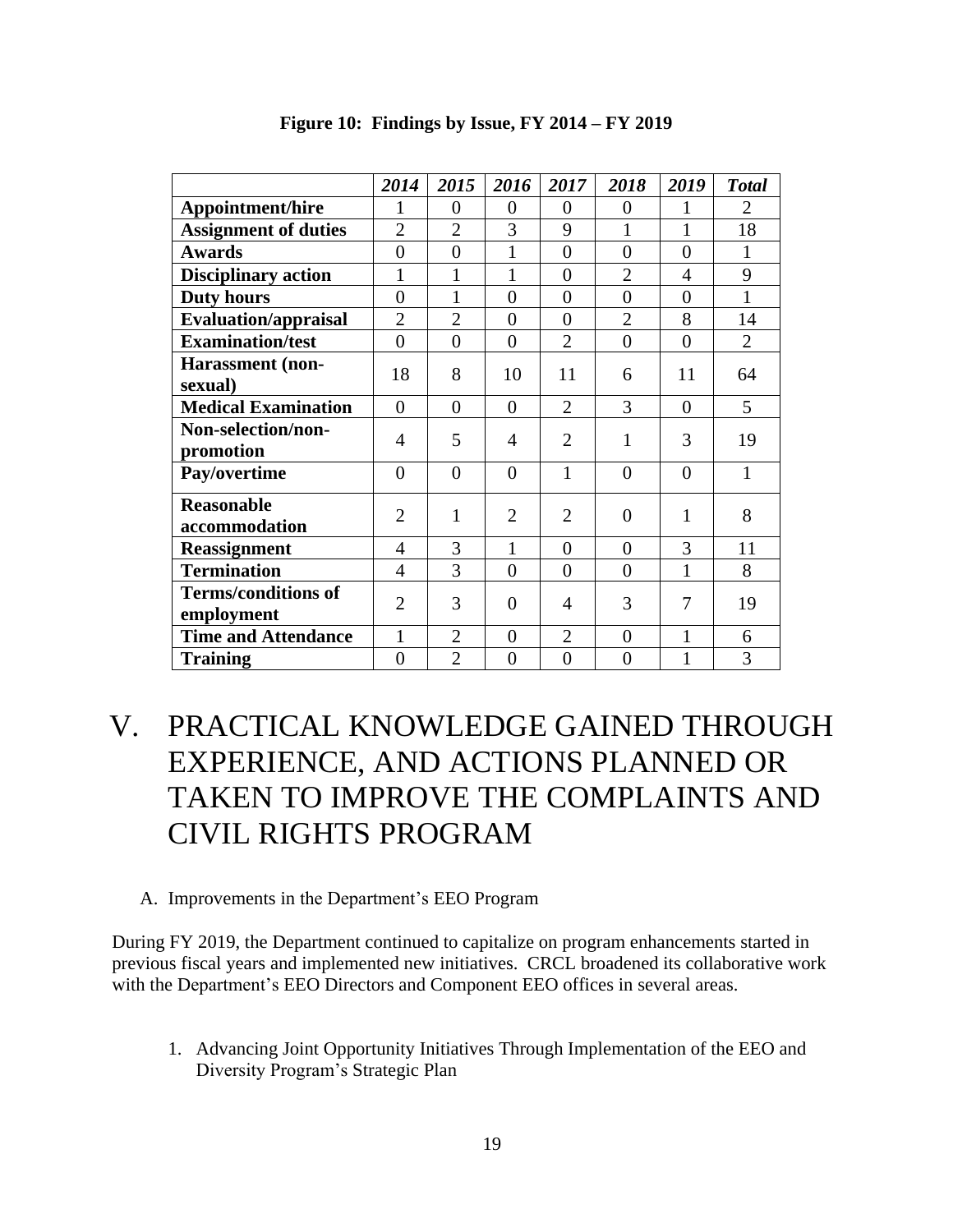**Figure 10: Findings by Issue, FY 2014 – FY 2019**

| | *2014* | *2015* | *2016* | *2017* | *2018* | *2019* | *Total* |
|---|---|---|---|---|---|---|---|
| **Appointment/hire** | 1 | 0 | 0 | 0 | 0 | 1 | 2 |
| **Assignment of duties** | 2 | 2 | 3 | 9 | 1 | 1 | 18 |
| **Awards** | 0 | 0 | 1 | 0 | 0 | 0 | 1 |
| **Disciplinary action** | 1 | 1 | 1 | 0 | 2 | 4 | 9 |
| **Duty hours** | 0 | 1 | 0 | 0 | 0 | 0 | 1 |
| **Evaluation/appraisal** | 2 | 2 | 0 | 0 | 2 | 8 | 14 |
| **Examination/test** | 0 | 0 | 0 | 2 | 0 | 0 | 2 |
| **Harassment (non-sexual)** | 18 | 8 | 10 | 11 | 6 | 11 | 64 |
| **Medical Examination** | 0 | 0 | 0 | 2 | 3 | 0 | 5 |
| **Non-selection/non-promotion** | 4 | 5 | 4 | 2 | 1 | 3 | 19 |
| **Pay/overtime** | 0 | 0 | 0 | 1 | 0 | 0 | 1 |
| **Reasonable accommodation** | 2 | 1 | 2 | 2 | 0 | 1 | 8 |
| **Reassignment** | 4 | 3 | 1 | 0 | 0 | 3 | 11 |
| **Termination** | 4 | 3 | 0 | 0 | 0 | 1 | 8 |
| **Terms/conditions of employment** | 2 | 3 | 0 | 4 | 3 | 7 | 19 |
| **Time and Attendance** | 1 | 2 | 0 | 2 | 0 | 1 | 6 |
| **Training** | 0 | 2 | 0 | 0 | 0 | 1 | 3 |

# V. PRACTICAL KNOWLEDGE GAINED THROUGH EXPERIENCE, AND ACTIONS PLANNED OR TAKEN TO IMPROVE THE COMPLAINTS AND CIVIL RIGHTS PROGRAM

## A. Improvements in the Department's EEO Program

During FY 2019, the Department continued to capitalize on program enhancements started in previous fiscal years and implemented new initiatives. CRCL broadened its collaborative work with the Department's EEO Directors and Component EEO offices in several areas.

### 1. Advancing Joint Opportunity Initiatives Through Implementation of the EEO and Diversity Program's Strategic Plan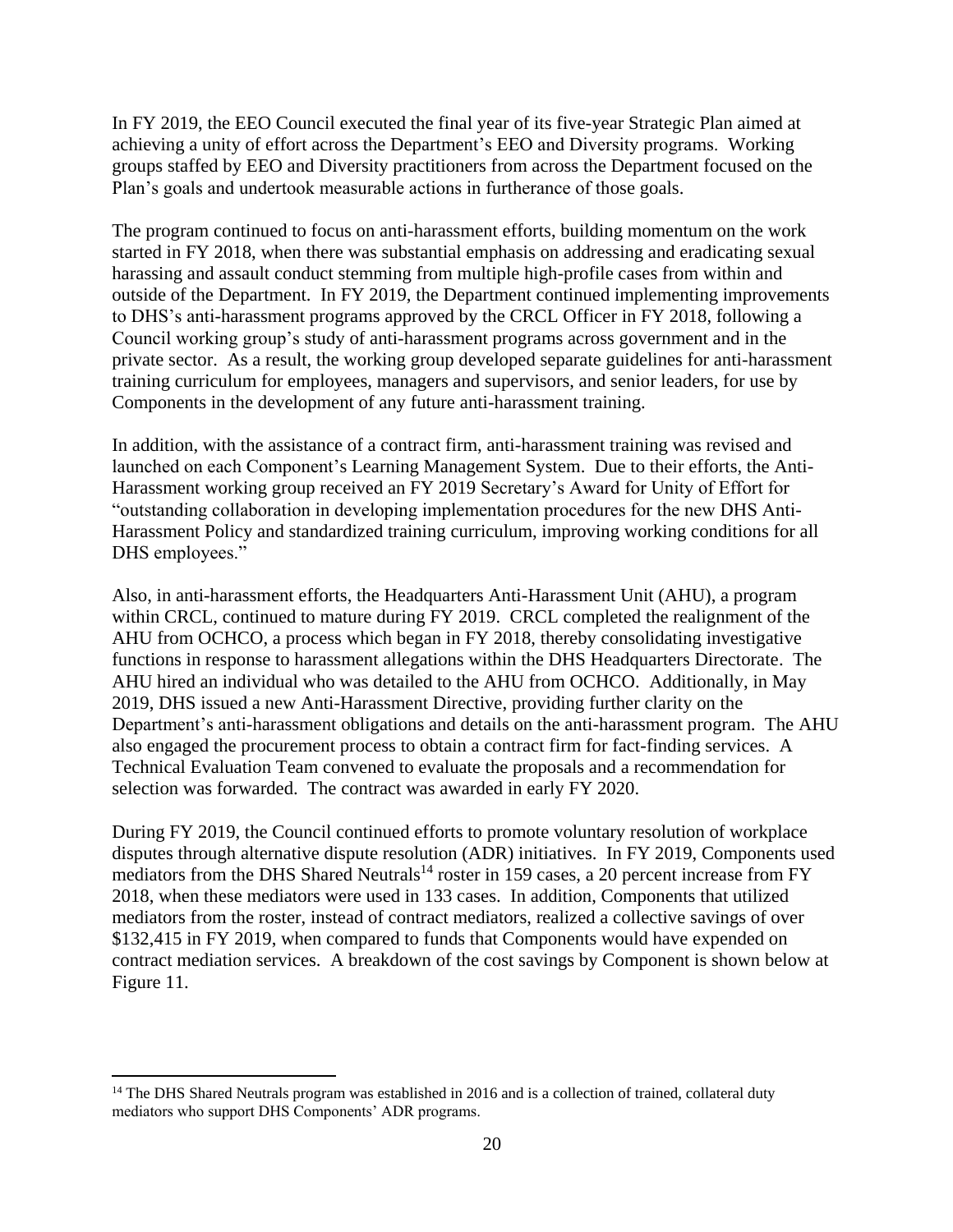In FY 2019, the EEO Council executed the final year of its five-year Strategic Plan aimed at achieving a unity of effort across the Department's EEO and Diversity programs. Working groups staffed by EEO and Diversity practitioners from across the Department focused on the Plan's goals and undertook measurable actions in furtherance of those goals.

The program continued to focus on anti-harassment efforts, building momentum on the work started in FY 2018, when there was substantial emphasis on addressing and eradicating sexual harassing and assault conduct stemming from multiple high-profile cases from within and outside of the Department. In FY 2019, the Department continued implementing improvements to DHS's anti-harassment programs approved by the CRCL Officer in FY 2018, following a Council working group's study of anti-harassment programs across government and in the private sector. As a result, the working group developed separate guidelines for anti-harassment training curriculum for employees, managers and supervisors, and senior leaders, for use by Components in the development of any future anti-harassment training.

In addition, with the assistance of a contract firm, anti-harassment training was revised and launched on each Component's Learning Management System. Due to their efforts, the Anti-Harassment working group received an FY 2019 Secretary's Award for Unity of Effort for "outstanding collaboration in developing implementation procedures for the new DHS Anti-Harassment Policy and standardized training curriculum, improving working conditions for all DHS employees."

Also, in anti-harassment efforts, the Headquarters Anti-Harassment Unit (AHU), a program within CRCL, continued to mature during FY 2019. CRCL completed the realignment of the AHU from OCHCO, a process which began in FY 2018, thereby consolidating investigative functions in response to harassment allegations within the DHS Headquarters Directorate. The AHU hired an individual who was detailed to the AHU from OCHCO. Additionally, in May 2019, DHS issued a new Anti-Harassment Directive, providing further clarity on the Department's anti-harassment obligations and details on the anti-harassment program. The AHU also engaged the procurement process to obtain a contract firm for fact-finding services. A Technical Evaluation Team convened to evaluate the proposals and a recommendation for selection was forwarded. The contract was awarded in early FY 2020.

During FY 2019, the Council continued efforts to promote voluntary resolution of workplace disputes through alternative dispute resolution (ADR) initiatives. In FY 2019, Components used mediators from the DHS Shared Neutrals[14] roster in 159 cases, a 20 percent increase from FY 2018, when these mediators were used in 133 cases. In addition, Components that utilized mediators from the roster, instead of contract mediators, realized a collective savings of over $132,415 in FY 2019, when compared to funds that Components would have expended on contract mediation services. A breakdown of the cost savings by Component is shown below at Figure 11.

[14] The DHS Shared Neutrals program was established in 2016 and is a collection of trained, collateral duty mediators who support DHS Components' ADR programs.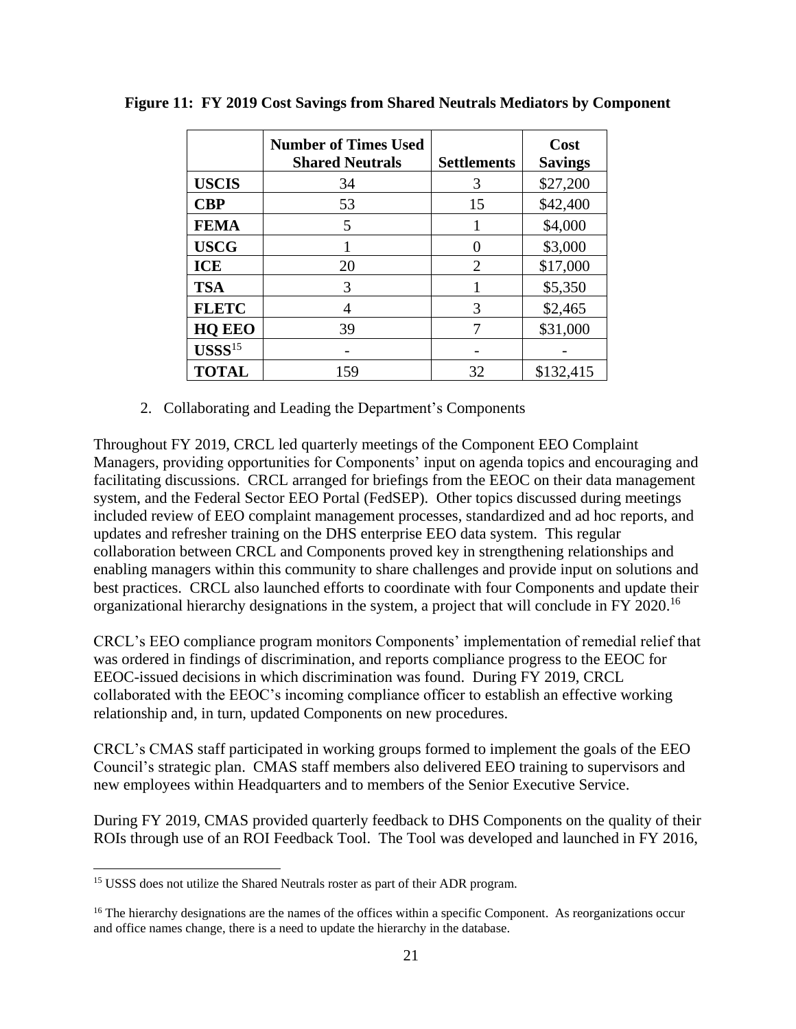**Figure 11: FY 2019 Cost Savings from Shared Neutrals Mediators by Component**

| | Number of Times Used Shared Neutrals | Settlements | Cost Savings |
|---|---|---|---|
| **USCIS** | 34 | 3 | $27,200 |
| **CBP** | 53 | 15 | $42,400 |
| **FEMA** | 5 | 1 | $4,000 |
| **USCG** | 1 | 0 | $3,000 |
| **ICE** | 20 | 2 | $17,000 |
| **TSA** | 3 | 1 | $5,350 |
| **FLETC** | 4 | 3 | $2,465 |
| **HQ EEO** | 39 | 7 | $31,000 |
| **USSS**[15] | - | - | - |
| **TOTAL** | 159 | 32 | $132,415 |

2. Collaborating and Leading the Department's Components

Throughout FY 2019, CRCL led quarterly meetings of the Component EEO Complaint Managers, providing opportunities for Components' input on agenda topics and encouraging and facilitating discussions. CRCL arranged for briefings from the EEOC on their data management system, and the Federal Sector EEO Portal (FedSEP). Other topics discussed during meetings included review of EEO complaint management processes, standardized and ad hoc reports, and updates and refresher training on the DHS enterprise EEO data system. This regular collaboration between CRCL and Components proved key in strengthening relationships and enabling managers within this community to share challenges and provide input on solutions and best practices. CRCL also launched efforts to coordinate with four Components and update their organizational hierarchy designations in the system, a project that will conclude in FY 2020.[16]

CRCL's EEO compliance program monitors Components' implementation of remedial relief that was ordered in findings of discrimination, and reports compliance progress to the EEOC for EEOC-issued decisions in which discrimination was found. During FY 2019, CRCL collaborated with the EEOC's incoming compliance officer to establish an effective working relationship and, in turn, updated Components on new procedures.

CRCL's CMAS staff participated in working groups formed to implement the goals of the EEO Council's strategic plan. CMAS staff members also delivered EEO training to supervisors and new employees within Headquarters and to members of the Senior Executive Service.

During FY 2019, CMAS provided quarterly feedback to DHS Components on the quality of their ROIs through use of an ROI Feedback Tool. The Tool was developed and launched in FY 2016,

[15] USSS does not utilize the Shared Neutrals roster as part of their ADR program.

[16] The hierarchy designations are the names of the offices within a specific Component. As reorganizations occur and office names change, there is a need to update the hierarchy in the database.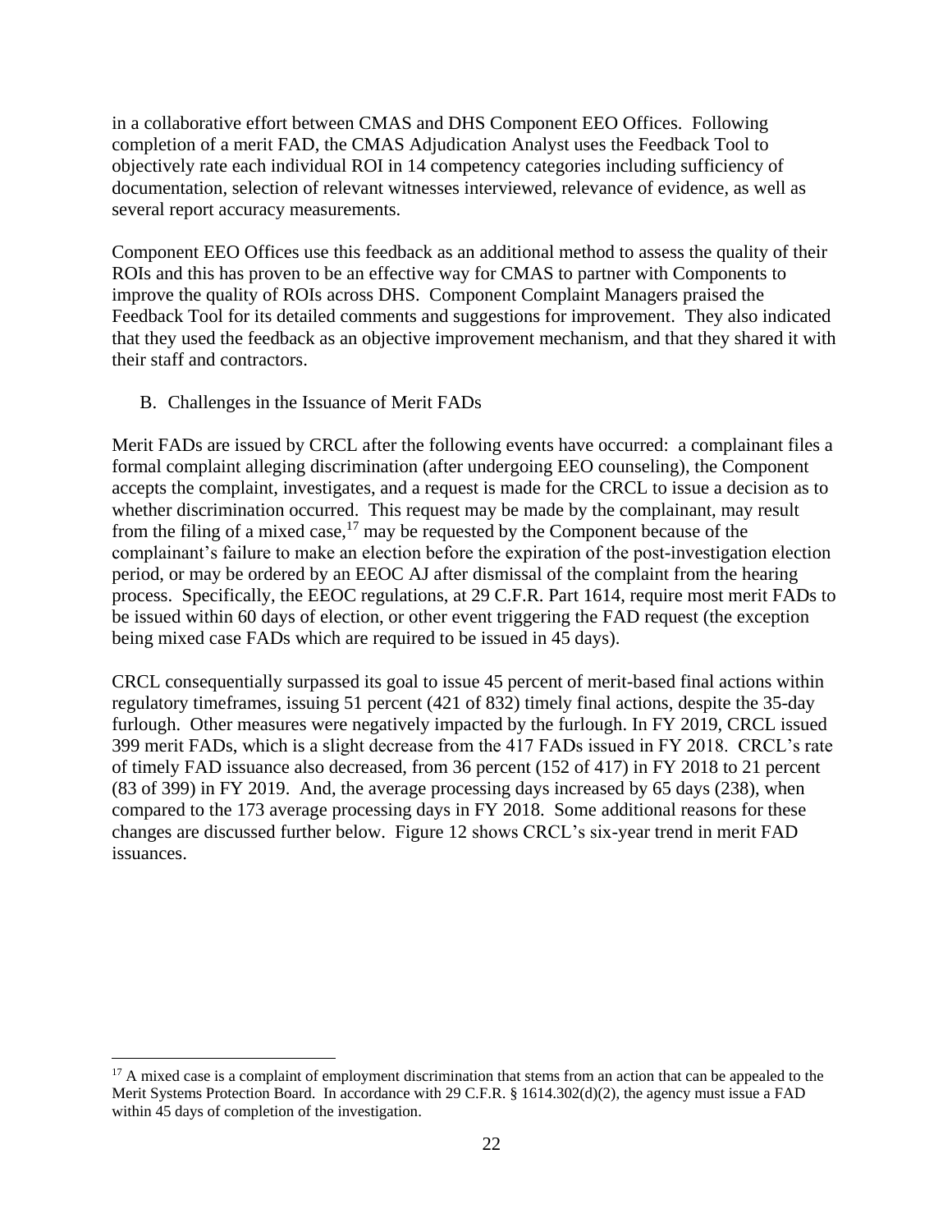in a collaborative effort between CMAS and DHS Component EEO Offices. Following completion of a merit FAD, the CMAS Adjudication Analyst uses the Feedback Tool to objectively rate each individual ROI in 14 competency categories including sufficiency of documentation, selection of relevant witnesses interviewed, relevance of evidence, as well as several report accuracy measurements.

Component EEO Offices use this feedback as an additional method to assess the quality of their ROIs and this has proven to be an effective way for CMAS to partner with Components to improve the quality of ROIs across DHS. Component Complaint Managers praised the Feedback Tool for its detailed comments and suggestions for improvement. They also indicated that they used the feedback as an objective improvement mechanism, and that they shared it with their staff and contractors.

## B. Challenges in the Issuance of Merit FADs

Merit FADs are issued by CRCL after the following events have occurred: a complainant files a formal complaint alleging discrimination (after undergoing EEO counseling), the Component accepts the complaint, investigates, and a request is made for the CRCL to issue a decision as to whether discrimination occurred. This request may be made by the complainant, may result from the filing of a mixed case,[17] may be requested by the Component because of the complainant's failure to make an election before the expiration of the post-investigation election period, or may be ordered by an EEOC AJ after dismissal of the complaint from the hearing process. Specifically, the EEOC regulations, at 29 C.F.R. Part 1614, require most merit FADs to be issued within 60 days of election, or other event triggering the FAD request (the exception being mixed case FADs which are required to be issued in 45 days).

CRCL consequentially surpassed its goal to issue 45 percent of merit-based final actions within regulatory timeframes, issuing 51 percent (421 of 832) timely final actions, despite the 35-day furlough. Other measures were negatively impacted by the furlough. In FY 2019, CRCL issued 399 merit FADs, which is a slight decrease from the 417 FADs issued in FY 2018. CRCL's rate of timely FAD issuance also decreased, from 36 percent (152 of 417) in FY 2018 to 21 percent (83 of 399) in FY 2019. And, the average processing days increased by 65 days (238), when compared to the 173 average processing days in FY 2018. Some additional reasons for these changes are discussed further below. Figure 12 shows CRCL's six-year trend in merit FAD issuances.

---

[17] A mixed case is a complaint of employment discrimination that stems from an action that can be appealed to the Merit Systems Protection Board. In accordance with 29 C.F.R. § 1614.302(d)(2), the agency must issue a FAD within 45 days of completion of the investigation.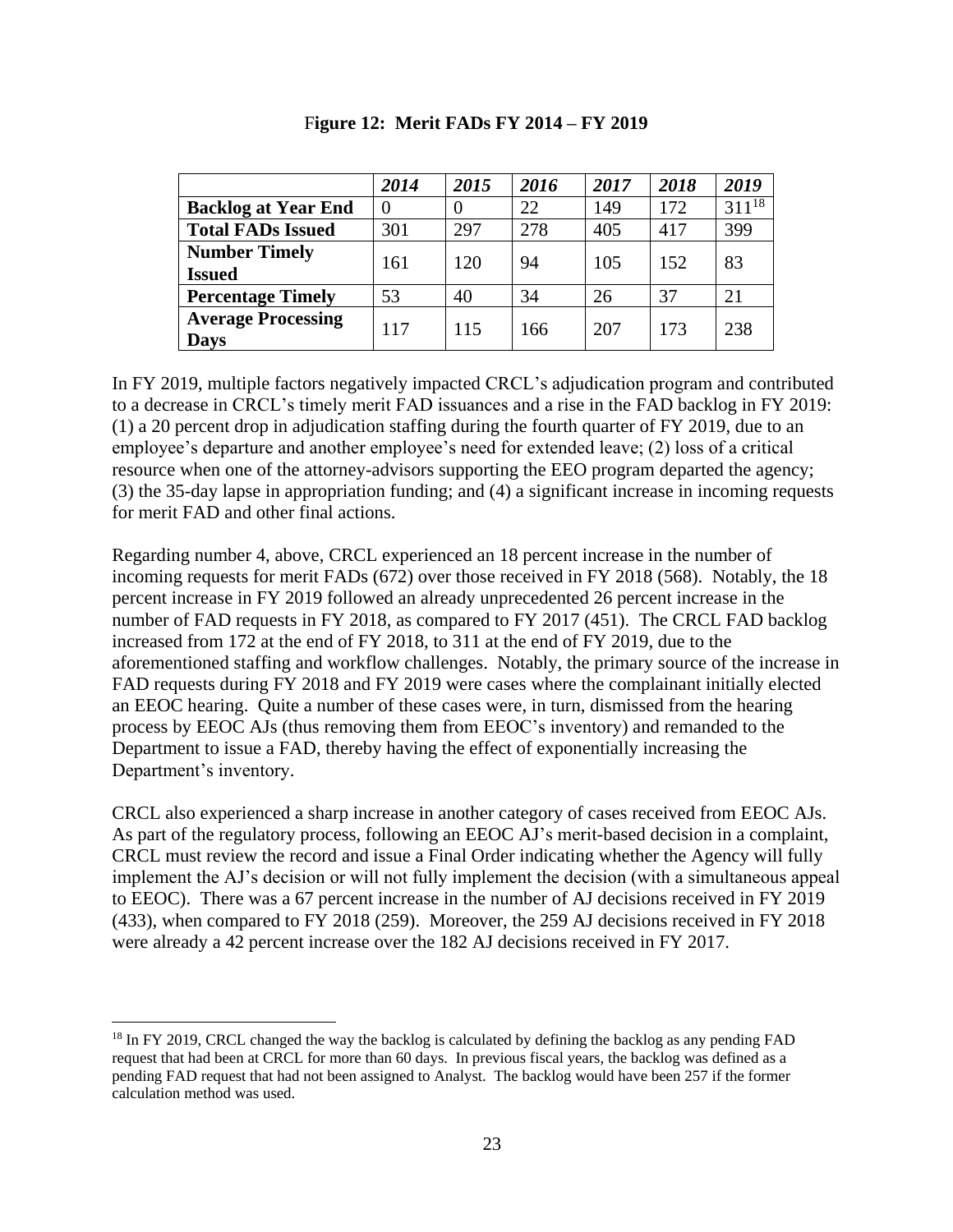**Figure 12: Merit FADs FY 2014 – FY 2019**

| | *2014* | *2015* | *2016* | *2017* | *2018* | *2019* |
|---|---|---|---|---|---|---|
| **Backlog at Year End** | 0 | 0 | 22 | 149 | 172 | 311[18] |
| **Total FADs Issued** | 301 | 297 | 278 | 405 | 417 | 399 |
| **Number Timely Issued** | 161 | 120 | 94 | 105 | 152 | 83 |
| **Percentage Timely** | 53 | 40 | 34 | 26 | 37 | 21 |
| **Average Processing Days** | 117 | 115 | 166 | 207 | 173 | 238 |

In FY 2019, multiple factors negatively impacted CRCL's adjudication program and contributed to a decrease in CRCL's timely merit FAD issuances and a rise in the FAD backlog in FY 2019: (1) a 20 percent drop in adjudication staffing during the fourth quarter of FY 2019, due to an employee's departure and another employee's need for extended leave; (2) loss of a critical resource when one of the attorney-advisors supporting the EEO program departed the agency; (3) the 35-day lapse in appropriation funding; and (4) a significant increase in incoming requests for merit FAD and other final actions.

Regarding number 4, above, CRCL experienced an 18 percent increase in the number of incoming requests for merit FADs (672) over those received in FY 2018 (568). Notably, the 18 percent increase in FY 2019 followed an already unprecedented 26 percent increase in the number of FAD requests in FY 2018, as compared to FY 2017 (451). The CRCL FAD backlog increased from 172 at the end of FY 2018, to 311 at the end of FY 2019, due to the aforementioned staffing and workflow challenges. Notably, the primary source of the increase in FAD requests during FY 2018 and FY 2019 were cases where the complainant initially elected an EEOC hearing. Quite a number of these cases were, in turn, dismissed from the hearing process by EEOC AJs (thus removing them from EEOC's inventory) and remanded to the Department to issue a FAD, thereby having the effect of exponentially increasing the Department's inventory.

CRCL also experienced a sharp increase in another category of cases received from EEOC AJs. As part of the regulatory process, following an EEOC AJ's merit-based decision in a complaint, CRCL must review the record and issue a Final Order indicating whether the Agency will fully implement the AJ's decision or will not fully implement the decision (with a simultaneous appeal to EEOC). There was a 67 percent increase in the number of AJ decisions received in FY 2019 (433), when compared to FY 2018 (259). Moreover, the 259 AJ decisions received in FY 2018 were already a 42 percent increase over the 182 AJ decisions received in FY 2017.

[18] In FY 2019, CRCL changed the way the backlog is calculated by defining the backlog as any pending FAD request that had been at CRCL for more than 60 days. In previous fiscal years, the backlog was defined as a pending FAD request that had not been assigned to Analyst. The backlog would have been 257 if the former calculation method was used.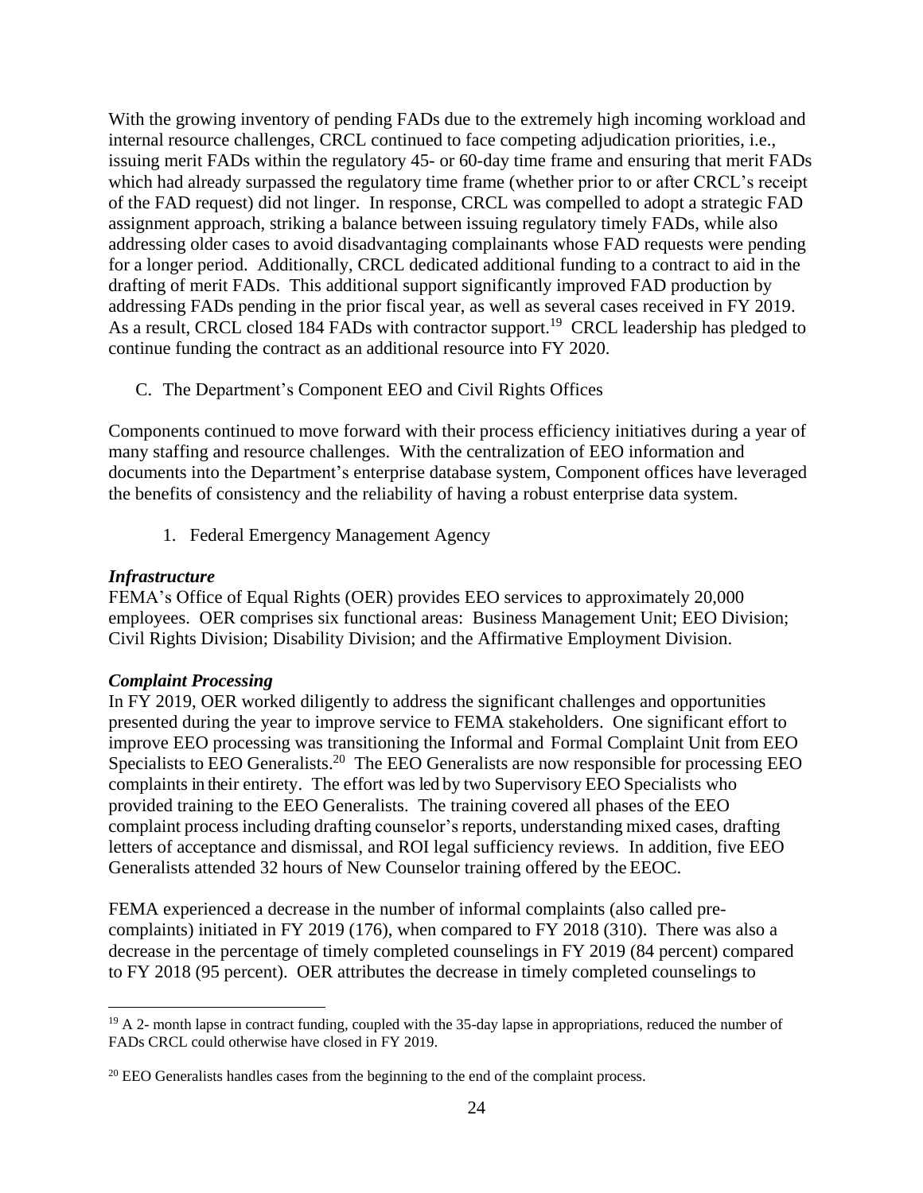With the growing inventory of pending FADs due to the extremely high incoming workload and internal resource challenges, CRCL continued to face competing adjudication priorities, i.e., issuing merit FADs within the regulatory 45- or 60-day time frame and ensuring that merit FADs which had already surpassed the regulatory time frame (whether prior to or after CRCL's receipt of the FAD request) did not linger. In response, CRCL was compelled to adopt a strategic FAD assignment approach, striking a balance between issuing regulatory timely FADs, while also addressing older cases to avoid disadvantaging complainants whose FAD requests were pending for a longer period. Additionally, CRCL dedicated additional funding to a contract to aid in the drafting of merit FADs. This additional support significantly improved FAD production by addressing FADs pending in the prior fiscal year, as well as several cases received in FY 2019. As a result, CRCL closed 184 FADs with contractor support.[19] CRCL leadership has pledged to continue funding the contract as an additional resource into FY 2020.

C. The Department's Component EEO and Civil Rights Offices

Components continued to move forward with their process efficiency initiatives during a year of many staffing and resource challenges. With the centralization of EEO information and documents into the Department's enterprise database system, Component offices have leveraged the benefits of consistency and the reliability of having a robust enterprise data system.

1. Federal Emergency Management Agency

***Infrastructure***

FEMA's Office of Equal Rights (OER) provides EEO services to approximately 20,000 employees. OER comprises six functional areas: Business Management Unit; EEO Division; Civil Rights Division; Disability Division; and the Affirmative Employment Division.

***Complaint Processing***

In FY 2019, OER worked diligently to address the significant challenges and opportunities presented during the year to improve service to FEMA stakeholders. One significant effort to improve EEO processing was transitioning the Informal and Formal Complaint Unit from EEO Specialists to EEO Generalists.[20] The EEO Generalists are now responsible for processing EEO complaints in their entirety. The effort was led by two Supervisory EEO Specialists who provided training to the EEO Generalists. The training covered all phases of the EEO complaint process including drafting counselor's reports, understanding mixed cases, drafting letters of acceptance and dismissal, and ROI legal sufficiency reviews. In addition, five EEO Generalists attended 32 hours of New Counselor training offered by the EEOC.

FEMA experienced a decrease in the number of informal complaints (also called pre-complaints) initiated in FY 2019 (176), when compared to FY 2018 (310). There was also a decrease in the percentage of timely completed counselings in FY 2019 (84 percent) compared to FY 2018 (95 percent). OER attributes the decrease in timely completed counselings to

---

[19] A 2- month lapse in contract funding, coupled with the 35-day lapse in appropriations, reduced the number of FADs CRCL could otherwise have closed in FY 2019.

[20] EEO Generalists handles cases from the beginning to the end of the complaint process.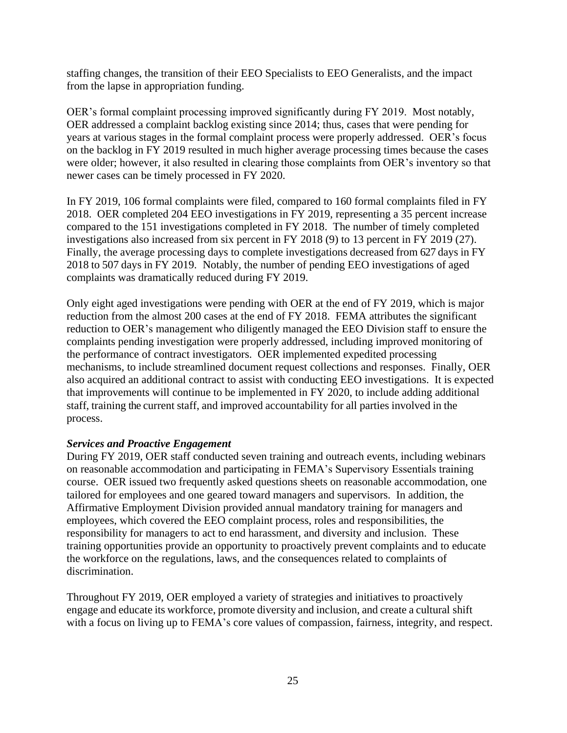staffing changes, the transition of their EEO Specialists to EEO Generalists, and the impact from the lapse in appropriation funding.

OER's formal complaint processing improved significantly during FY 2019. Most notably, OER addressed a complaint backlog existing since 2014; thus, cases that were pending for years at various stages in the formal complaint process were properly addressed. OER's focus on the backlog in FY 2019 resulted in much higher average processing times because the cases were older; however, it also resulted in clearing those complaints from OER's inventory so that newer cases can be timely processed in FY 2020.

In FY 2019, 106 formal complaints were filed, compared to 160 formal complaints filed in FY 2018. OER completed 204 EEO investigations in FY 2019, representing a 35 percent increase compared to the 151 investigations completed in FY 2018. The number of timely completed investigations also increased from six percent in FY 2018 (9) to 13 percent in FY 2019 (27). Finally, the average processing days to complete investigations decreased from 627 days in FY 2018 to 507 days in FY 2019. Notably, the number of pending EEO investigations of aged complaints was dramatically reduced during FY 2019.

Only eight aged investigations were pending with OER at the end of FY 2019, which is major reduction from the almost 200 cases at the end of FY 2018. FEMA attributes the significant reduction to OER's management who diligently managed the EEO Division staff to ensure the complaints pending investigation were properly addressed, including improved monitoring of the performance of contract investigators. OER implemented expedited processing mechanisms, to include streamlined document request collections and responses. Finally, OER also acquired an additional contract to assist with conducting EEO investigations. It is expected that improvements will continue to be implemented in FY 2020, to include adding additional staff, training the current staff, and improved accountability for all parties involved in the process.

***Services and Proactive Engagement***

During FY 2019, OER staff conducted seven training and outreach events, including webinars on reasonable accommodation and participating in FEMA's Supervisory Essentials training course. OER issued two frequently asked questions sheets on reasonable accommodation, one tailored for employees and one geared toward managers and supervisors. In addition, the Affirmative Employment Division provided annual mandatory training for managers and employees, which covered the EEO complaint process, roles and responsibilities, the responsibility for managers to act to end harassment, and diversity and inclusion. These training opportunities provide an opportunity to proactively prevent complaints and to educate the workforce on the regulations, laws, and the consequences related to complaints of discrimination.

Throughout FY 2019, OER employed a variety of strategies and initiatives to proactively engage and educate its workforce, promote diversity and inclusion, and create a cultural shift with a focus on living up to FEMA's core values of compassion, fairness, integrity, and respect.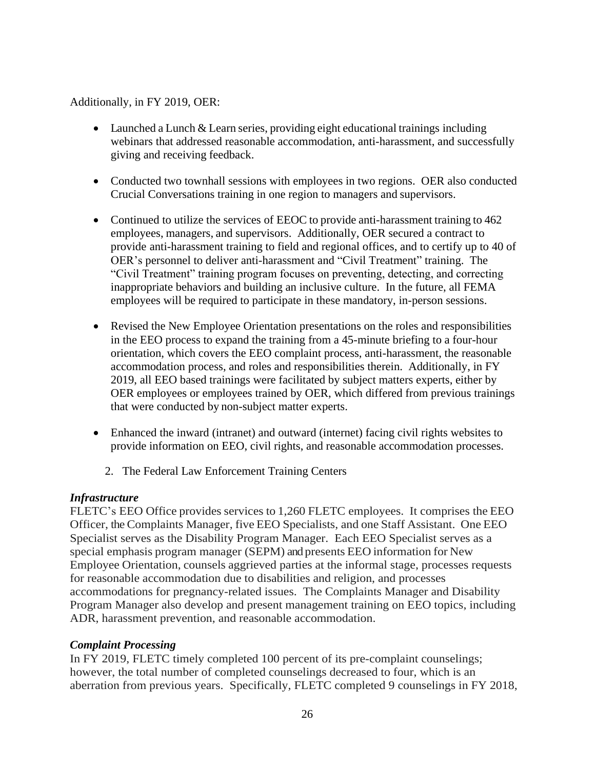Additionally, in FY 2019, OER:

- Launched a Lunch & Learn series, providing eight educational trainings including webinars that addressed reasonable accommodation, anti-harassment, and successfully giving and receiving feedback.
- Conducted two townhall sessions with employees in two regions. OER also conducted Crucial Conversations training in one region to managers and supervisors.
- Continued to utilize the services of EEOC to provide anti-harassment training to 462 employees, managers, and supervisors. Additionally, OER secured a contract to provide anti-harassment training to field and regional offices, and to certify up to 40 of OER's personnel to deliver anti-harassment and "Civil Treatment" training. The "Civil Treatment" training program focuses on preventing, detecting, and correcting inappropriate behaviors and building an inclusive culture. In the future, all FEMA employees will be required to participate in these mandatory, in-person sessions.
- Revised the New Employee Orientation presentations on the roles and responsibilities in the EEO process to expand the training from a 45-minute briefing to a four-hour orientation, which covers the EEO complaint process, anti-harassment, the reasonable accommodation process, and roles and responsibilities therein. Additionally, in FY 2019, all EEO based trainings were facilitated by subject matters experts, either by OER employees or employees trained by OER, which differed from previous trainings that were conducted by non-subject matter experts.
- Enhanced the inward (intranet) and outward (internet) facing civil rights websites to provide information on EEO, civil rights, and reasonable accommodation processes.

2. The Federal Law Enforcement Training Centers

***Infrastructure***

FLETC's EEO Office provides services to 1,260 FLETC employees. It comprises the EEO Officer, the Complaints Manager, five EEO Specialists, and one Staff Assistant. One EEO Specialist serves as the Disability Program Manager. Each EEO Specialist serves as a special emphasis program manager (SEPM) and presents EEO information for New Employee Orientation, counsels aggrieved parties at the informal stage, processes requests for reasonable accommodation due to disabilities and religion, and processes accommodations for pregnancy-related issues. The Complaints Manager and Disability Program Manager also develop and present management training on EEO topics, including ADR, harassment prevention, and reasonable accommodation.

***Complaint Processing***

In FY 2019, FLETC timely completed 100 percent of its pre-complaint counselings; however, the total number of completed counselings decreased to four, which is an aberration from previous years. Specifically, FLETC completed 9 counselings in FY 2018,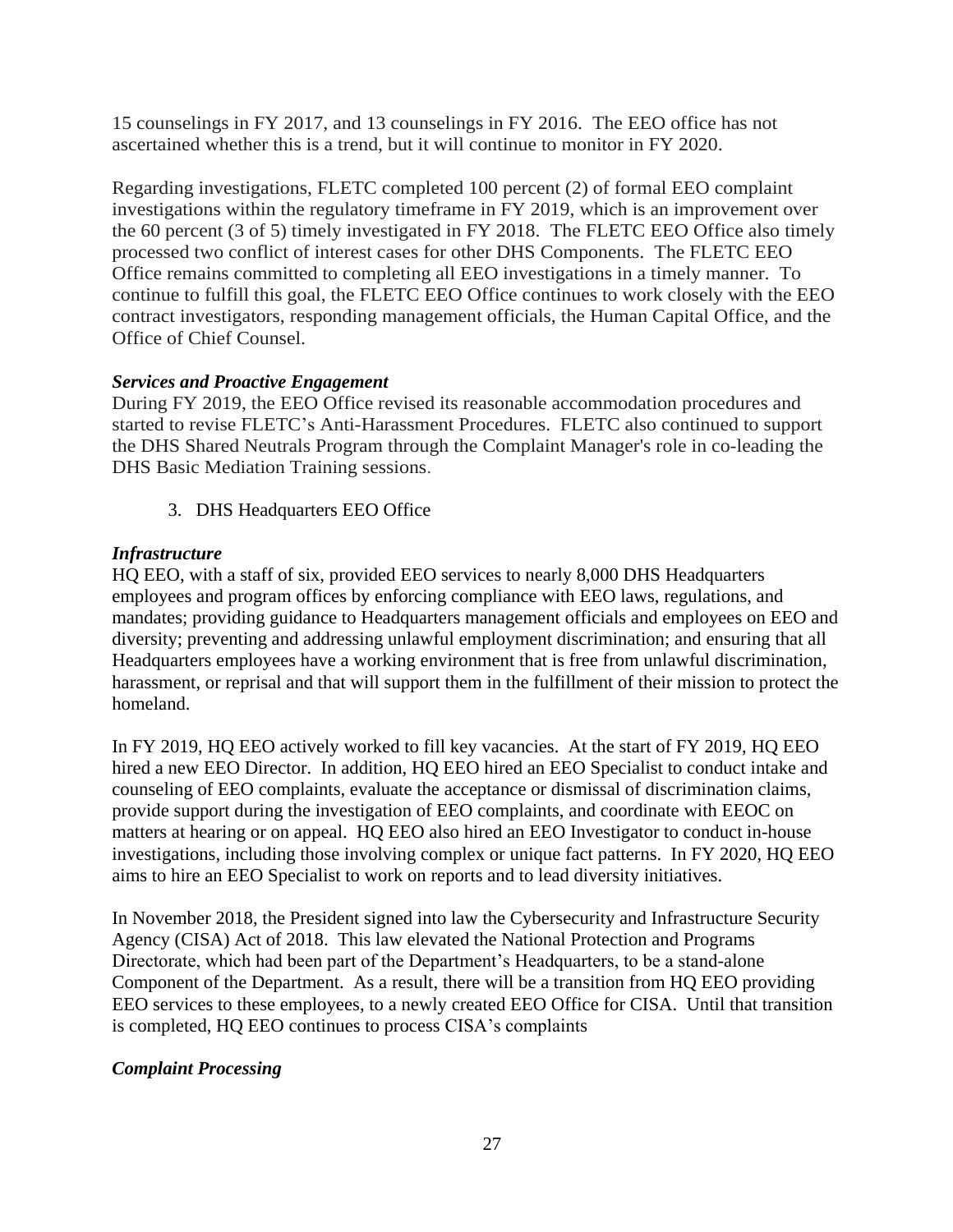15 counselings in FY 2017, and 13 counselings in FY 2016. The EEO office has not ascertained whether this is a trend, but it will continue to monitor in FY 2020.

Regarding investigations, FLETC completed 100 percent (2) of formal EEO complaint investigations within the regulatory timeframe in FY 2019, which is an improvement over the 60 percent (3 of 5) timely investigated in FY 2018. The FLETC EEO Office also timely processed two conflict of interest cases for other DHS Components. The FLETC EEO Office remains committed to completing all EEO investigations in a timely manner. To continue to fulfill this goal, the FLETC EEO Office continues to work closely with the EEO contract investigators, responding management officials, the Human Capital Office, and the Office of Chief Counsel.

***Services and Proactive Engagement***

During FY 2019, the EEO Office revised its reasonable accommodation procedures and started to revise FLETC's Anti-Harassment Procedures. FLETC also continued to support the DHS Shared Neutrals Program through the Complaint Manager's role in co-leading the DHS Basic Mediation Training sessions.

3. DHS Headquarters EEO Office

***Infrastructure***

HQ EEO, with a staff of six, provided EEO services to nearly 8,000 DHS Headquarters employees and program offices by enforcing compliance with EEO laws, regulations, and mandates; providing guidance to Headquarters management officials and employees on EEO and diversity; preventing and addressing unlawful employment discrimination; and ensuring that all Headquarters employees have a working environment that is free from unlawful discrimination, harassment, or reprisal and that will support them in the fulfillment of their mission to protect the homeland.

In FY 2019, HQ EEO actively worked to fill key vacancies. At the start of FY 2019, HQ EEO hired a new EEO Director. In addition, HQ EEO hired an EEO Specialist to conduct intake and counseling of EEO complaints, evaluate the acceptance or dismissal of discrimination claims, provide support during the investigation of EEO complaints, and coordinate with EEOC on matters at hearing or on appeal. HQ EEO also hired an EEO Investigator to conduct in-house investigations, including those involving complex or unique fact patterns. In FY 2020, HQ EEO aims to hire an EEO Specialist to work on reports and to lead diversity initiatives.

In November 2018, the President signed into law the Cybersecurity and Infrastructure Security Agency (CISA) Act of 2018. This law elevated the National Protection and Programs Directorate, which had been part of the Department's Headquarters, to be a stand-alone Component of the Department. As a result, there will be a transition from HQ EEO providing EEO services to these employees, to a newly created EEO Office for CISA. Until that transition is completed, HQ EEO continues to process CISA's complaints

***Complaint Processing***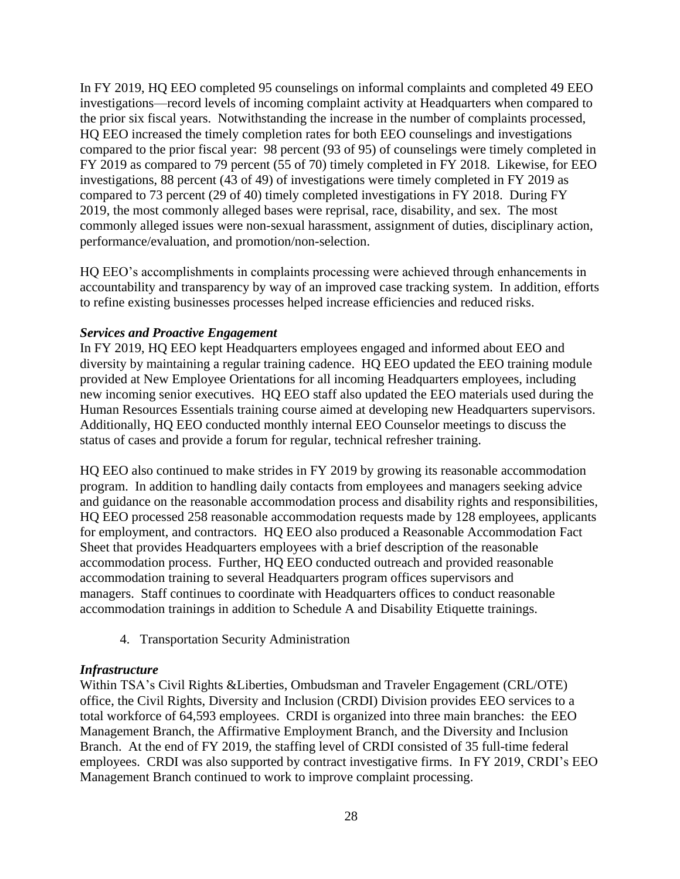In FY 2019, HQ EEO completed 95 counselings on informal complaints and completed 49 EEO investigations—record levels of incoming complaint activity at Headquarters when compared to the prior six fiscal years. Notwithstanding the increase in the number of complaints processed, HQ EEO increased the timely completion rates for both EEO counselings and investigations compared to the prior fiscal year: 98 percent (93 of 95) of counselings were timely completed in FY 2019 as compared to 79 percent (55 of 70) timely completed in FY 2018. Likewise, for EEO investigations, 88 percent (43 of 49) of investigations were timely completed in FY 2019 as compared to 73 percent (29 of 40) timely completed investigations in FY 2018. During FY 2019, the most commonly alleged bases were reprisal, race, disability, and sex. The most commonly alleged issues were non-sexual harassment, assignment of duties, disciplinary action, performance/evaluation, and promotion/non-selection.

HQ EEO's accomplishments in complaints processing were achieved through enhancements in accountability and transparency by way of an improved case tracking system. In addition, efforts to refine existing businesses processes helped increase efficiencies and reduced risks.

***Services and Proactive Engagement***

In FY 2019, HQ EEO kept Headquarters employees engaged and informed about EEO and diversity by maintaining a regular training cadence. HQ EEO updated the EEO training module provided at New Employee Orientations for all incoming Headquarters employees, including new incoming senior executives. HQ EEO staff also updated the EEO materials used during the Human Resources Essentials training course aimed at developing new Headquarters supervisors. Additionally, HQ EEO conducted monthly internal EEO Counselor meetings to discuss the status of cases and provide a forum for regular, technical refresher training.

HQ EEO also continued to make strides in FY 2019 by growing its reasonable accommodation program. In addition to handling daily contacts from employees and managers seeking advice and guidance on the reasonable accommodation process and disability rights and responsibilities, HQ EEO processed 258 reasonable accommodation requests made by 128 employees, applicants for employment, and contractors. HQ EEO also produced a Reasonable Accommodation Fact Sheet that provides Headquarters employees with a brief description of the reasonable accommodation process. Further, HQ EEO conducted outreach and provided reasonable accommodation training to several Headquarters program offices supervisors and managers. Staff continues to coordinate with Headquarters offices to conduct reasonable accommodation trainings in addition to Schedule A and Disability Etiquette trainings.

4. Transportation Security Administration

***Infrastructure***

Within TSA's Civil Rights &Liberties, Ombudsman and Traveler Engagement (CRL/OTE) office, the Civil Rights, Diversity and Inclusion (CRDI) Division provides EEO services to a total workforce of 64,593 employees. CRDI is organized into three main branches: the EEO Management Branch, the Affirmative Employment Branch, and the Diversity and Inclusion Branch. At the end of FY 2019, the staffing level of CRDI consisted of 35 full-time federal employees. CRDI was also supported by contract investigative firms. In FY 2019, CRDI's EEO Management Branch continued to work to improve complaint processing.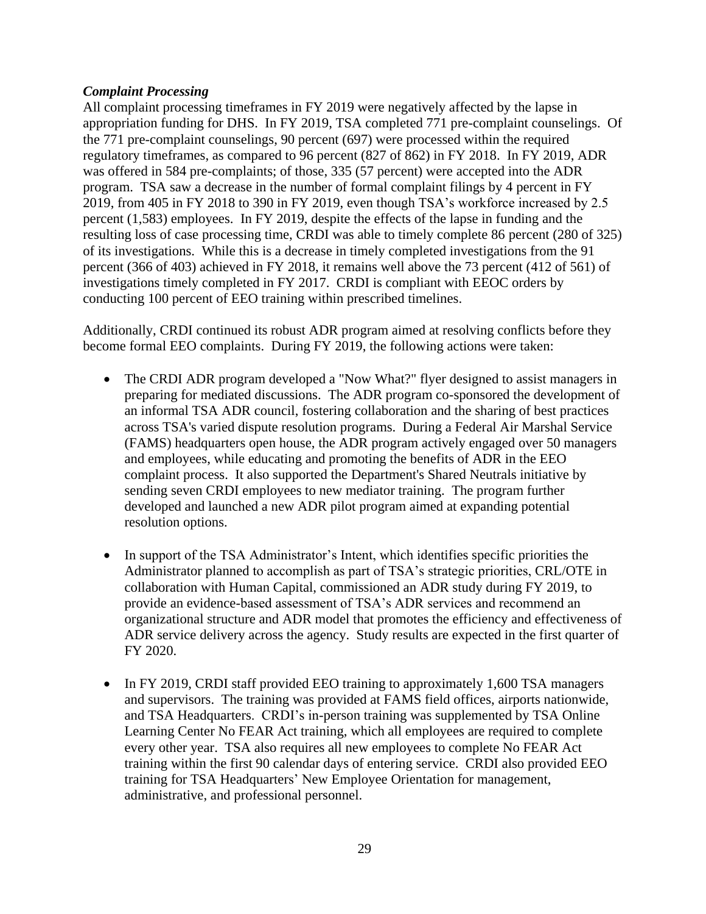***Complaint Processing***

All complaint processing timeframes in FY 2019 were negatively affected by the lapse in appropriation funding for DHS. In FY 2019, TSA completed 771 pre-complaint counselings. Of the 771 pre-complaint counselings, 90 percent (697) were processed within the required regulatory timeframes, as compared to 96 percent (827 of 862) in FY 2018. In FY 2019, ADR was offered in 584 pre-complaints; of those, 335 (57 percent) were accepted into the ADR program. TSA saw a decrease in the number of formal complaint filings by 4 percent in FY 2019, from 405 in FY 2018 to 390 in FY 2019, even though TSA's workforce increased by 2.5 percent (1,583) employees. In FY 2019, despite the effects of the lapse in funding and the resulting loss of case processing time, CRDI was able to timely complete 86 percent (280 of 325) of its investigations. While this is a decrease in timely completed investigations from the 91 percent (366 of 403) achieved in FY 2018, it remains well above the 73 percent (412 of 561) of investigations timely completed in FY 2017. CRDI is compliant with EEOC orders by conducting 100 percent of EEO training within prescribed timelines.

Additionally, CRDI continued its robust ADR program aimed at resolving conflicts before they become formal EEO complaints. During FY 2019, the following actions were taken:

- The CRDI ADR program developed a "Now What?" flyer designed to assist managers in preparing for mediated discussions. The ADR program co-sponsored the development of an informal TSA ADR council, fostering collaboration and the sharing of best practices across TSA's varied dispute resolution programs. During a Federal Air Marshal Service (FAMS) headquarters open house, the ADR program actively engaged over 50 managers and employees, while educating and promoting the benefits of ADR in the EEO complaint process. It also supported the Department's Shared Neutrals initiative by sending seven CRDI employees to new mediator training. The program further developed and launched a new ADR pilot program aimed at expanding potential resolution options.

- In support of the TSA Administrator's Intent, which identifies specific priorities the Administrator planned to accomplish as part of TSA's strategic priorities, CRL/OTE in collaboration with Human Capital, commissioned an ADR study during FY 2019, to provide an evidence-based assessment of TSA's ADR services and recommend an organizational structure and ADR model that promotes the efficiency and effectiveness of ADR service delivery across the agency. Study results are expected in the first quarter of FY 2020.

- In FY 2019, CRDI staff provided EEO training to approximately 1,600 TSA managers and supervisors. The training was provided at FAMS field offices, airports nationwide, and TSA Headquarters. CRDI's in-person training was supplemented by TSA Online Learning Center No FEAR Act training, which all employees are required to complete every other year. TSA also requires all new employees to complete No FEAR Act training within the first 90 calendar days of entering service. CRDI also provided EEO training for TSA Headquarters' New Employee Orientation for management, administrative, and professional personnel.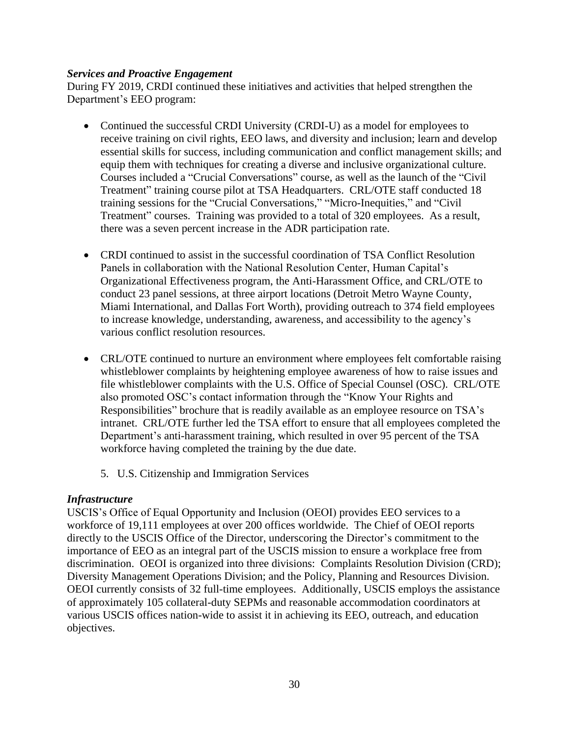***Services and Proactive Engagement***

During FY 2019, CRDI continued these initiatives and activities that helped strengthen the Department's EEO program:

- Continued the successful CRDI University (CRDI-U) as a model for employees to receive training on civil rights, EEO laws, and diversity and inclusion; learn and develop essential skills for success, including communication and conflict management skills; and equip them with techniques for creating a diverse and inclusive organizational culture. Courses included a "Crucial Conversations" course, as well as the launch of the "Civil Treatment" training course pilot at TSA Headquarters. CRL/OTE staff conducted 18 training sessions for the "Crucial Conversations," "Micro-Inequities," and "Civil Treatment" courses. Training was provided to a total of 320 employees. As a result, there was a seven percent increase in the ADR participation rate.

- CRDI continued to assist in the successful coordination of TSA Conflict Resolution Panels in collaboration with the National Resolution Center, Human Capital's Organizational Effectiveness program, the Anti-Harassment Office, and CRL/OTE to conduct 23 panel sessions, at three airport locations (Detroit Metro Wayne County, Miami International, and Dallas Fort Worth), providing outreach to 374 field employees to increase knowledge, understanding, awareness, and accessibility to the agency's various conflict resolution resources.

- CRL/OTE continued to nurture an environment where employees felt comfortable raising whistleblower complaints by heightening employee awareness of how to raise issues and file whistleblower complaints with the U.S. Office of Special Counsel (OSC). CRL/OTE also promoted OSC's contact information through the "Know Your Rights and Responsibilities" brochure that is readily available as an employee resource on TSA's intranet. CRL/OTE further led the TSA effort to ensure that all employees completed the Department's anti-harassment training, which resulted in over 95 percent of the TSA workforce having completed the training by the due date.

5. U.S. Citizenship and Immigration Services

***Infrastructure***

USCIS's Office of Equal Opportunity and Inclusion (OEOI) provides EEO services to a workforce of 19,111 employees at over 200 offices worldwide. The Chief of OEOI reports directly to the USCIS Office of the Director, underscoring the Director's commitment to the importance of EEO as an integral part of the USCIS mission to ensure a workplace free from discrimination. OEOI is organized into three divisions: Complaints Resolution Division (CRD); Diversity Management Operations Division; and the Policy, Planning and Resources Division. OEOI currently consists of 32 full-time employees. Additionally, USCIS employs the assistance of approximately 105 collateral-duty SEPMs and reasonable accommodation coordinators at various USCIS offices nation-wide to assist it in achieving its EEO, outreach, and education objectives.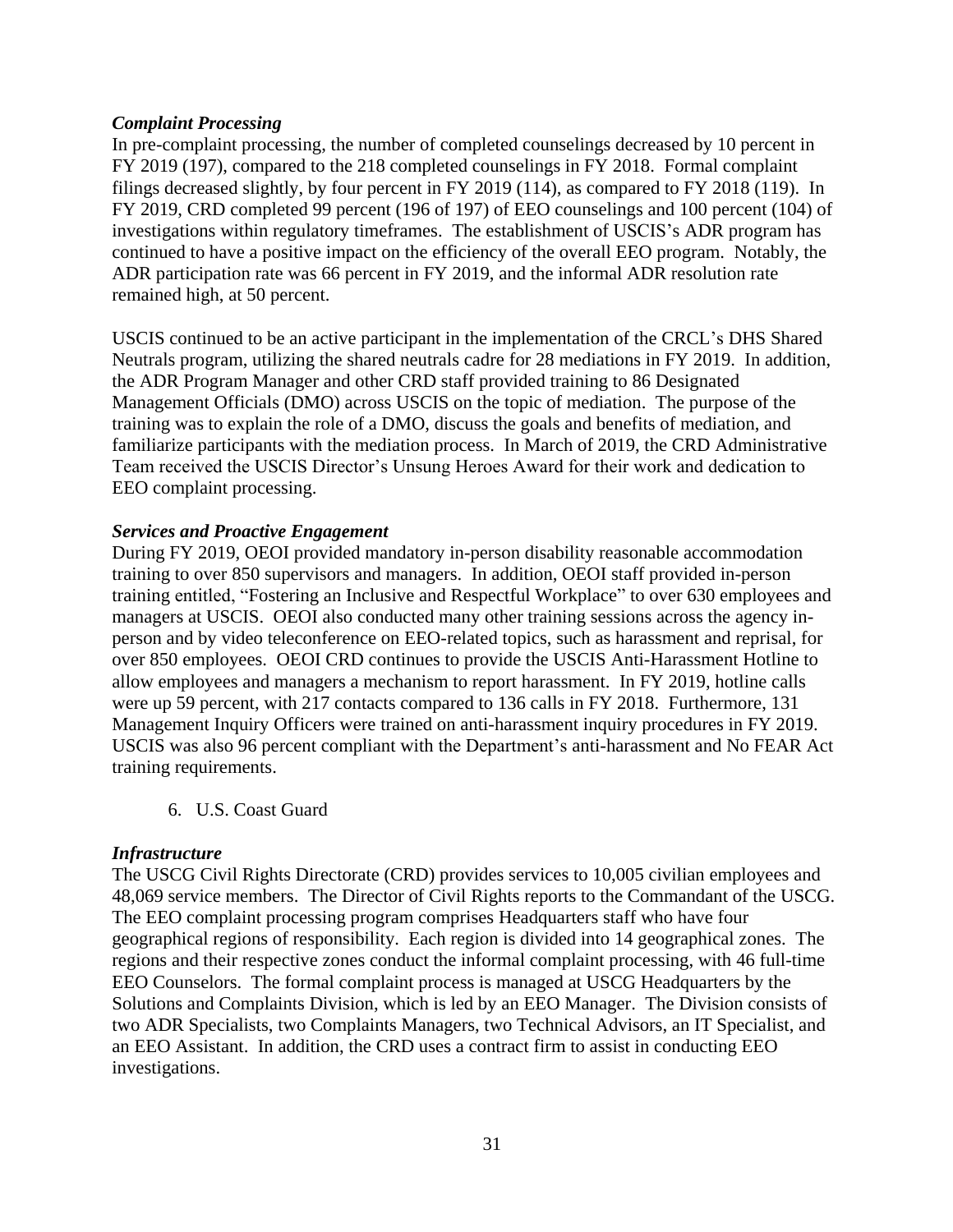***Complaint Processing***

In pre-complaint processing, the number of completed counselings decreased by 10 percent in FY 2019 (197), compared to the 218 completed counselings in FY 2018. Formal complaint filings decreased slightly, by four percent in FY 2019 (114), as compared to FY 2018 (119). In FY 2019, CRD completed 99 percent (196 of 197) of EEO counselings and 100 percent (104) of investigations within regulatory timeframes. The establishment of USCIS's ADR program has continued to have a positive impact on the efficiency of the overall EEO program. Notably, the ADR participation rate was 66 percent in FY 2019, and the informal ADR resolution rate remained high, at 50 percent.

USCIS continued to be an active participant in the implementation of the CRCL's DHS Shared Neutrals program, utilizing the shared neutrals cadre for 28 mediations in FY 2019. In addition, the ADR Program Manager and other CRD staff provided training to 86 Designated Management Officials (DMO) across USCIS on the topic of mediation. The purpose of the training was to explain the role of a DMO, discuss the goals and benefits of mediation, and familiarize participants with the mediation process. In March of 2019, the CRD Administrative Team received the USCIS Director's Unsung Heroes Award for their work and dedication to EEO complaint processing.

***Services and Proactive Engagement***

During FY 2019, OEOI provided mandatory in-person disability reasonable accommodation training to over 850 supervisors and managers. In addition, OEOI staff provided in-person training entitled, "Fostering an Inclusive and Respectful Workplace" to over 630 employees and managers at USCIS. OEOI also conducted many other training sessions across the agency in-person and by video teleconference on EEO-related topics, such as harassment and reprisal, for over 850 employees. OEOI CRD continues to provide the USCIS Anti-Harassment Hotline to allow employees and managers a mechanism to report harassment. In FY 2019, hotline calls were up 59 percent, with 217 contacts compared to 136 calls in FY 2018. Furthermore, 131 Management Inquiry Officers were trained on anti-harassment inquiry procedures in FY 2019. USCIS was also 96 percent compliant with the Department's anti-harassment and No FEAR Act training requirements.

6. U.S. Coast Guard

***Infrastructure***

The USCG Civil Rights Directorate (CRD) provides services to 10,005 civilian employees and 48,069 service members. The Director of Civil Rights reports to the Commandant of the USCG. The EEO complaint processing program comprises Headquarters staff who have four geographical regions of responsibility. Each region is divided into 14 geographical zones. The regions and their respective zones conduct the informal complaint processing, with 46 full-time EEO Counselors. The formal complaint process is managed at USCG Headquarters by the Solutions and Complaints Division, which is led by an EEO Manager. The Division consists of two ADR Specialists, two Complaints Managers, two Technical Advisors, an IT Specialist, and an EEO Assistant. In addition, the CRD uses a contract firm to assist in conducting EEO investigations.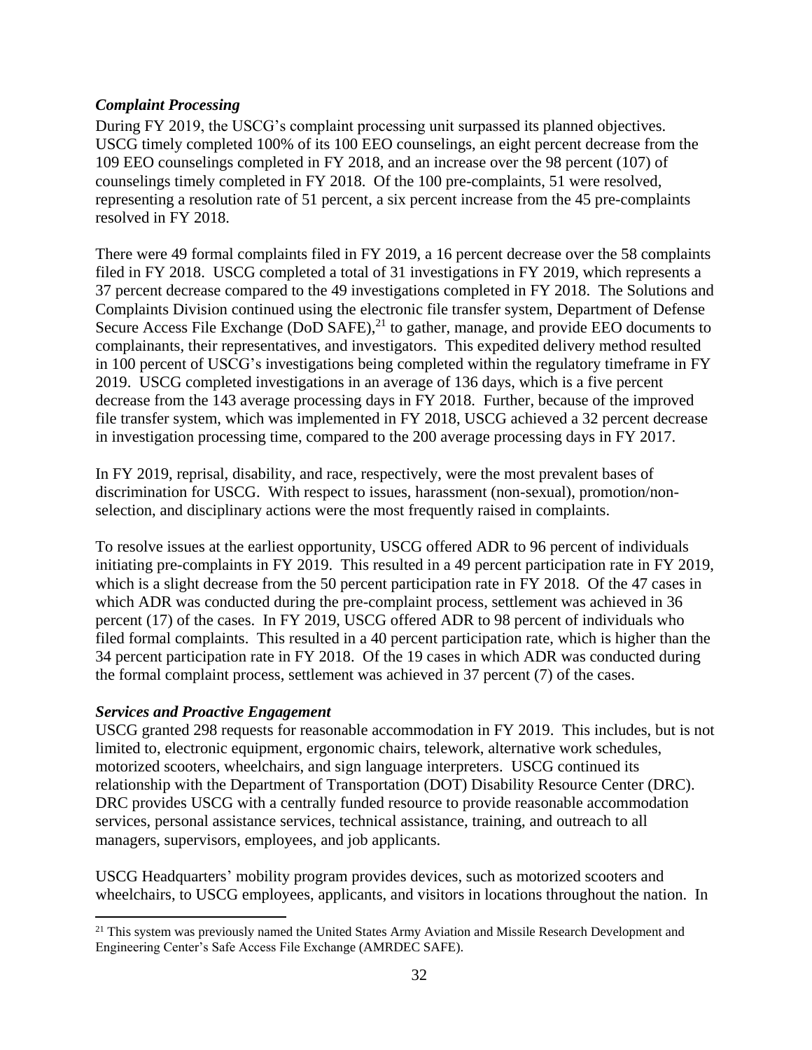***Complaint Processing***

During FY 2019, the USCG's complaint processing unit surpassed its planned objectives. USCG timely completed 100% of its 100 EEO counselings, an eight percent decrease from the 109 EEO counselings completed in FY 2018, and an increase over the 98 percent (107) of counselings timely completed in FY 2018. Of the 100 pre-complaints, 51 were resolved, representing a resolution rate of 51 percent, a six percent increase from the 45 pre-complaints resolved in FY 2018.

There were 49 formal complaints filed in FY 2019, a 16 percent decrease over the 58 complaints filed in FY 2018. USCG completed a total of 31 investigations in FY 2019, which represents a 37 percent decrease compared to the 49 investigations completed in FY 2018. The Solutions and Complaints Division continued using the electronic file transfer system, Department of Defense Secure Access File Exchange (DoD SAFE),[21] to gather, manage, and provide EEO documents to complainants, their representatives, and investigators. This expedited delivery method resulted in 100 percent of USCG's investigations being completed within the regulatory timeframe in FY 2019. USCG completed investigations in an average of 136 days, which is a five percent decrease from the 143 average processing days in FY 2018. Further, because of the improved file transfer system, which was implemented in FY 2018, USCG achieved a 32 percent decrease in investigation processing time, compared to the 200 average processing days in FY 2017.

In FY 2019, reprisal, disability, and race, respectively, were the most prevalent bases of discrimination for USCG. With respect to issues, harassment (non-sexual), promotion/non-selection, and disciplinary actions were the most frequently raised in complaints.

To resolve issues at the earliest opportunity, USCG offered ADR to 96 percent of individuals initiating pre-complaints in FY 2019. This resulted in a 49 percent participation rate in FY 2019, which is a slight decrease from the 50 percent participation rate in FY 2018. Of the 47 cases in which ADR was conducted during the pre-complaint process, settlement was achieved in 36 percent (17) of the cases. In FY 2019, USCG offered ADR to 98 percent of individuals who filed formal complaints. This resulted in a 40 percent participation rate, which is higher than the 34 percent participation rate in FY 2018. Of the 19 cases in which ADR was conducted during the formal complaint process, settlement was achieved in 37 percent (7) of the cases.

***Services and Proactive Engagement***

USCG granted 298 requests for reasonable accommodation in FY 2019. This includes, but is not limited to, electronic equipment, ergonomic chairs, telework, alternative work schedules, motorized scooters, wheelchairs, and sign language interpreters. USCG continued its relationship with the Department of Transportation (DOT) Disability Resource Center (DRC). DRC provides USCG with a centrally funded resource to provide reasonable accommodation services, personal assistance services, technical assistance, training, and outreach to all managers, supervisors, employees, and job applicants.

USCG Headquarters' mobility program provides devices, such as motorized scooters and wheelchairs, to USCG employees, applicants, and visitors in locations throughout the nation. In

[21] This system was previously named the United States Army Aviation and Missile Research Development and Engineering Center's Safe Access File Exchange (AMRDEC SAFE).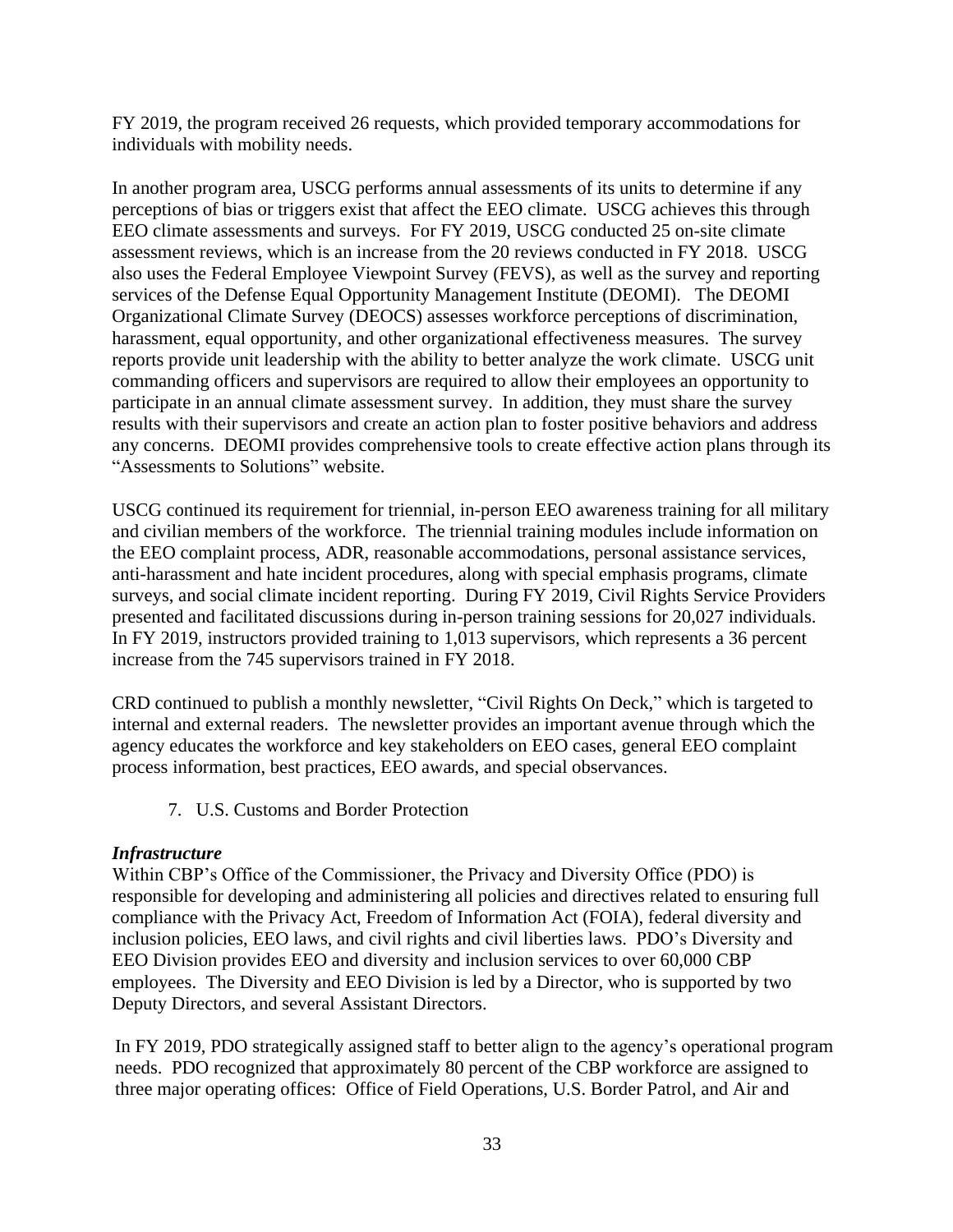FY 2019, the program received 26 requests, which provided temporary accommodations for individuals with mobility needs.

In another program area, USCG performs annual assessments of its units to determine if any perceptions of bias or triggers exist that affect the EEO climate. USCG achieves this through EEO climate assessments and surveys. For FY 2019, USCG conducted 25 on-site climate assessment reviews, which is an increase from the 20 reviews conducted in FY 2018. USCG also uses the Federal Employee Viewpoint Survey (FEVS), as well as the survey and reporting services of the Defense Equal Opportunity Management Institute (DEOMI). The DEOMI Organizational Climate Survey (DEOCS) assesses workforce perceptions of discrimination, harassment, equal opportunity, and other organizational effectiveness measures. The survey reports provide unit leadership with the ability to better analyze the work climate. USCG unit commanding officers and supervisors are required to allow their employees an opportunity to participate in an annual climate assessment survey. In addition, they must share the survey results with their supervisors and create an action plan to foster positive behaviors and address any concerns. DEOMI provides comprehensive tools to create effective action plans through its "Assessments to Solutions" website.

USCG continued its requirement for triennial, in-person EEO awareness training for all military and civilian members of the workforce. The triennial training modules include information on the EEO complaint process, ADR, reasonable accommodations, personal assistance services, anti-harassment and hate incident procedures, along with special emphasis programs, climate surveys, and social climate incident reporting. During FY 2019, Civil Rights Service Providers presented and facilitated discussions during in-person training sessions for 20,027 individuals. In FY 2019, instructors provided training to 1,013 supervisors, which represents a 36 percent increase from the 745 supervisors trained in FY 2018.

CRD continued to publish a monthly newsletter, "Civil Rights On Deck," which is targeted to internal and external readers. The newsletter provides an important avenue through which the agency educates the workforce and key stakeholders on EEO cases, general EEO complaint process information, best practices, EEO awards, and special observances.

7. U.S. Customs and Border Protection

***Infrastructure***

Within CBP's Office of the Commissioner, the Privacy and Diversity Office (PDO) is responsible for developing and administering all policies and directives related to ensuring full compliance with the Privacy Act, Freedom of Information Act (FOIA), federal diversity and inclusion policies, EEO laws, and civil rights and civil liberties laws. PDO's Diversity and EEO Division provides EEO and diversity and inclusion services to over 60,000 CBP employees. The Diversity and EEO Division is led by a Director, who is supported by two Deputy Directors, and several Assistant Directors.

In FY 2019, PDO strategically assigned staff to better align to the agency's operational program needs. PDO recognized that approximately 80 percent of the CBP workforce are assigned to three major operating offices: Office of Field Operations, U.S. Border Patrol, and Air and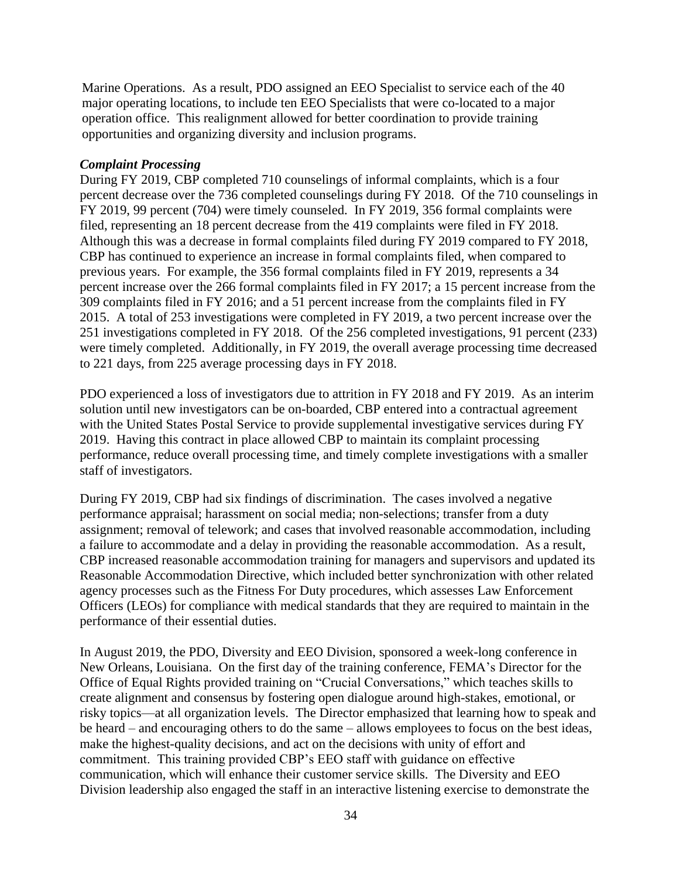Marine Operations. As a result, PDO assigned an EEO Specialist to service each of the 40 major operating locations, to include ten EEO Specialists that were co-located to a major operation office. This realignment allowed for better coordination to provide training opportunities and organizing diversity and inclusion programs.

***Complaint Processing***

During FY 2019, CBP completed 710 counselings of informal complaints, which is a four percent decrease over the 736 completed counselings during FY 2018. Of the 710 counselings in FY 2019, 99 percent (704) were timely counseled. In FY 2019, 356 formal complaints were filed, representing an 18 percent decrease from the 419 complaints were filed in FY 2018. Although this was a decrease in formal complaints filed during FY 2019 compared to FY 2018, CBP has continued to experience an increase in formal complaints filed, when compared to previous years. For example, the 356 formal complaints filed in FY 2019, represents a 34 percent increase over the 266 formal complaints filed in FY 2017; a 15 percent increase from the 309 complaints filed in FY 2016; and a 51 percent increase from the complaints filed in FY 2015. A total of 253 investigations were completed in FY 2019, a two percent increase over the 251 investigations completed in FY 2018. Of the 256 completed investigations, 91 percent (233) were timely completed. Additionally, in FY 2019, the overall average processing time decreased to 221 days, from 225 average processing days in FY 2018.

PDO experienced a loss of investigators due to attrition in FY 2018 and FY 2019. As an interim solution until new investigators can be on-boarded, CBP entered into a contractual agreement with the United States Postal Service to provide supplemental investigative services during FY 2019. Having this contract in place allowed CBP to maintain its complaint processing performance, reduce overall processing time, and timely complete investigations with a smaller staff of investigators.

During FY 2019, CBP had six findings of discrimination. The cases involved a negative performance appraisal; harassment on social media; non-selections; transfer from a duty assignment; removal of telework; and cases that involved reasonable accommodation, including a failure to accommodate and a delay in providing the reasonable accommodation. As a result, CBP increased reasonable accommodation training for managers and supervisors and updated its Reasonable Accommodation Directive, which included better synchronization with other related agency processes such as the Fitness For Duty procedures, which assesses Law Enforcement Officers (LEOs) for compliance with medical standards that they are required to maintain in the performance of their essential duties.

In August 2019, the PDO, Diversity and EEO Division, sponsored a week-long conference in New Orleans, Louisiana. On the first day of the training conference, FEMA's Director for the Office of Equal Rights provided training on "Crucial Conversations," which teaches skills to create alignment and consensus by fostering open dialogue around high-stakes, emotional, or risky topics—at all organization levels. The Director emphasized that learning how to speak and be heard – and encouraging others to do the same – allows employees to focus on the best ideas, make the highest-quality decisions, and act on the decisions with unity of effort and commitment. This training provided CBP's EEO staff with guidance on effective communication, which will enhance their customer service skills. The Diversity and EEO Division leadership also engaged the staff in an interactive listening exercise to demonstrate the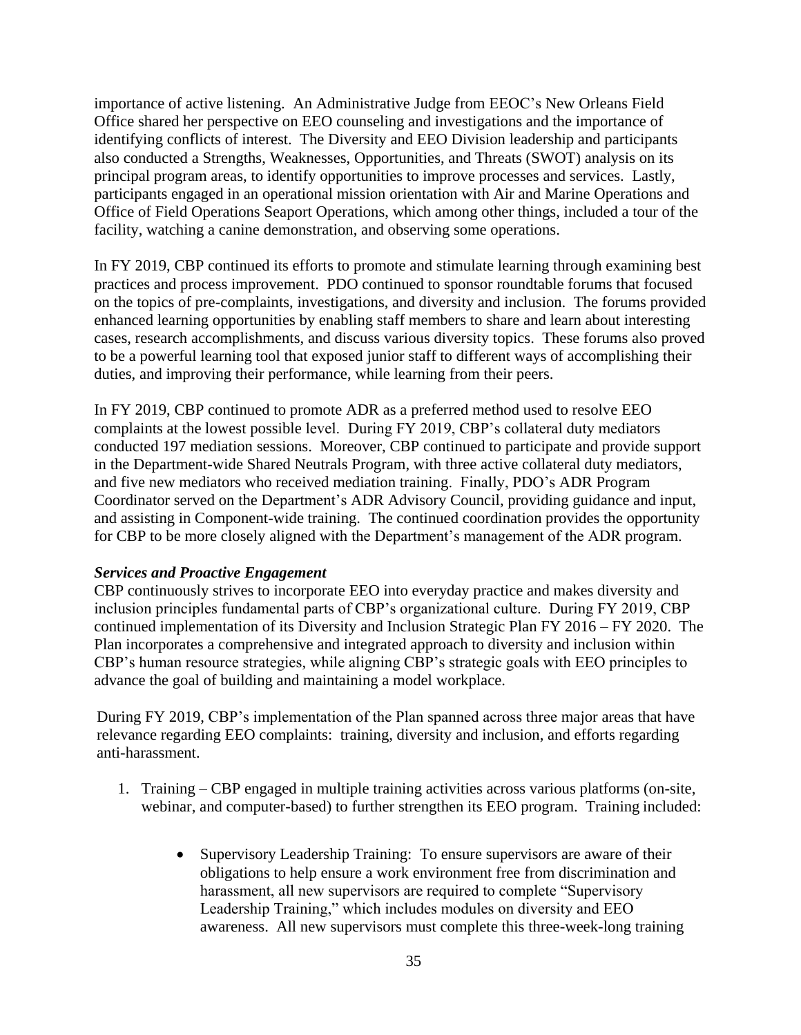importance of active listening. An Administrative Judge from EEOC's New Orleans Field Office shared her perspective on EEO counseling and investigations and the importance of identifying conflicts of interest. The Diversity and EEO Division leadership and participants also conducted a Strengths, Weaknesses, Opportunities, and Threats (SWOT) analysis on its principal program areas, to identify opportunities to improve processes and services. Lastly, participants engaged in an operational mission orientation with Air and Marine Operations and Office of Field Operations Seaport Operations, which among other things, included a tour of the facility, watching a canine demonstration, and observing some operations.

In FY 2019, CBP continued its efforts to promote and stimulate learning through examining best practices and process improvement. PDO continued to sponsor roundtable forums that focused on the topics of pre-complaints, investigations, and diversity and inclusion. The forums provided enhanced learning opportunities by enabling staff members to share and learn about interesting cases, research accomplishments, and discuss various diversity topics. These forums also proved to be a powerful learning tool that exposed junior staff to different ways of accomplishing their duties, and improving their performance, while learning from their peers.

In FY 2019, CBP continued to promote ADR as a preferred method used to resolve EEO complaints at the lowest possible level. During FY 2019, CBP's collateral duty mediators conducted 197 mediation sessions. Moreover, CBP continued to participate and provide support in the Department-wide Shared Neutrals Program, with three active collateral duty mediators, and five new mediators who received mediation training. Finally, PDO's ADR Program Coordinator served on the Department's ADR Advisory Council, providing guidance and input, and assisting in Component-wide training. The continued coordination provides the opportunity for CBP to be more closely aligned with the Department's management of the ADR program.

***Services and Proactive Engagement***

CBP continuously strives to incorporate EEO into everyday practice and makes diversity and inclusion principles fundamental parts of CBP's organizational culture. During FY 2019, CBP continued implementation of its Diversity and Inclusion Strategic Plan FY 2016 – FY 2020. The Plan incorporates a comprehensive and integrated approach to diversity and inclusion within CBP's human resource strategies, while aligning CBP's strategic goals with EEO principles to advance the goal of building and maintaining a model workplace.

During FY 2019, CBP's implementation of the Plan spanned across three major areas that have relevance regarding EEO complaints: training, diversity and inclusion, and efforts regarding anti-harassment.

1. Training – CBP engaged in multiple training activities across various platforms (on-site, webinar, and computer-based) to further strengthen its EEO program. Training included:

    - Supervisory Leadership Training: To ensure supervisors are aware of their obligations to help ensure a work environment free from discrimination and harassment, all new supervisors are required to complete "Supervisory Leadership Training," which includes modules on diversity and EEO awareness. All new supervisors must complete this three-week-long training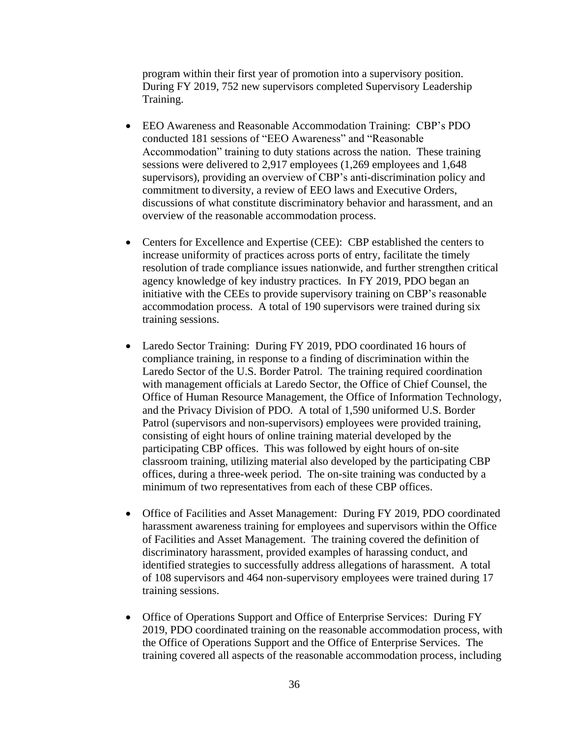program within their first year of promotion into a supervisory position. During FY 2019, 752 new supervisors completed Supervisory Leadership Training.

- EEO Awareness and Reasonable Accommodation Training: CBP's PDO conducted 181 sessions of "EEO Awareness" and "Reasonable Accommodation" training to duty stations across the nation. These training sessions were delivered to 2,917 employees (1,269 employees and 1,648 supervisors), providing an overview of CBP's anti-discrimination policy and commitment to diversity, a review of EEO laws and Executive Orders, discussions of what constitute discriminatory behavior and harassment, and an overview of the reasonable accommodation process.

- Centers for Excellence and Expertise (CEE): CBP established the centers to increase uniformity of practices across ports of entry, facilitate the timely resolution of trade compliance issues nationwide, and further strengthen critical agency knowledge of key industry practices. In FY 2019, PDO began an initiative with the CEEs to provide supervisory training on CBP's reasonable accommodation process. A total of 190 supervisors were trained during six training sessions.

- Laredo Sector Training: During FY 2019, PDO coordinated 16 hours of compliance training, in response to a finding of discrimination within the Laredo Sector of the U.S. Border Patrol. The training required coordination with management officials at Laredo Sector, the Office of Chief Counsel, the Office of Human Resource Management, the Office of Information Technology, and the Privacy Division of PDO. A total of 1,590 uniformed U.S. Border Patrol (supervisors and non-supervisors) employees were provided training, consisting of eight hours of online training material developed by the participating CBP offices. This was followed by eight hours of on-site classroom training, utilizing material also developed by the participating CBP offices, during a three-week period. The on-site training was conducted by a minimum of two representatives from each of these CBP offices.

- Office of Facilities and Asset Management: During FY 2019, PDO coordinated harassment awareness training for employees and supervisors within the Office of Facilities and Asset Management. The training covered the definition of discriminatory harassment, provided examples of harassing conduct, and identified strategies to successfully address allegations of harassment. A total of 108 supervisors and 464 non-supervisory employees were trained during 17 training sessions.

- Office of Operations Support and Office of Enterprise Services: During FY 2019, PDO coordinated training on the reasonable accommodation process, with the Office of Operations Support and the Office of Enterprise Services. The training covered all aspects of the reasonable accommodation process, including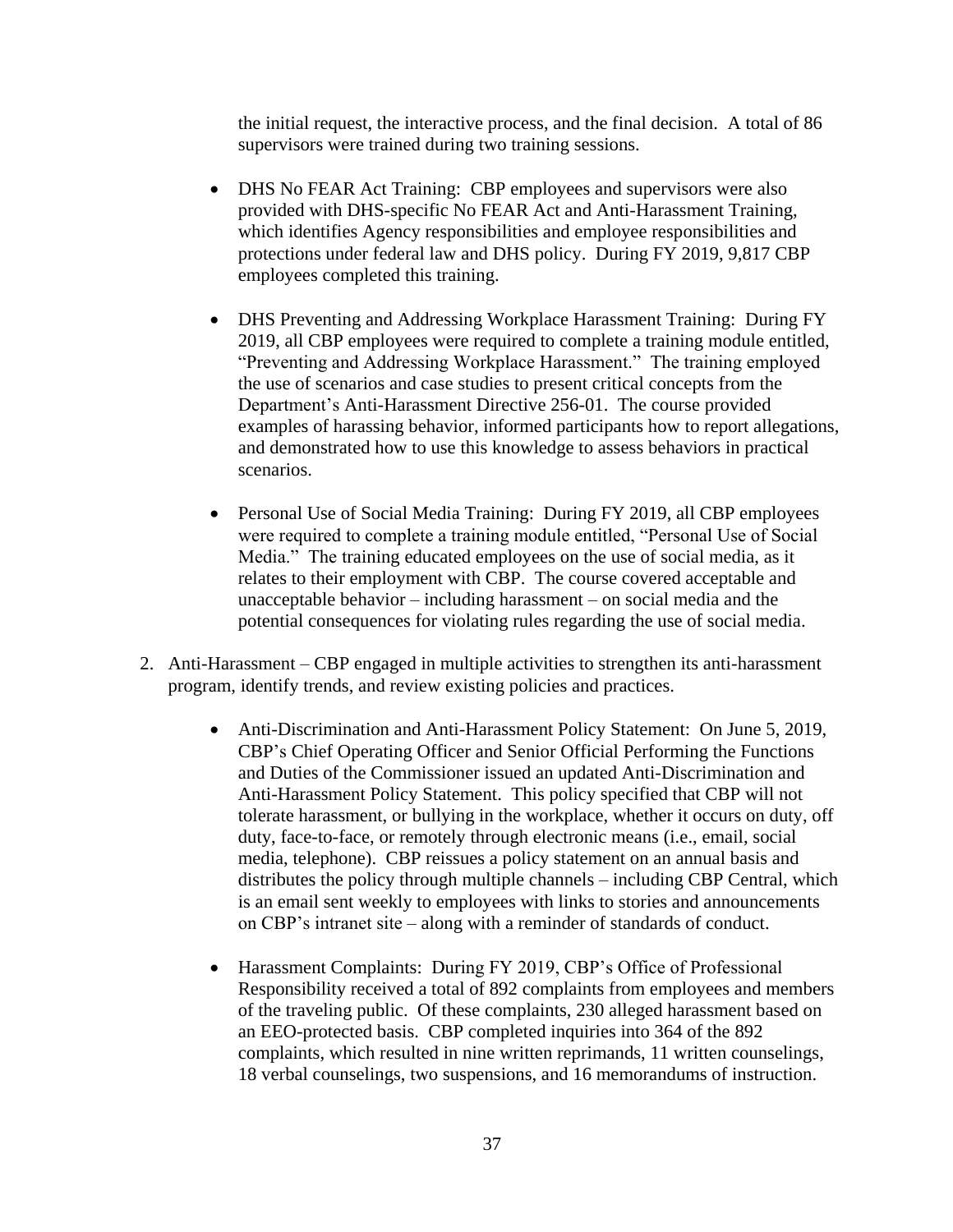the initial request, the interactive process, and the final decision. A total of 86 supervisors were trained during two training sessions.

- DHS No FEAR Act Training: CBP employees and supervisors were also provided with DHS-specific No FEAR Act and Anti-Harassment Training, which identifies Agency responsibilities and employee responsibilities and protections under federal law and DHS policy. During FY 2019, 9,817 CBP employees completed this training.

- DHS Preventing and Addressing Workplace Harassment Training: During FY 2019, all CBP employees were required to complete a training module entitled, "Preventing and Addressing Workplace Harassment." The training employed the use of scenarios and case studies to present critical concepts from the Department's Anti-Harassment Directive 256-01. The course provided examples of harassing behavior, informed participants how to report allegations, and demonstrated how to use this knowledge to assess behaviors in practical scenarios.

- Personal Use of Social Media Training: During FY 2019, all CBP employees were required to complete a training module entitled, "Personal Use of Social Media." The training educated employees on the use of social media, as it relates to their employment with CBP. The course covered acceptable and unacceptable behavior – including harassment – on social media and the potential consequences for violating rules regarding the use of social media.

2. Anti-Harassment – CBP engaged in multiple activities to strengthen its anti-harassment program, identify trends, and review existing policies and practices.

   - Anti-Discrimination and Anti-Harassment Policy Statement: On June 5, 2019, CBP's Chief Operating Officer and Senior Official Performing the Functions and Duties of the Commissioner issued an updated Anti-Discrimination and Anti-Harassment Policy Statement. This policy specified that CBP will not tolerate harassment, or bullying in the workplace, whether it occurs on duty, off duty, face-to-face, or remotely through electronic means (i.e., email, social media, telephone). CBP reissues a policy statement on an annual basis and distributes the policy through multiple channels – including CBP Central, which is an email sent weekly to employees with links to stories and announcements on CBP's intranet site – along with a reminder of standards of conduct.

   - Harassment Complaints: During FY 2019, CBP's Office of Professional Responsibility received a total of 892 complaints from employees and members of the traveling public. Of these complaints, 230 alleged harassment based on an EEO-protected basis. CBP completed inquiries into 364 of the 892 complaints, which resulted in nine written reprimands, 11 written counselings, 18 verbal counselings, two suspensions, and 16 memorandums of instruction.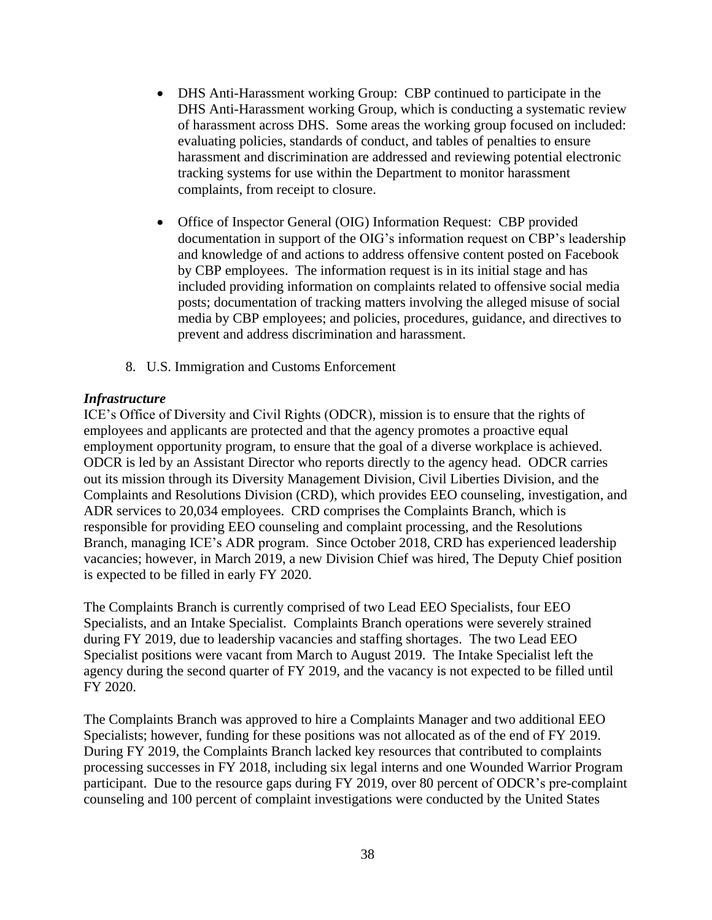- DHS Anti-Harassment working Group: CBP continued to participate in the DHS Anti-Harassment working Group, which is conducting a systematic review of harassment across DHS. Some areas the working group focused on included: evaluating policies, standards of conduct, and tables of penalties to ensure harassment and discrimination are addressed and reviewing potential electronic tracking systems for use within the Department to monitor harassment complaints, from receipt to closure.

- Office of Inspector General (OIG) Information Request: CBP provided documentation in support of the OIG's information request on CBP's leadership and knowledge of and actions to address offensive content posted on Facebook by CBP employees. The information request is in its initial stage and has included providing information on complaints related to offensive social media posts; documentation of tracking matters involving the alleged misuse of social media by CBP employees; and policies, procedures, guidance, and directives to prevent and address discrimination and harassment.

8. U.S. Immigration and Customs Enforcement

***Infrastructure***

ICE's Office of Diversity and Civil Rights (ODCR), mission is to ensure that the rights of employees and applicants are protected and that the agency promotes a proactive equal employment opportunity program, to ensure that the goal of a diverse workplace is achieved. ODCR is led by an Assistant Director who reports directly to the agency head. ODCR carries out its mission through its Diversity Management Division, Civil Liberties Division, and the Complaints and Resolutions Division (CRD), which provides EEO counseling, investigation, and ADR services to 20,034 employees. CRD comprises the Complaints Branch, which is responsible for providing EEO counseling and complaint processing, and the Resolutions Branch, managing ICE's ADR program. Since October 2018, CRD has experienced leadership vacancies; however, in March 2019, a new Division Chief was hired, The Deputy Chief position is expected to be filled in early FY 2020.

The Complaints Branch is currently comprised of two Lead EEO Specialists, four EEO Specialists, and an Intake Specialist. Complaints Branch operations were severely strained during FY 2019, due to leadership vacancies and staffing shortages. The two Lead EEO Specialist positions were vacant from March to August 2019. The Intake Specialist left the agency during the second quarter of FY 2019, and the vacancy is not expected to be filled until FY 2020.

The Complaints Branch was approved to hire a Complaints Manager and two additional EEO Specialists; however, funding for these positions was not allocated as of the end of FY 2019. During FY 2019, the Complaints Branch lacked key resources that contributed to complaints processing successes in FY 2018, including six legal interns and one Wounded Warrior Program participant. Due to the resource gaps during FY 2019, over 80 percent of ODCR's pre-complaint counseling and 100 percent of complaint investigations were conducted by the United States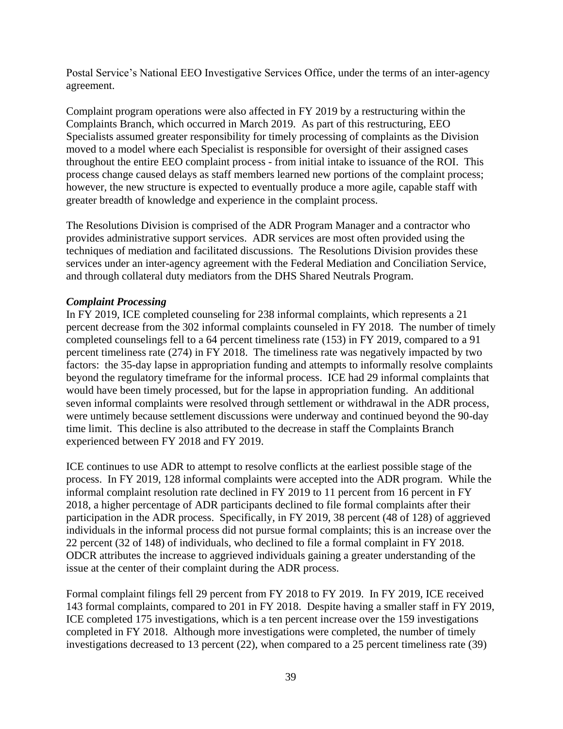Postal Service's National EEO Investigative Services Office, under the terms of an inter-agency agreement.

Complaint program operations were also affected in FY 2019 by a restructuring within the Complaints Branch, which occurred in March 2019. As part of this restructuring, EEO Specialists assumed greater responsibility for timely processing of complaints as the Division moved to a model where each Specialist is responsible for oversight of their assigned cases throughout the entire EEO complaint process - from initial intake to issuance of the ROI. This process change caused delays as staff members learned new portions of the complaint process; however, the new structure is expected to eventually produce a more agile, capable staff with greater breadth of knowledge and experience in the complaint process.

The Resolutions Division is comprised of the ADR Program Manager and a contractor who provides administrative support services. ADR services are most often provided using the techniques of mediation and facilitated discussions. The Resolutions Division provides these services under an inter-agency agreement with the Federal Mediation and Conciliation Service, and through collateral duty mediators from the DHS Shared Neutrals Program.

***Complaint Processing***

In FY 2019, ICE completed counseling for 238 informal complaints, which represents a 21 percent decrease from the 302 informal complaints counseled in FY 2018. The number of timely completed counselings fell to a 64 percent timeliness rate (153) in FY 2019, compared to a 91 percent timeliness rate (274) in FY 2018. The timeliness rate was negatively impacted by two factors: the 35-day lapse in appropriation funding and attempts to informally resolve complaints beyond the regulatory timeframe for the informal process. ICE had 29 informal complaints that would have been timely processed, but for the lapse in appropriation funding. An additional seven informal complaints were resolved through settlement or withdrawal in the ADR process, were untimely because settlement discussions were underway and continued beyond the 90-day time limit. This decline is also attributed to the decrease in staff the Complaints Branch experienced between FY 2018 and FY 2019.

ICE continues to use ADR to attempt to resolve conflicts at the earliest possible stage of the process. In FY 2019, 128 informal complaints were accepted into the ADR program. While the informal complaint resolution rate declined in FY 2019 to 11 percent from 16 percent in FY 2018, a higher percentage of ADR participants declined to file formal complaints after their participation in the ADR process. Specifically, in FY 2019, 38 percent (48 of 128) of aggrieved individuals in the informal process did not pursue formal complaints; this is an increase over the 22 percent (32 of 148) of individuals, who declined to file a formal complaint in FY 2018. ODCR attributes the increase to aggrieved individuals gaining a greater understanding of the issue at the center of their complaint during the ADR process.

Formal complaint filings fell 29 percent from FY 2018 to FY 2019. In FY 2019, ICE received 143 formal complaints, compared to 201 in FY 2018. Despite having a smaller staff in FY 2019, ICE completed 175 investigations, which is a ten percent increase over the 159 investigations completed in FY 2018. Although more investigations were completed, the number of timely investigations decreased to 13 percent (22), when compared to a 25 percent timeliness rate (39)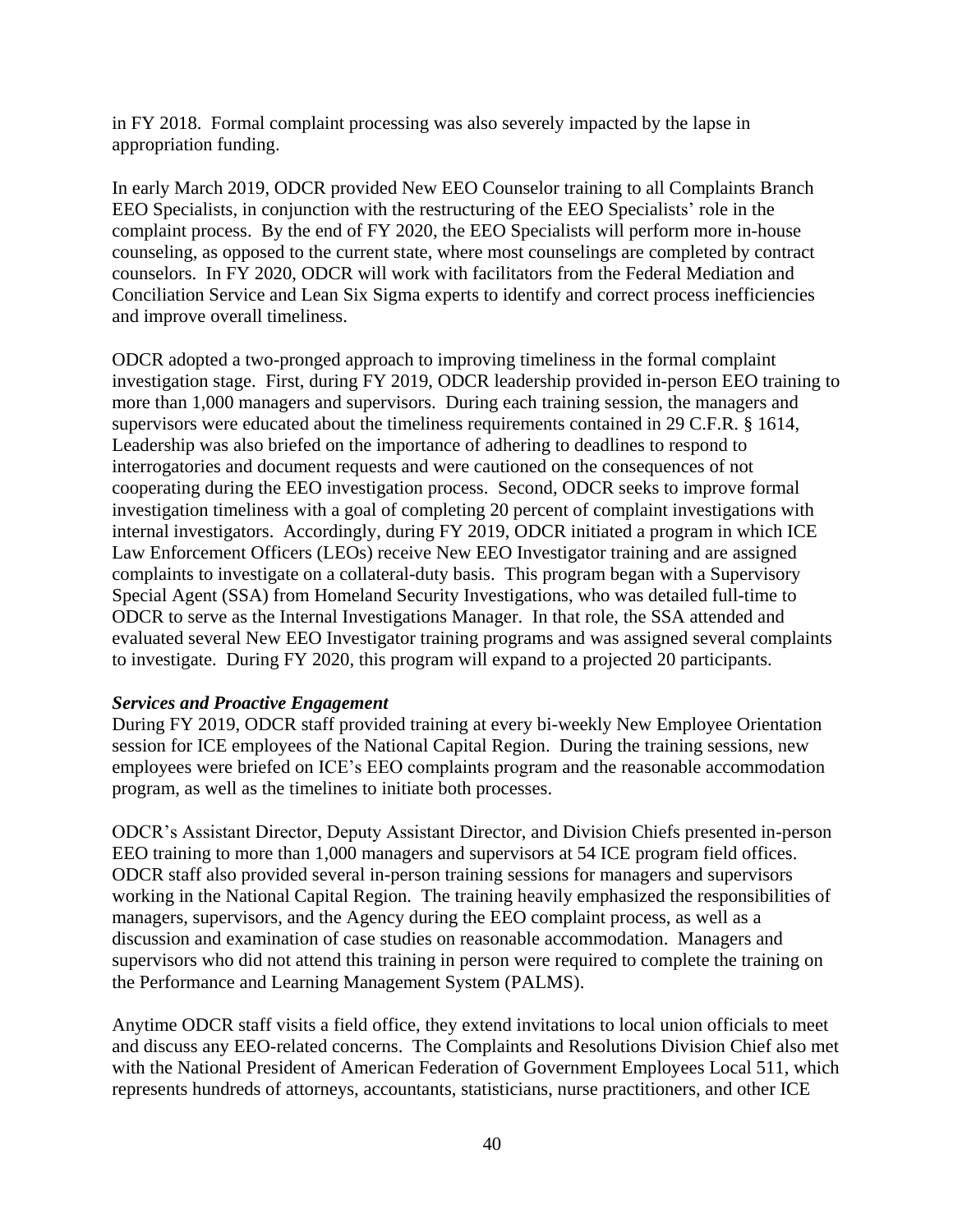in FY 2018. Formal complaint processing was also severely impacted by the lapse in appropriation funding.

In early March 2019, ODCR provided New EEO Counselor training to all Complaints Branch EEO Specialists, in conjunction with the restructuring of the EEO Specialists' role in the complaint process. By the end of FY 2020, the EEO Specialists will perform more in-house counseling, as opposed to the current state, where most counselings are completed by contract counselors. In FY 2020, ODCR will work with facilitators from the Federal Mediation and Conciliation Service and Lean Six Sigma experts to identify and correct process inefficiencies and improve overall timeliness.

ODCR adopted a two-pronged approach to improving timeliness in the formal complaint investigation stage. First, during FY 2019, ODCR leadership provided in-person EEO training to more than 1,000 managers and supervisors. During each training session, the managers and supervisors were educated about the timeliness requirements contained in 29 C.F.R. § 1614, Leadership was also briefed on the importance of adhering to deadlines to respond to interrogatories and document requests and were cautioned on the consequences of not cooperating during the EEO investigation process. Second, ODCR seeks to improve formal investigation timeliness with a goal of completing 20 percent of complaint investigations with internal investigators. Accordingly, during FY 2019, ODCR initiated a program in which ICE Law Enforcement Officers (LEOs) receive New EEO Investigator training and are assigned complaints to investigate on a collateral-duty basis. This program began with a Supervisory Special Agent (SSA) from Homeland Security Investigations, who was detailed full-time to ODCR to serve as the Internal Investigations Manager. In that role, the SSA attended and evaluated several New EEO Investigator training programs and was assigned several complaints to investigate. During FY 2020, this program will expand to a projected 20 participants.

***Services and Proactive Engagement***

During FY 2019, ODCR staff provided training at every bi-weekly New Employee Orientation session for ICE employees of the National Capital Region. During the training sessions, new employees were briefed on ICE's EEO complaints program and the reasonable accommodation program, as well as the timelines to initiate both processes.

ODCR's Assistant Director, Deputy Assistant Director, and Division Chiefs presented in-person EEO training to more than 1,000 managers and supervisors at 54 ICE program field offices. ODCR staff also provided several in-person training sessions for managers and supervisors working in the National Capital Region. The training heavily emphasized the responsibilities of managers, supervisors, and the Agency during the EEO complaint process, as well as a discussion and examination of case studies on reasonable accommodation. Managers and supervisors who did not attend this training in person were required to complete the training on the Performance and Learning Management System (PALMS).

Anytime ODCR staff visits a field office, they extend invitations to local union officials to meet and discuss any EEO-related concerns. The Complaints and Resolutions Division Chief also met with the National President of American Federation of Government Employees Local 511, which represents hundreds of attorneys, accountants, statisticians, nurse practitioners, and other ICE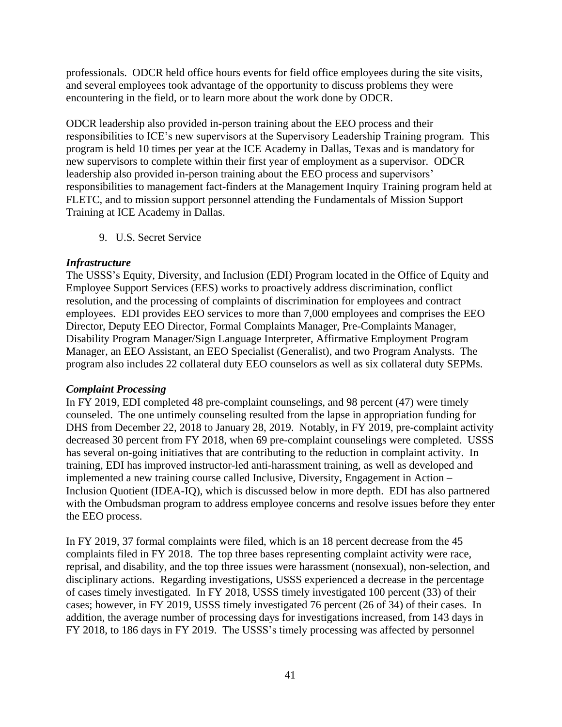professionals. ODCR held office hours events for field office employees during the site visits, and several employees took advantage of the opportunity to discuss problems they were encountering in the field, or to learn more about the work done by ODCR.

ODCR leadership also provided in-person training about the EEO process and their responsibilities to ICE's new supervisors at the Supervisory Leadership Training program. This program is held 10 times per year at the ICE Academy in Dallas, Texas and is mandatory for new supervisors to complete within their first year of employment as a supervisor. ODCR leadership also provided in-person training about the EEO process and supervisors' responsibilities to management fact-finders at the Management Inquiry Training program held at FLETC, and to mission support personnel attending the Fundamentals of Mission Support Training at ICE Academy in Dallas.

9. U.S. Secret Service

***Infrastructure***

The USSS's Equity, Diversity, and Inclusion (EDI) Program located in the Office of Equity and Employee Support Services (EES) works to proactively address discrimination, conflict resolution, and the processing of complaints of discrimination for employees and contract employees. EDI provides EEO services to more than 7,000 employees and comprises the EEO Director, Deputy EEO Director, Formal Complaints Manager, Pre-Complaints Manager, Disability Program Manager/Sign Language Interpreter, Affirmative Employment Program Manager, an EEO Assistant, an EEO Specialist (Generalist), and two Program Analysts. The program also includes 22 collateral duty EEO counselors as well as six collateral duty SEPMs.

***Complaint Processing***

In FY 2019, EDI completed 48 pre-complaint counselings, and 98 percent (47) were timely counseled. The one untimely counseling resulted from the lapse in appropriation funding for DHS from December 22, 2018 to January 28, 2019. Notably, in FY 2019, pre-complaint activity decreased 30 percent from FY 2018, when 69 pre-complaint counselings were completed. USSS has several on-going initiatives that are contributing to the reduction in complaint activity. In training, EDI has improved instructor-led anti-harassment training, as well as developed and implemented a new training course called Inclusive, Diversity, Engagement in Action – Inclusion Quotient (IDEA-IQ), which is discussed below in more depth. EDI has also partnered with the Ombudsman program to address employee concerns and resolve issues before they enter the EEO process.

In FY 2019, 37 formal complaints were filed, which is an 18 percent decrease from the 45 complaints filed in FY 2018. The top three bases representing complaint activity were race, reprisal, and disability, and the top three issues were harassment (nonsexual), non-selection, and disciplinary actions. Regarding investigations, USSS experienced a decrease in the percentage of cases timely investigated. In FY 2018, USSS timely investigated 100 percent (33) of their cases; however, in FY 2019, USSS timely investigated 76 percent (26 of 34) of their cases. In addition, the average number of processing days for investigations increased, from 143 days in FY 2018, to 186 days in FY 2019. The USSS's timely processing was affected by personnel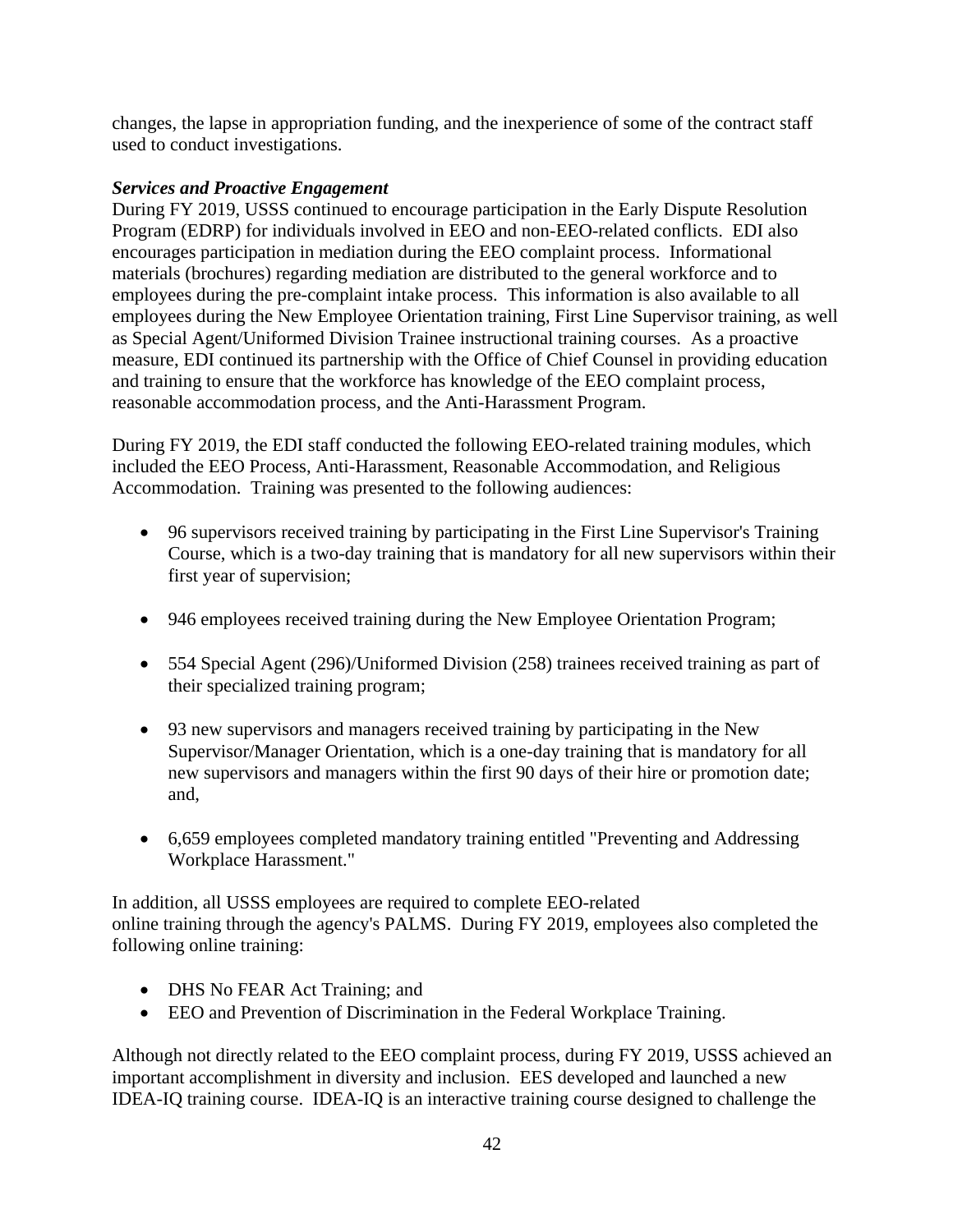changes, the lapse in appropriation funding, and the inexperience of some of the contract staff used to conduct investigations.

***Services and Proactive Engagement***

During FY 2019, USSS continued to encourage participation in the Early Dispute Resolution Program (EDRP) for individuals involved in EEO and non-EEO-related conflicts. EDI also encourages participation in mediation during the EEO complaint process. Informational materials (brochures) regarding mediation are distributed to the general workforce and to employees during the pre-complaint intake process. This information is also available to all employees during the New Employee Orientation training, First Line Supervisor training, as well as Special Agent/Uniformed Division Trainee instructional training courses. As a proactive measure, EDI continued its partnership with the Office of Chief Counsel in providing education and training to ensure that the workforce has knowledge of the EEO complaint process, reasonable accommodation process, and the Anti-Harassment Program.

During FY 2019, the EDI staff conducted the following EEO-related training modules, which included the EEO Process, Anti-Harassment, Reasonable Accommodation, and Religious Accommodation. Training was presented to the following audiences:

- 96 supervisors received training by participating in the First Line Supervisor's Training Course, which is a two-day training that is mandatory for all new supervisors within their first year of supervision;

- 946 employees received training during the New Employee Orientation Program;

- 554 Special Agent (296)/Uniformed Division (258) trainees received training as part of their specialized training program;

- 93 new supervisors and managers received training by participating in the New Supervisor/Manager Orientation, which is a one-day training that is mandatory for all new supervisors and managers within the first 90 days of their hire or promotion date; and,

- 6,659 employees completed mandatory training entitled "Preventing and Addressing Workplace Harassment."

In addition, all USSS employees are required to complete EEO-related online training through the agency's PALMS. During FY 2019, employees also completed the following online training:

- DHS No FEAR Act Training; and
- EEO and Prevention of Discrimination in the Federal Workplace Training.

Although not directly related to the EEO complaint process, during FY 2019, USSS achieved an important accomplishment in diversity and inclusion. EES developed and launched a new IDEA-IQ training course. IDEA-IQ is an interactive training course designed to challenge the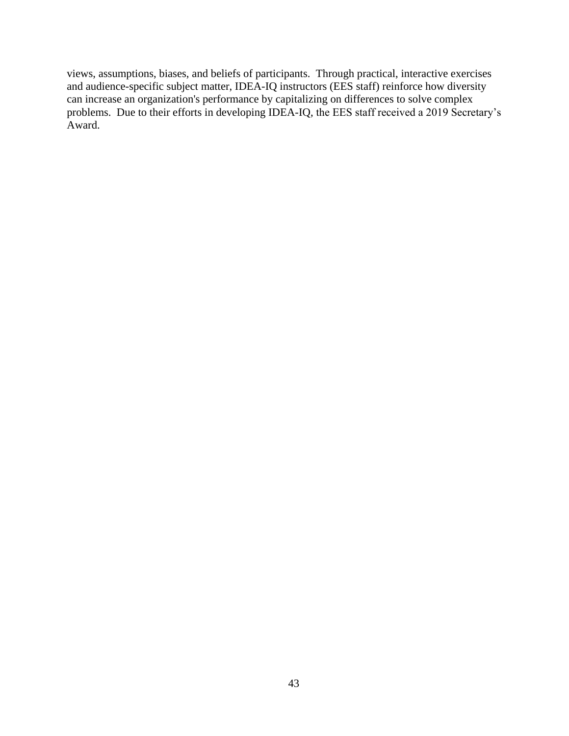views, assumptions, biases, and beliefs of participants. Through practical, interactive exercises and audience-specific subject matter, IDEA-IQ instructors (EES staff) reinforce how diversity can increase an organization's performance by capitalizing on differences to solve complex problems. Due to their efforts in developing IDEA-IQ, the EES staff received a 2019 Secretary's Award.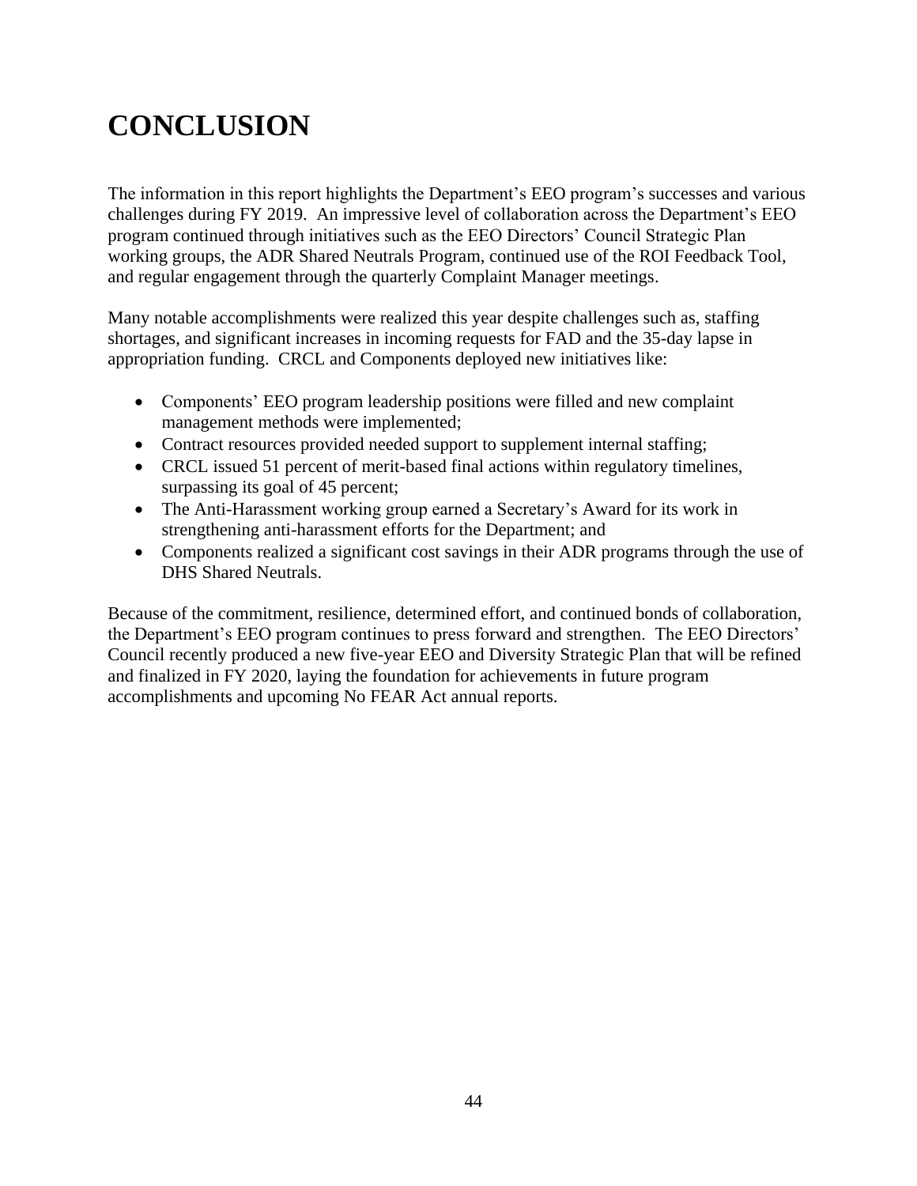# CONCLUSION

The information in this report highlights the Department's EEO program's successes and various challenges during FY 2019. An impressive level of collaboration across the Department's EEO program continued through initiatives such as the EEO Directors' Council Strategic Plan working groups, the ADR Shared Neutrals Program, continued use of the ROI Feedback Tool, and regular engagement through the quarterly Complaint Manager meetings.

Many notable accomplishments were realized this year despite challenges such as, staffing shortages, and significant increases in incoming requests for FAD and the 35-day lapse in appropriation funding. CRCL and Components deployed new initiatives like:

- Components' EEO program leadership positions were filled and new complaint management methods were implemented;
- Contract resources provided needed support to supplement internal staffing;
- CRCL issued 51 percent of merit-based final actions within regulatory timelines, surpassing its goal of 45 percent;
- The Anti-Harassment working group earned a Secretary's Award for its work in strengthening anti-harassment efforts for the Department; and
- Components realized a significant cost savings in their ADR programs through the use of DHS Shared Neutrals.

Because of the commitment, resilience, determined effort, and continued bonds of collaboration, the Department's EEO program continues to press forward and strengthen. The EEO Directors' Council recently produced a new five-year EEO and Diversity Strategic Plan that will be refined and finalized in FY 2020, laying the foundation for achievements in future program accomplishments and upcoming No FEAR Act annual reports.